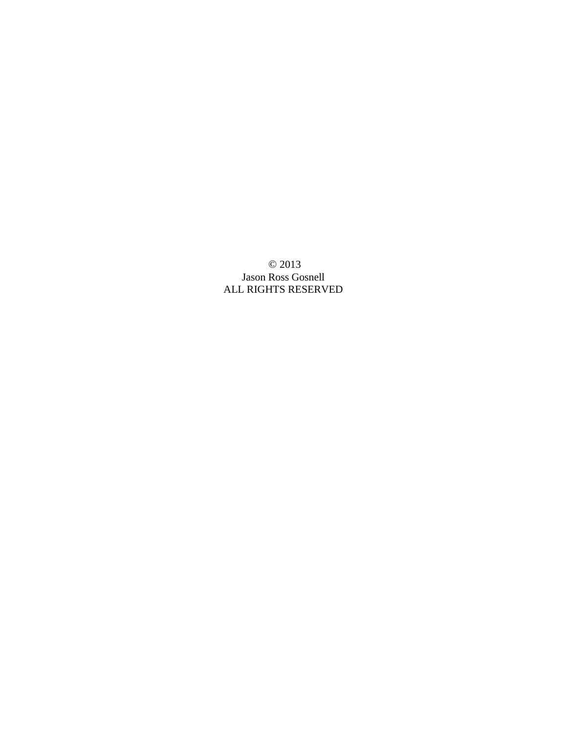© 2013  
Jason Ross Gosnell  
ALL RIGHTS RESERVED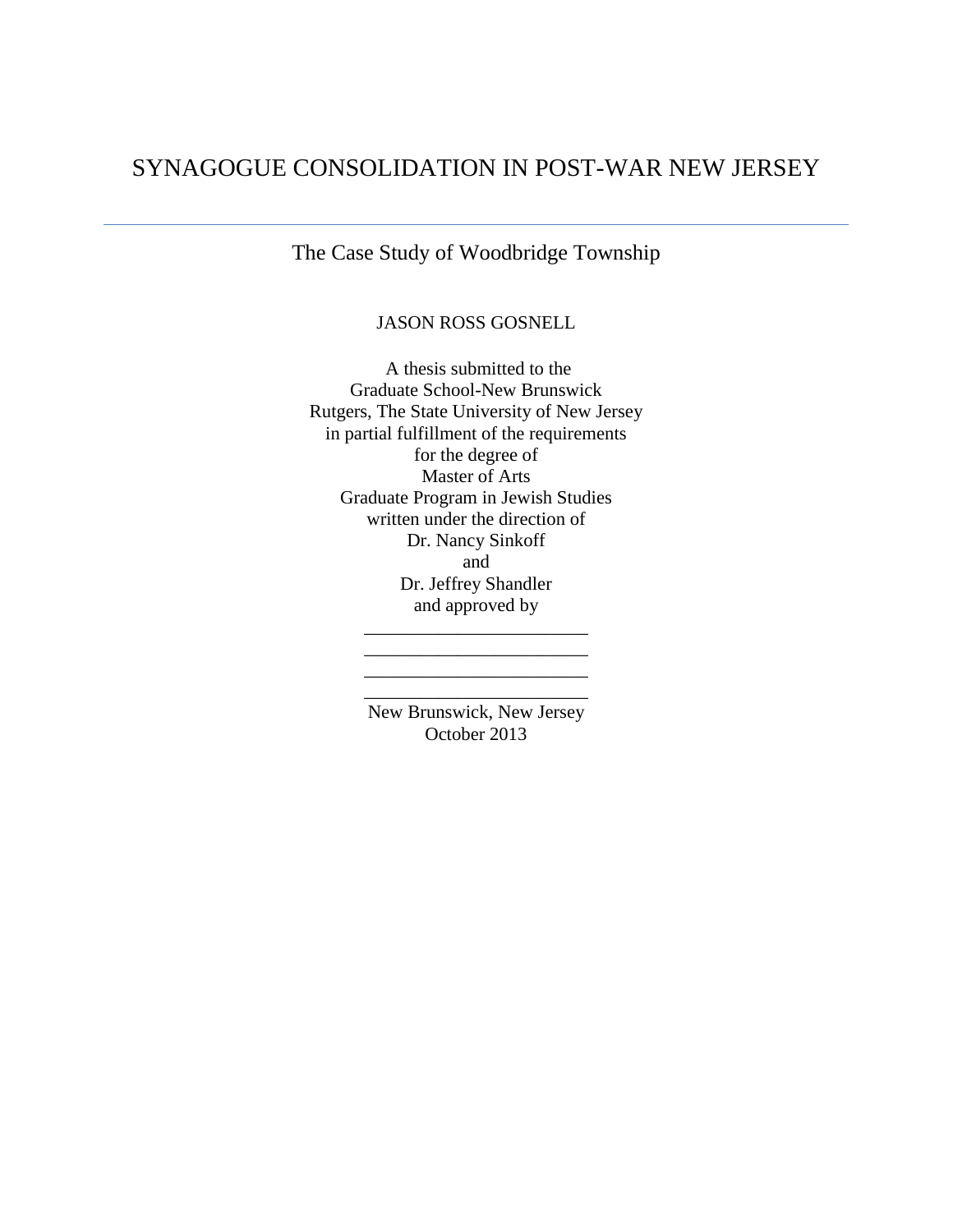# SYNAGOGUE CONSOLIDATION IN POST-WAR NEW JERSEY

---

## The Case Study of Woodbridge Township

JASON ROSS GOSNELL

A thesis submitted to the
Graduate School-New Brunswick
Rutgers, The State University of New Jersey
in partial fulfillment of the requirements
for the degree of
Master of Arts
Graduate Program in Jewish Studies
written under the direction of
Dr. Nancy Sinkoff
and
Dr. Jeffrey Shandler
and approved by

________________________
________________________
________________________
________________________

New Brunswick, New Jersey
October 2013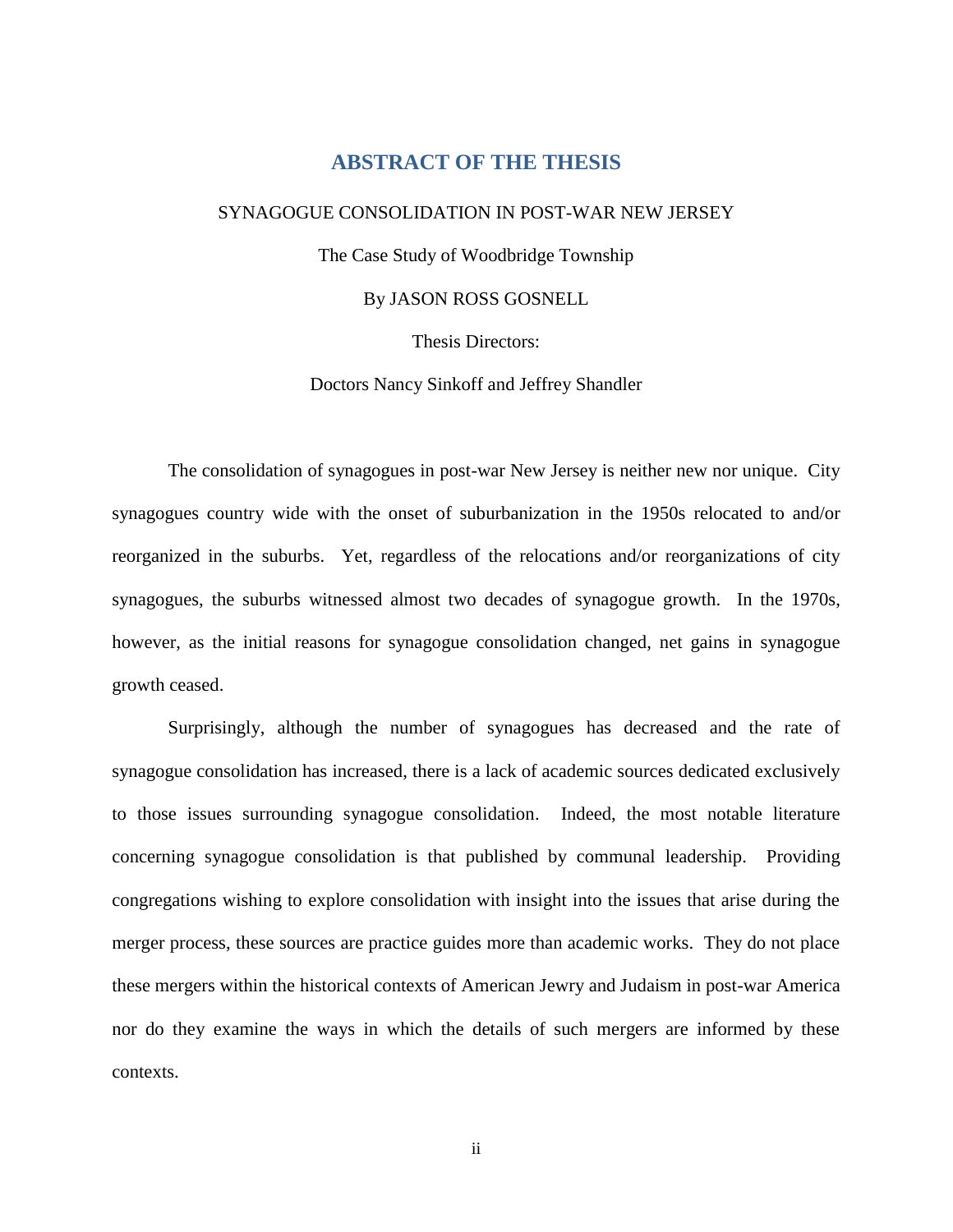# ABSTRACT OF THE THESIS

SYNAGOGUE CONSOLIDATION IN POST-WAR NEW JERSEY

The Case Study of Woodbridge Township

By JASON ROSS GOSNELL

Thesis Directors:

Doctors Nancy Sinkoff and Jeffrey Shandler

The consolidation of synagogues in post-war New Jersey is neither new nor unique. City synagogues country wide with the onset of suburbanization in the 1950s relocated to and/or reorganized in the suburbs. Yet, regardless of the relocations and/or reorganizations of city synagogues, the suburbs witnessed almost two decades of synagogue growth. In the 1970s, however, as the initial reasons for synagogue consolidation changed, net gains in synagogue growth ceased.

Surprisingly, although the number of synagogues has decreased and the rate of synagogue consolidation has increased, there is a lack of academic sources dedicated exclusively to those issues surrounding synagogue consolidation. Indeed, the most notable literature concerning synagogue consolidation is that published by communal leadership. Providing congregations wishing to explore consolidation with insight into the issues that arise during the merger process, these sources are practice guides more than academic works. They do not place these mergers within the historical contexts of American Jewry and Judaism in post-war America nor do they examine the ways in which the details of such mergers are informed by these contexts.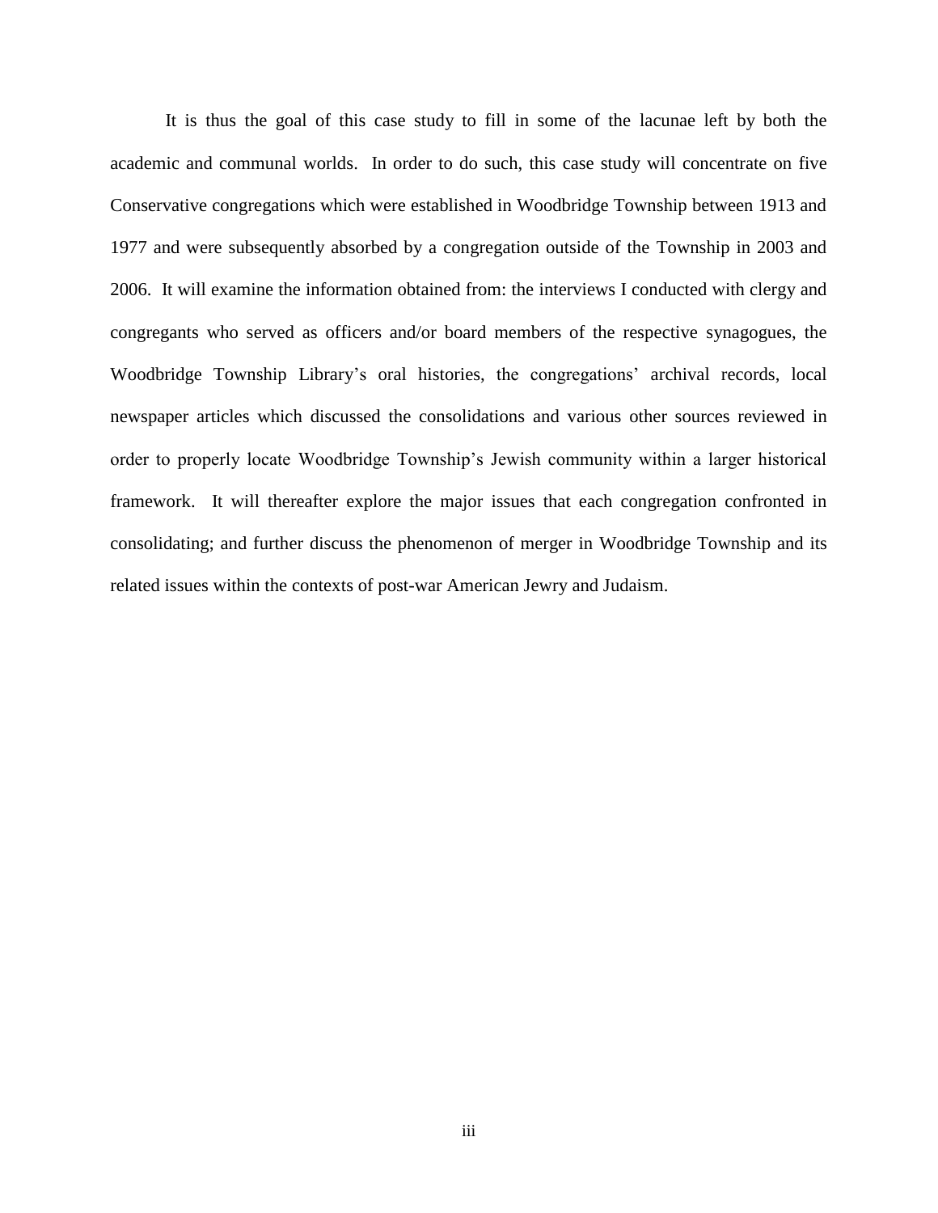It is thus the goal of this case study to fill in some of the lacunae left by both the academic and communal worlds. In order to do such, this case study will concentrate on five Conservative congregations which were established in Woodbridge Township between 1913 and 1977 and were subsequently absorbed by a congregation outside of the Township in 2003 and 2006. It will examine the information obtained from: the interviews I conducted with clergy and congregants who served as officers and/or board members of the respective synagogues, the Woodbridge Township Library's oral histories, the congregations' archival records, local newspaper articles which discussed the consolidations and various other sources reviewed in order to properly locate Woodbridge Township's Jewish community within a larger historical framework. It will thereafter explore the major issues that each congregation confronted in consolidating; and further discuss the phenomenon of merger in Woodbridge Township and its related issues within the contexts of post-war American Jewry and Judaism.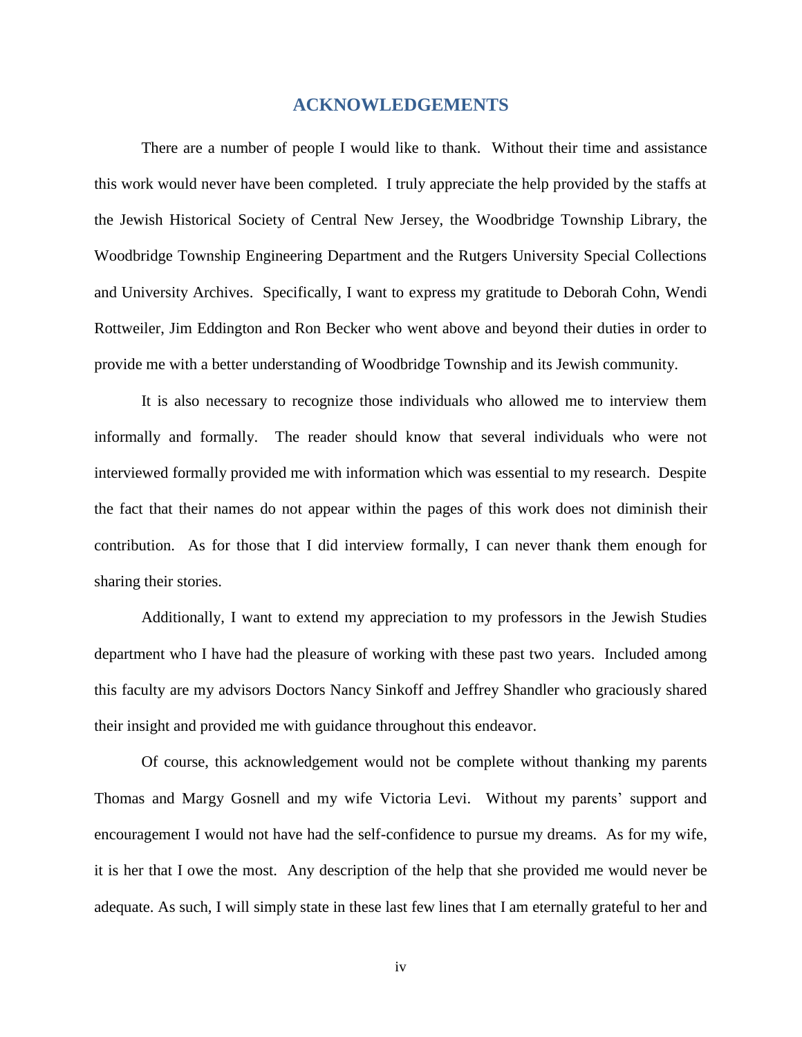# ACKNOWLEDGEMENTS

There are a number of people I would like to thank. Without their time and assistance this work would never have been completed. I truly appreciate the help provided by the staffs at the Jewish Historical Society of Central New Jersey, the Woodbridge Township Library, the Woodbridge Township Engineering Department and the Rutgers University Special Collections and University Archives. Specifically, I want to express my gratitude to Deborah Cohn, Wendi Rottweiler, Jim Eddington and Ron Becker who went above and beyond their duties in order to provide me with a better understanding of Woodbridge Township and its Jewish community.

It is also necessary to recognize those individuals who allowed me to interview them informally and formally. The reader should know that several individuals who were not interviewed formally provided me with information which was essential to my research. Despite the fact that their names do not appear within the pages of this work does not diminish their contribution. As for those that I did interview formally, I can never thank them enough for sharing their stories.

Additionally, I want to extend my appreciation to my professors in the Jewish Studies department who I have had the pleasure of working with these past two years. Included among this faculty are my advisors Doctors Nancy Sinkoff and Jeffrey Shandler who graciously shared their insight and provided me with guidance throughout this endeavor.

Of course, this acknowledgement would not be complete without thanking my parents Thomas and Margy Gosnell and my wife Victoria Levi. Without my parents' support and encouragement I would not have had the self-confidence to pursue my dreams. As for my wife, it is her that I owe the most. Any description of the help that she provided me would never be adequate. As such, I will simply state in these last few lines that I am eternally grateful to her and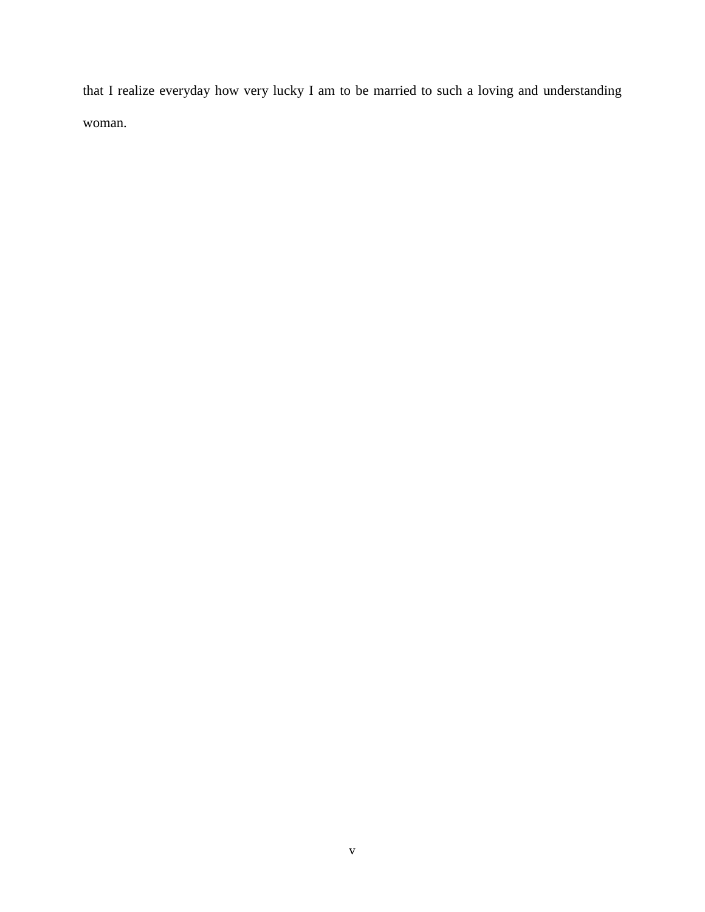that I realize everyday how very lucky I am to be married to such a loving and understanding woman.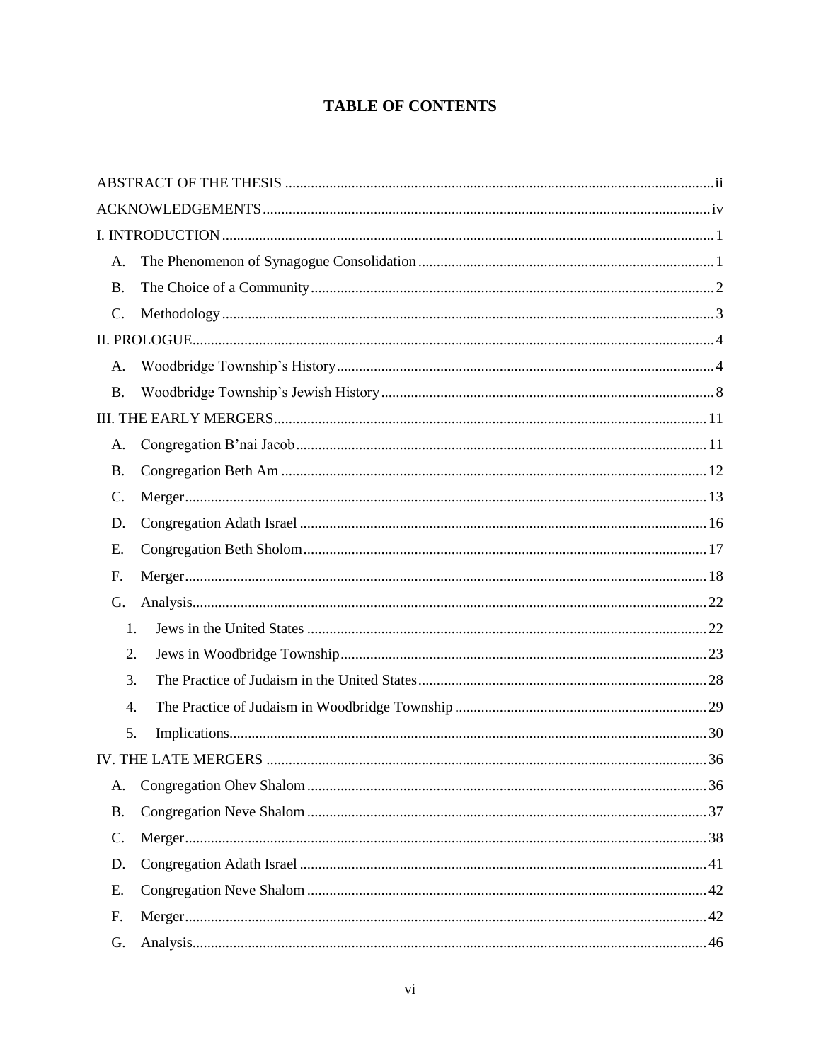# TABLE OF CONTENTS

ABSTRACT OF THE THESIS ii

ACKNOWLEDGEMENTS iv

I. INTRODUCTION 1

- A. The Phenomenon of Synagogue Consolidation 1
- B. The Choice of a Community 2
- C. Methodology 3

II. PROLOGUE 4

- A. Woodbridge Township's History 4
- B. Woodbridge Township's Jewish History 8

III. THE EARLY MERGERS 11

- A. Congregation B'nai Jacob 11
- B. Congregation Beth Am 12
- C. Merger 13
- D. Congregation Adath Israel 16
- E. Congregation Beth Sholom 17
- F. Merger 18
- G. Analysis 22
  1. Jews in the United States 22
  2. Jews in Woodbridge Township 23
  3. The Practice of Judaism in the United States 28
  4. The Practice of Judaism in Woodbridge Township 29
  5. Implications 30

IV. THE LATE MERGERS 36

- A. Congregation Ohev Shalom 36
- B. Congregation Neve Shalom 37
- C. Merger 38
- D. Congregation Adath Israel 41
- E. Congregation Neve Shalom 42
- F. Merger 42
- G. Analysis 46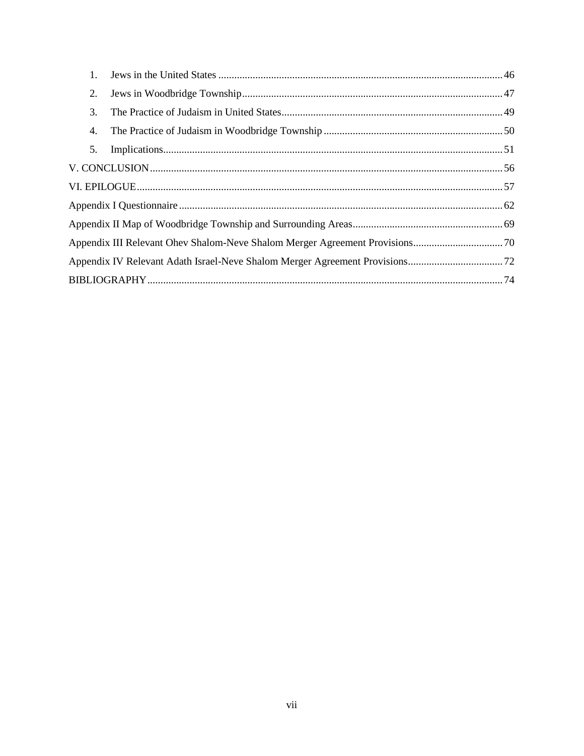1. Jews in the United States ........................................................................................................... 46
2. Jews in Woodbridge Township.................................................................................................. 47
3. The Practice of Judaism in United States................................................................................... 49
4. The Practice of Judaism in Woodbridge Township .................................................................... 50
5. Implications................................................................................................................................ 51

V. CONCLUSION ..................................................................................................................... 56

VI. EPILOGUE.......................................................................................................................... 57

Appendix I Questionnaire .......................................................................................................... 62

Appendix II Map of Woodbridge Township and Surrounding Areas......................................................... 69

Appendix III Relevant Ohev Shalom-Neve Shalom Merger Agreement Provisions.................................. 70

Appendix IV Relevant Adath Israel-Neve Shalom Merger Agreement Provisions.................................... 72

BIBLIOGRAPHY....................................................................................................................... 74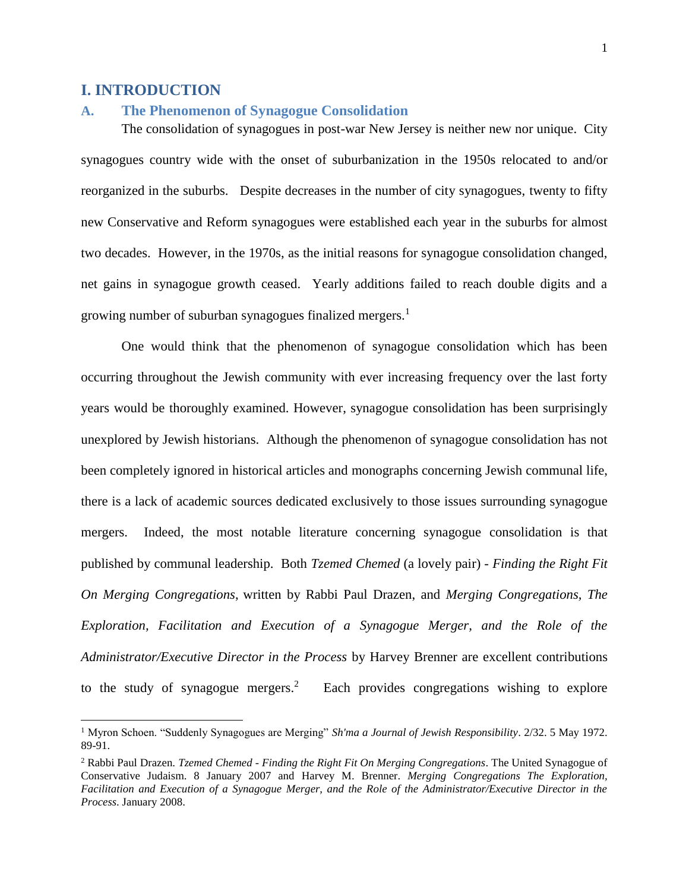# I. INTRODUCTION

## A. The Phenomenon of Synagogue Consolidation

The consolidation of synagogues in post-war New Jersey is neither new nor unique. City synagogues country wide with the onset of suburbanization in the 1950s relocated to and/or reorganized in the suburbs. Despite decreases in the number of city synagogues, twenty to fifty new Conservative and Reform synagogues were established each year in the suburbs for almost two decades. However, in the 1970s, as the initial reasons for synagogue consolidation changed, net gains in synagogue growth ceased. Yearly additions failed to reach double digits and a growing number of suburban synagogues finalized mergers.[1]

One would think that the phenomenon of synagogue consolidation which has been occurring throughout the Jewish community with ever increasing frequency over the last forty years would be thoroughly examined. However, synagogue consolidation has been surprisingly unexplored by Jewish historians. Although the phenomenon of synagogue consolidation has not been completely ignored in historical articles and monographs concerning Jewish communal life, there is a lack of academic sources dedicated exclusively to those issues surrounding synagogue mergers. Indeed, the most notable literature concerning synagogue consolidation is that published by communal leadership. Both *Tzemed Chemed* (a lovely pair) - *Finding the Right Fit On Merging Congregations*, written by Rabbi Paul Drazen, and *Merging Congregations, The Exploration, Facilitation and Execution of a Synagogue Merger, and the Role of the Administrator/Executive Director in the Process* by Harvey Brenner are excellent contributions to the study of synagogue mergers.[2] Each provides congregations wishing to explore

---

[1] Myron Schoen. "Suddenly Synagogues are Merging" *Sh'ma a Journal of Jewish Responsibility*. 2/32. 5 May 1972. 89-91.

[2] Rabbi Paul Drazen. *Tzemed Chemed - Finding the Right Fit On Merging Congregations*. The United Synagogue of Conservative Judaism. 8 January 2007 and Harvey M. Brenner. *Merging Congregations The Exploration, Facilitation and Execution of a Synagogue Merger, and the Role of the Administrator/Executive Director in the Process*. January 2008.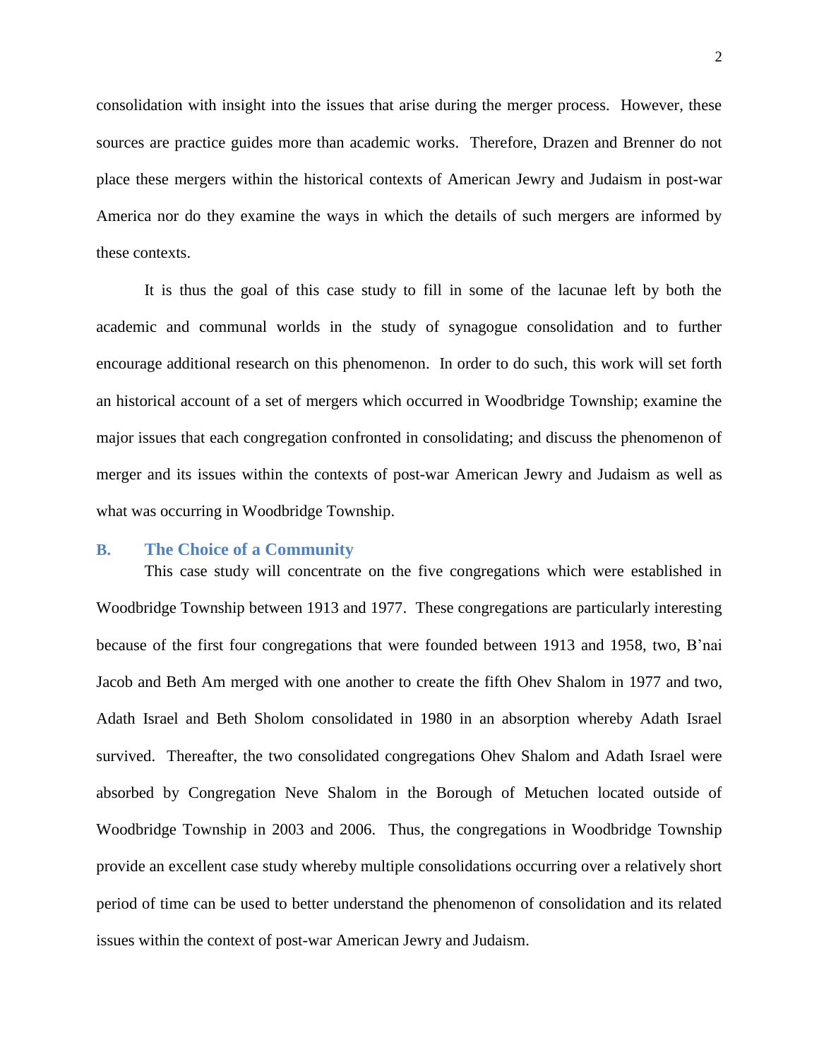consolidation with insight into the issues that arise during the merger process. However, these sources are practice guides more than academic works. Therefore, Drazen and Brenner do not place these mergers within the historical contexts of American Jewry and Judaism in post-war America nor do they examine the ways in which the details of such mergers are informed by these contexts.

It is thus the goal of this case study to fill in some of the lacunae left by both the academic and communal worlds in the study of synagogue consolidation and to further encourage additional research on this phenomenon. In order to do such, this work will set forth an historical account of a set of mergers which occurred in Woodbridge Township; examine the major issues that each congregation confronted in consolidating; and discuss the phenomenon of merger and its issues within the contexts of post-war American Jewry and Judaism as well as what was occurring in Woodbridge Township.

### B. The Choice of a Community

This case study will concentrate on the five congregations which were established in Woodbridge Township between 1913 and 1977. These congregations are particularly interesting because of the first four congregations that were founded between 1913 and 1958, two, B'nai Jacob and Beth Am merged with one another to create the fifth Ohev Shalom in 1977 and two, Adath Israel and Beth Sholom consolidated in 1980 in an absorption whereby Adath Israel survived. Thereafter, the two consolidated congregations Ohev Shalom and Adath Israel were absorbed by Congregation Neve Shalom in the Borough of Metuchen located outside of Woodbridge Township in 2003 and 2006. Thus, the congregations in Woodbridge Township provide an excellent case study whereby multiple consolidations occurring over a relatively short period of time can be used to better understand the phenomenon of consolidation and its related issues within the context of post-war American Jewry and Judaism.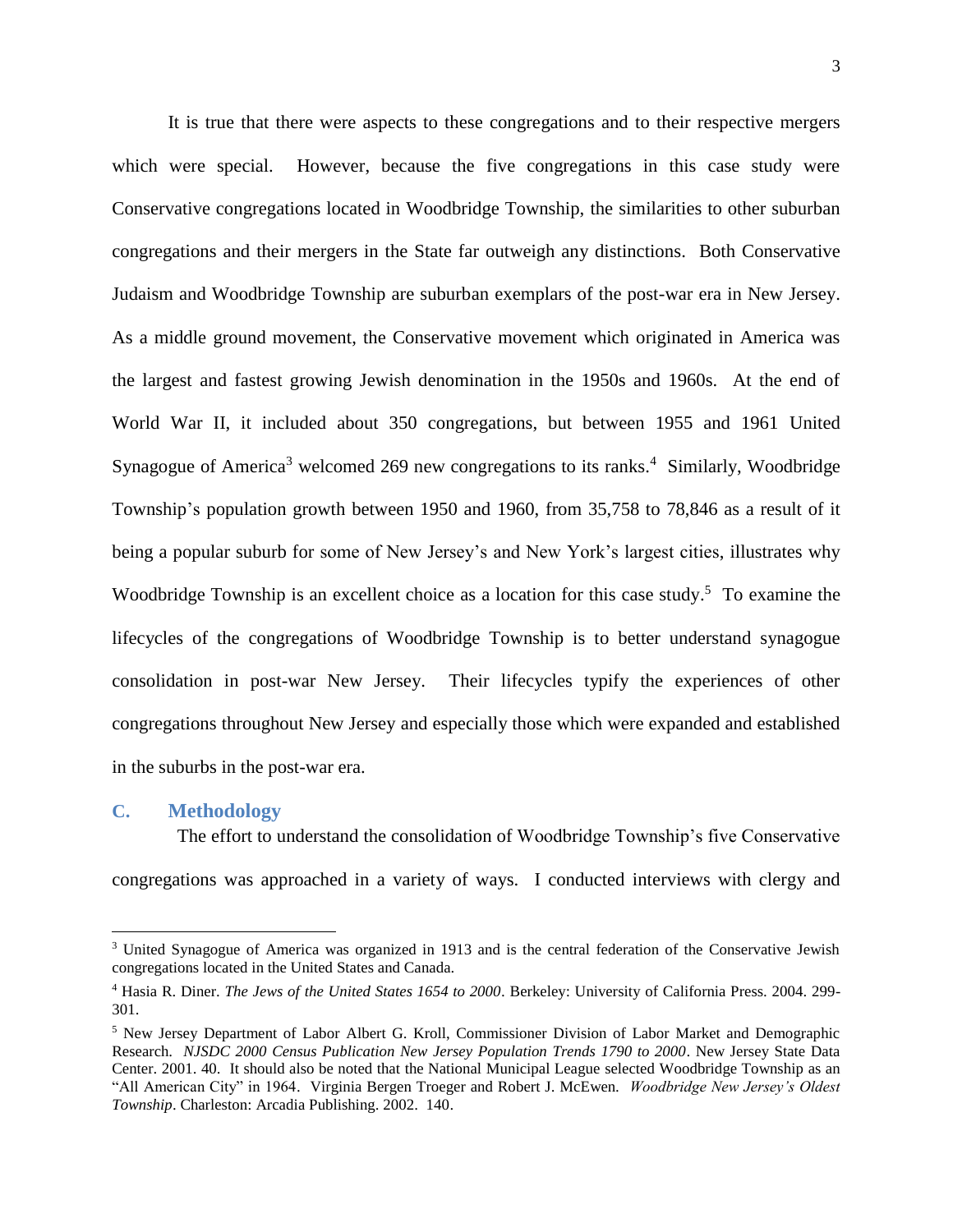It is true that there were aspects to these congregations and to their respective mergers which were special. However, because the five congregations in this case study were Conservative congregations located in Woodbridge Township, the similarities to other suburban congregations and their mergers in the State far outweigh any distinctions. Both Conservative Judaism and Woodbridge Township are suburban exemplars of the post-war era in New Jersey. As a middle ground movement, the Conservative movement which originated in America was the largest and fastest growing Jewish denomination in the 1950s and 1960s. At the end of World War II, it included about 350 congregations, but between 1955 and 1961 United Synagogue of America[3] welcomed 269 new congregations to its ranks.[4] Similarly, Woodbridge Township's population growth between 1950 and 1960, from 35,758 to 78,846 as a result of it being a popular suburb for some of New Jersey's and New York's largest cities, illustrates why Woodbridge Township is an excellent choice as a location for this case study.[5] To examine the lifecycles of the congregations of Woodbridge Township is to better understand synagogue consolidation in post-war New Jersey. Their lifecycles typify the experiences of other congregations throughout New Jersey and especially those which were expanded and established in the suburbs in the post-war era.

## C. Methodology

The effort to understand the consolidation of Woodbridge Township's five Conservative congregations was approached in a variety of ways. I conducted interviews with clergy and

---

[3] United Synagogue of America was organized in 1913 and is the central federation of the Conservative Jewish congregations located in the United States and Canada.

[4] Hasia R. Diner. *The Jews of the United States 1654 to 2000*. Berkeley: University of California Press. 2004. 299-301.

[5] New Jersey Department of Labor Albert G. Kroll, Commissioner Division of Labor Market and Demographic Research. *NJSDC 2000 Census Publication New Jersey Population Trends 1790 to 2000*. New Jersey State Data Center. 2001. 40. It should also be noted that the National Municipal League selected Woodbridge Township as an "All American City" in 1964. Virginia Bergen Troeger and Robert J. McEwen. *Woodbridge New Jersey's Oldest Township*. Charleston: Arcadia Publishing. 2002. 140.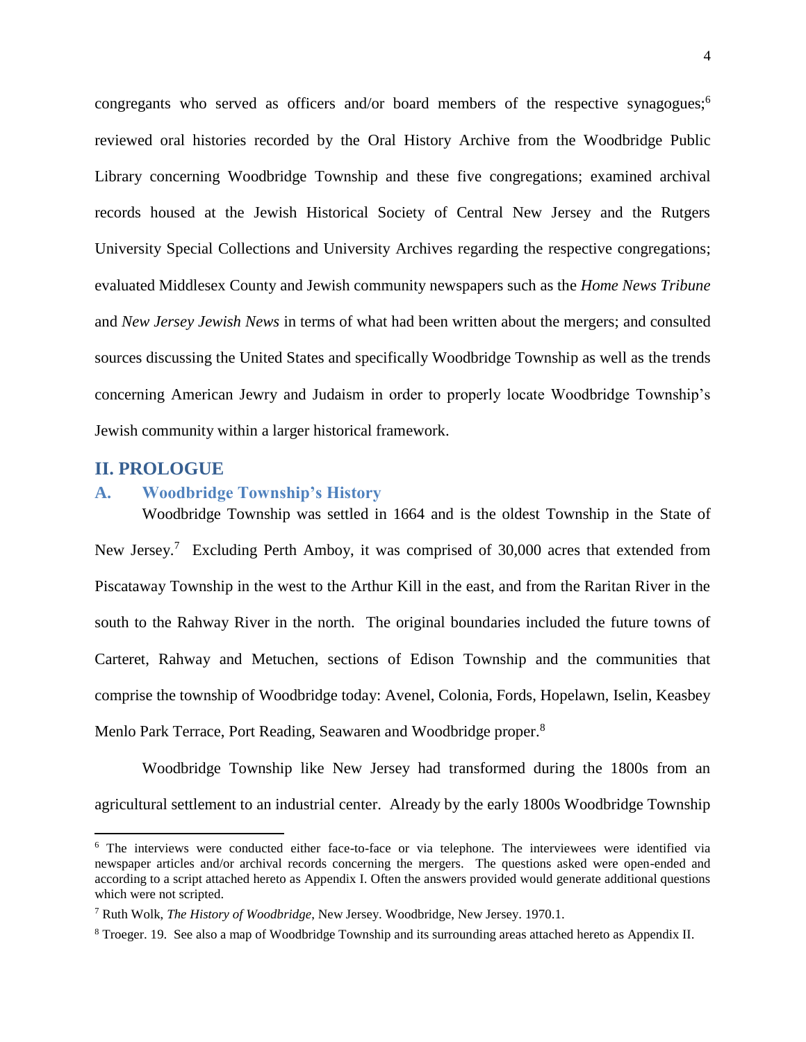congregants who served as officers and/or board members of the respective synagogues;[6] reviewed oral histories recorded by the Oral History Archive from the Woodbridge Public Library concerning Woodbridge Township and these five congregations; examined archival records housed at the Jewish Historical Society of Central New Jersey and the Rutgers University Special Collections and University Archives regarding the respective congregations; evaluated Middlesex County and Jewish community newspapers such as the *Home News Tribune* and *New Jersey Jewish News* in terms of what had been written about the mergers; and consulted sources discussing the United States and specifically Woodbridge Township as well as the trends concerning American Jewry and Judaism in order to properly locate Woodbridge Township's Jewish community within a larger historical framework.

## II. PROLOGUE

### A. Woodbridge Township's History

Woodbridge Township was settled in 1664 and is the oldest Township in the State of New Jersey.[7] Excluding Perth Amboy, it was comprised of 30,000 acres that extended from Piscataway Township in the west to the Arthur Kill in the east, and from the Raritan River in the south to the Rahway River in the north. The original boundaries included the future towns of Carteret, Rahway and Metuchen, sections of Edison Township and the communities that comprise the township of Woodbridge today: Avenel, Colonia, Fords, Hopelawn, Iselin, Keasbey Menlo Park Terrace, Port Reading, Seawaren and Woodbridge proper.[8]

Woodbridge Township like New Jersey had transformed during the 1800s from an agricultural settlement to an industrial center. Already by the early 1800s Woodbridge Township

---

[6] The interviews were conducted either face-to-face or via telephone. The interviewees were identified via newspaper articles and/or archival records concerning the mergers. The questions asked were open-ended and according to a script attached hereto as Appendix I. Often the answers provided would generate additional questions which were not scripted.

[7] Ruth Wolk, *The History of Woodbridge*, New Jersey. Woodbridge, New Jersey. 1970.1.

[8] Troeger. 19. See also a map of Woodbridge Township and its surrounding areas attached hereto as Appendix II.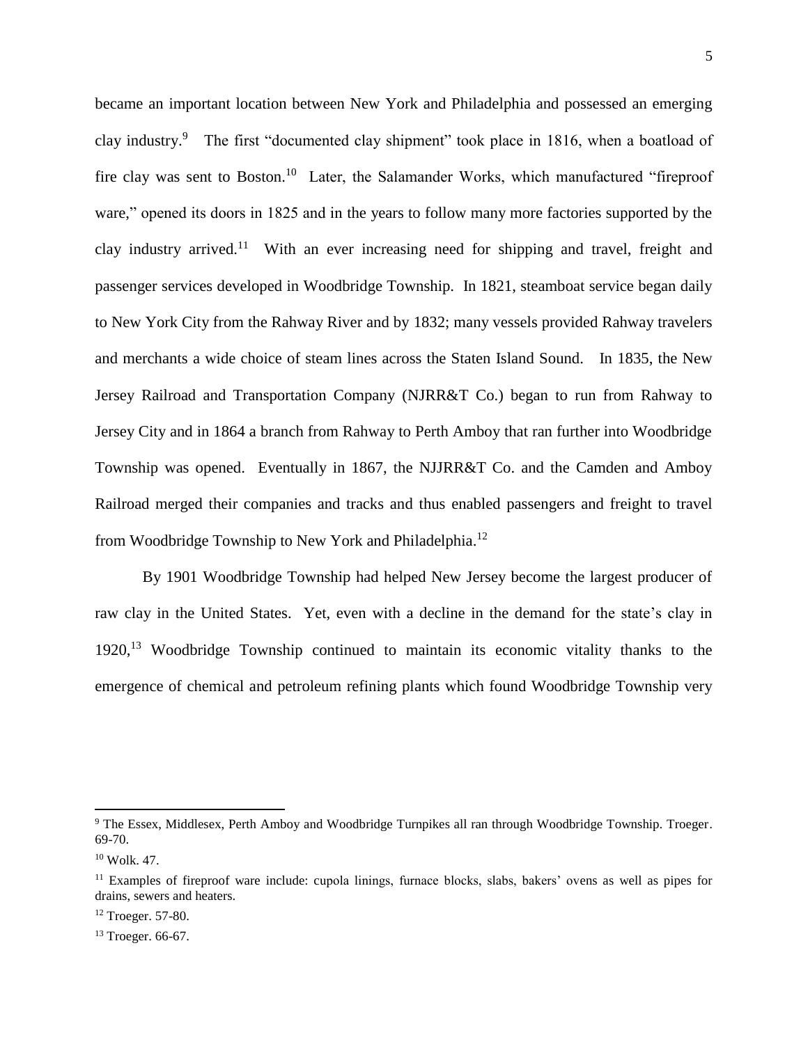became an important location between New York and Philadelphia and possessed an emerging clay industry.[9] The first "documented clay shipment" took place in 1816, when a boatload of fire clay was sent to Boston.[10] Later, the Salamander Works, which manufactured "fireproof ware," opened its doors in 1825 and in the years to follow many more factories supported by the clay industry arrived.[11] With an ever increasing need for shipping and travel, freight and passenger services developed in Woodbridge Township. In 1821, steamboat service began daily to New York City from the Rahway River and by 1832; many vessels provided Rahway travelers and merchants a wide choice of steam lines across the Staten Island Sound. In 1835, the New Jersey Railroad and Transportation Company (NJRR&T Co.) began to run from Rahway to Jersey City and in 1864 a branch from Rahway to Perth Amboy that ran further into Woodbridge Township was opened. Eventually in 1867, the NJJRR&T Co. and the Camden and Amboy Railroad merged their companies and tracks and thus enabled passengers and freight to travel from Woodbridge Township to New York and Philadelphia.[12]

By 1901 Woodbridge Township had helped New Jersey become the largest producer of raw clay in the United States. Yet, even with a decline in the demand for the state's clay in 1920,[13] Woodbridge Township continued to maintain its economic vitality thanks to the emergence of chemical and petroleum refining plants which found Woodbridge Township very

---

[9] The Essex, Middlesex, Perth Amboy and Woodbridge Turnpikes all ran through Woodbridge Township. Troeger. 69-70.

[10] Wolk. 47.

[11] Examples of fireproof ware include: cupola linings, furnace blocks, slabs, bakers' ovens as well as pipes for drains, sewers and heaters.

[12] Troeger. 57-80.

[13] Troeger. 66-67.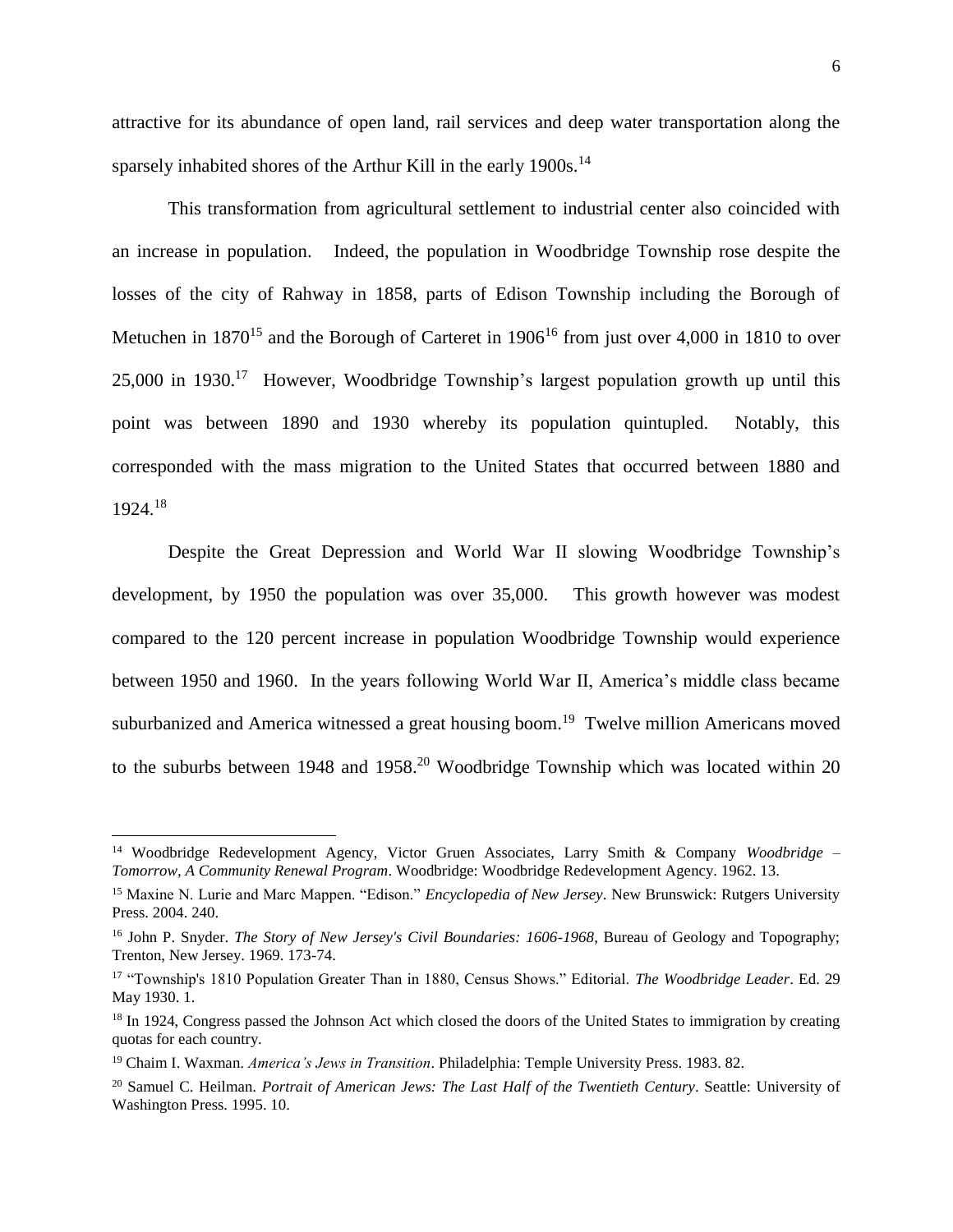attractive for its abundance of open land, rail services and deep water transportation along the sparsely inhabited shores of the Arthur Kill in the early 1900s.[14]

This transformation from agricultural settlement to industrial center also coincided with an increase in population. Indeed, the population in Woodbridge Township rose despite the losses of the city of Rahway in 1858, parts of Edison Township including the Borough of Metuchen in 1870[15] and the Borough of Carteret in 1906[16] from just over 4,000 in 1810 to over 25,000 in 1930.[17] However, Woodbridge Township's largest population growth up until this point was between 1890 and 1930 whereby its population quintupled. Notably, this corresponded with the mass migration to the United States that occurred between 1880 and 1924.[18]

Despite the Great Depression and World War II slowing Woodbridge Township's development, by 1950 the population was over 35,000. This growth however was modest compared to the 120 percent increase in population Woodbridge Township would experience between 1950 and 1960. In the years following World War II, America's middle class became suburbanized and America witnessed a great housing boom.[19] Twelve million Americans moved to the suburbs between 1948 and 1958.[20] Woodbridge Township which was located within 20

---

[14] Woodbridge Redevelopment Agency, Victor Gruen Associates, Larry Smith & Company *Woodbridge – Tomorrow, A Community Renewal Program*. Woodbridge: Woodbridge Redevelopment Agency. 1962. 13.

[15] Maxine N. Lurie and Marc Mappen. "Edison." *Encyclopedia of New Jersey*. New Brunswick: Rutgers University Press. 2004. 240.

[16] John P. Snyder. *The Story of New Jersey's Civil Boundaries: 1606-1968*, Bureau of Geology and Topography; Trenton, New Jersey. 1969. 173-74.

[17] "Township's 1810 Population Greater Than in 1880, Census Shows." Editorial. *The Woodbridge Leader*. Ed. 29 May 1930. 1.

[18] In 1924, Congress passed the Johnson Act which closed the doors of the United States to immigration by creating quotas for each country.

[19] Chaim I. Waxman. *America's Jews in Transition*. Philadelphia: Temple University Press. 1983. 82.

[20] Samuel C. Heilman. *Portrait of American Jews: The Last Half of the Twentieth Century*. Seattle: University of Washington Press. 1995. 10.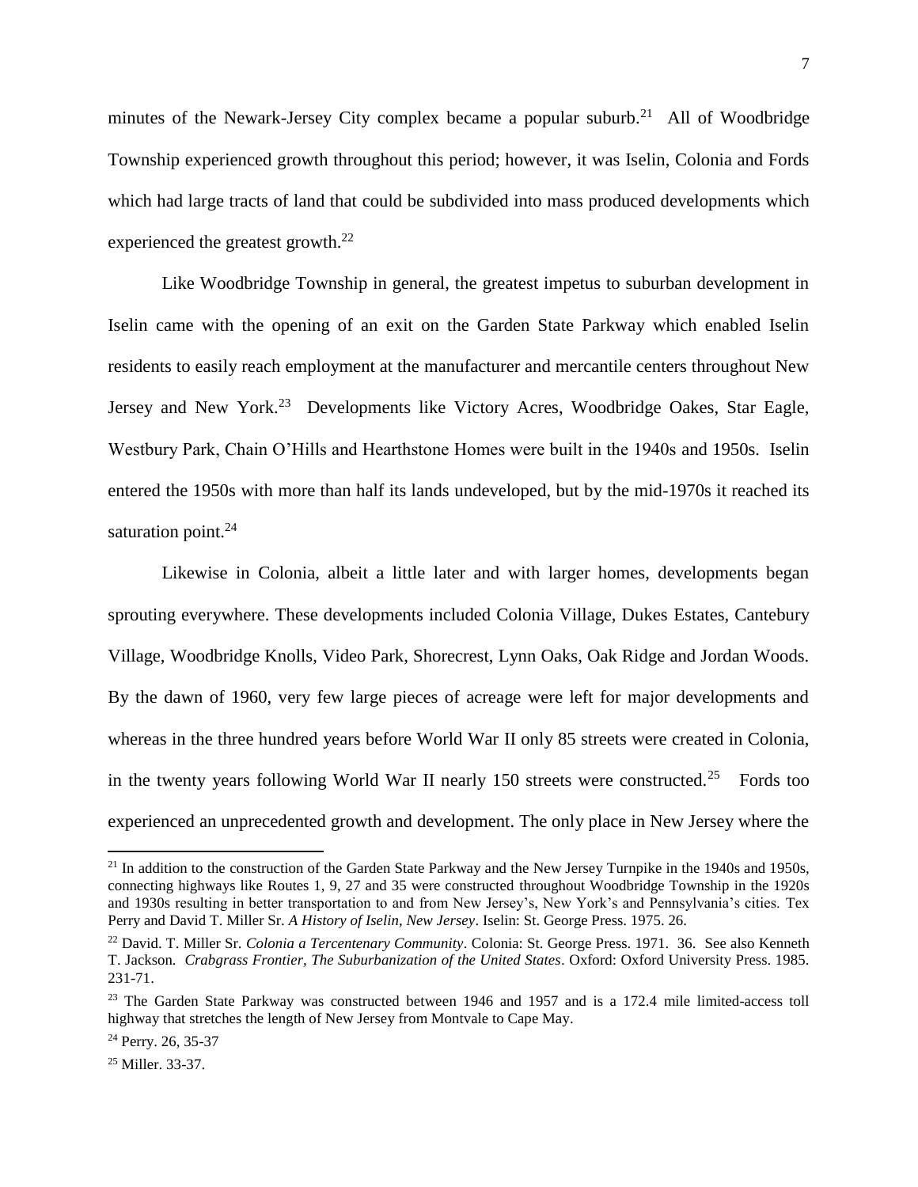minutes of the Newark-Jersey City complex became a popular suburb.[21] All of Woodbridge Township experienced growth throughout this period; however, it was Iselin, Colonia and Fords which had large tracts of land that could be subdivided into mass produced developments which experienced the greatest growth.[22]

Like Woodbridge Township in general, the greatest impetus to suburban development in Iselin came with the opening of an exit on the Garden State Parkway which enabled Iselin residents to easily reach employment at the manufacturer and mercantile centers throughout New Jersey and New York.[23] Developments like Victory Acres, Woodbridge Oakes, Star Eagle, Westbury Park, Chain O'Hills and Hearthstone Homes were built in the 1940s and 1950s. Iselin entered the 1950s with more than half its lands undeveloped, but by the mid-1970s it reached its saturation point.[24]

Likewise in Colonia, albeit a little later and with larger homes, developments began sprouting everywhere. These developments included Colonia Village, Dukes Estates, Cantebury Village, Woodbridge Knolls, Video Park, Shorecrest, Lynn Oaks, Oak Ridge and Jordan Woods. By the dawn of 1960, very few large pieces of acreage were left for major developments and whereas in the three hundred years before World War II only 85 streets were created in Colonia, in the twenty years following World War II nearly 150 streets were constructed.[25] Fords too experienced an unprecedented growth and development. The only place in New Jersey where the

---

[21] In addition to the construction of the Garden State Parkway and the New Jersey Turnpike in the 1940s and 1950s, connecting highways like Routes 1, 9, 27 and 35 were constructed throughout Woodbridge Township in the 1920s and 1930s resulting in better transportation to and from New Jersey's, New York's and Pennsylvania's cities. Tex Perry and David T. Miller Sr. *A History of Iselin, New Jersey*. Iselin: St. George Press. 1975. 26.

[22] David. T. Miller Sr. *Colonia a Tercentenary Community*. Colonia: St. George Press. 1971. 36. See also Kenneth T. Jackson. *Crabgrass Frontier, The Suburbanization of the United States*. Oxford: Oxford University Press. 1985. 231-71.

[23] The Garden State Parkway was constructed between 1946 and 1957 and is a 172.4 mile limited-access toll highway that stretches the length of New Jersey from Montvale to Cape May.

[24] Perry. 26, 35-37

[25] Miller. 33-37.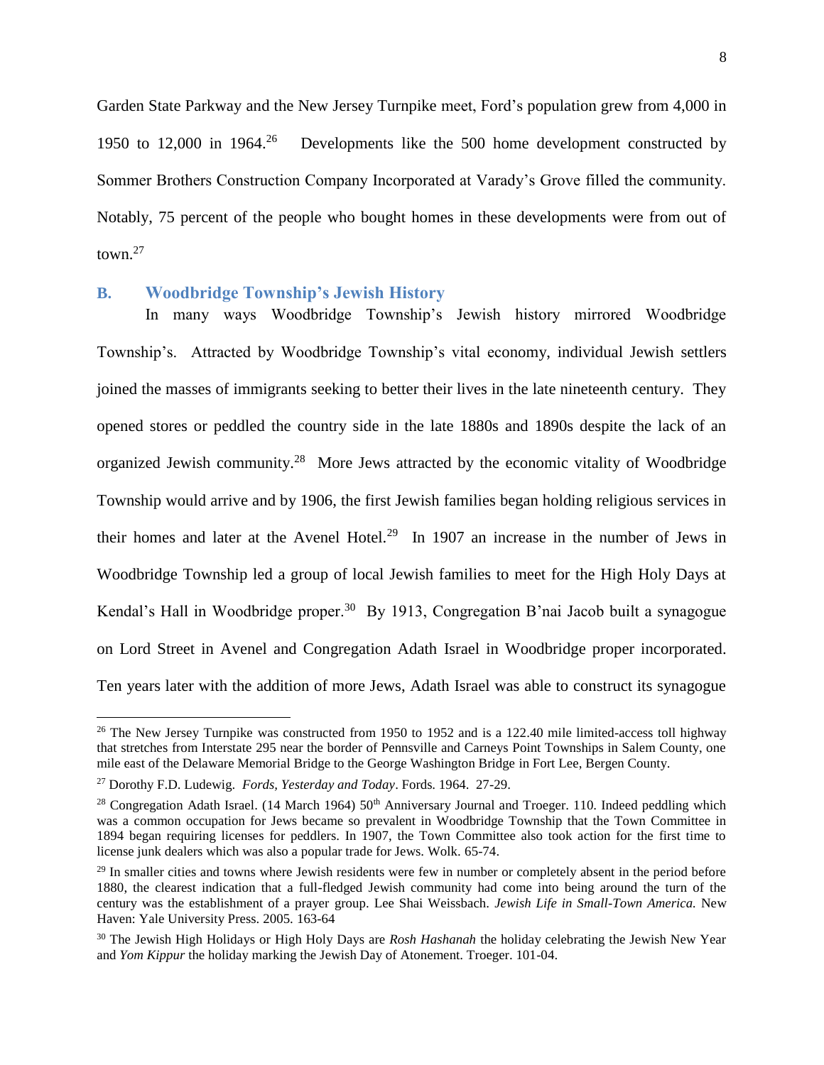Garden State Parkway and the New Jersey Turnpike meet, Ford's population grew from 4,000 in 1950 to 12,000 in 1964.[26] Developments like the 500 home development constructed by Sommer Brothers Construction Company Incorporated at Varady's Grove filled the community. Notably, 75 percent of the people who bought homes in these developments were from out of town.[27]

## B. Woodbridge Township's Jewish History

In many ways Woodbridge Township's Jewish history mirrored Woodbridge Township's. Attracted by Woodbridge Township's vital economy, individual Jewish settlers joined the masses of immigrants seeking to better their lives in the late nineteenth century. They opened stores or peddled the country side in the late 1880s and 1890s despite the lack of an organized Jewish community.[28] More Jews attracted by the economic vitality of Woodbridge Township would arrive and by 1906, the first Jewish families began holding religious services in their homes and later at the Avenel Hotel.[29] In 1907 an increase in the number of Jews in Woodbridge Township led a group of local Jewish families to meet for the High Holy Days at Kendal's Hall in Woodbridge proper.[30] By 1913, Congregation B'nai Jacob built a synagogue on Lord Street in Avenel and Congregation Adath Israel in Woodbridge proper incorporated. Ten years later with the addition of more Jews, Adath Israel was able to construct its synagogue

---

[26] The New Jersey Turnpike was constructed from 1950 to 1952 and is a 122.40 mile limited-access toll highway that stretches from Interstate 295 near the border of Pennsville and Carneys Point Townships in Salem County, one mile east of the Delaware Memorial Bridge to the George Washington Bridge in Fort Lee, Bergen County.

[27] Dorothy F.D. Ludewig. *Fords, Yesterday and Today*. Fords. 1964. 27-29.

[28] Congregation Adath Israel. (14 March 1964) 50th Anniversary Journal and Troeger. 110. Indeed peddling which was a common occupation for Jews became so prevalent in Woodbridge Township that the Town Committee in 1894 began requiring licenses for peddlers. In 1907, the Town Committee also took action for the first time to license junk dealers which was also a popular trade for Jews. Wolk. 65-74.

[29] In smaller cities and towns where Jewish residents were few in number or completely absent in the period before 1880, the clearest indication that a full-fledged Jewish community had come into being around the turn of the century was the establishment of a prayer group. Lee Shai Weissbach. *Jewish Life in Small-Town America.* New Haven: Yale University Press. 2005. 163-64

[30] The Jewish High Holidays or High Holy Days are *Rosh Hashanah* the holiday celebrating the Jewish New Year and *Yom Kippur* the holiday marking the Jewish Day of Atonement. Troeger. 101-04.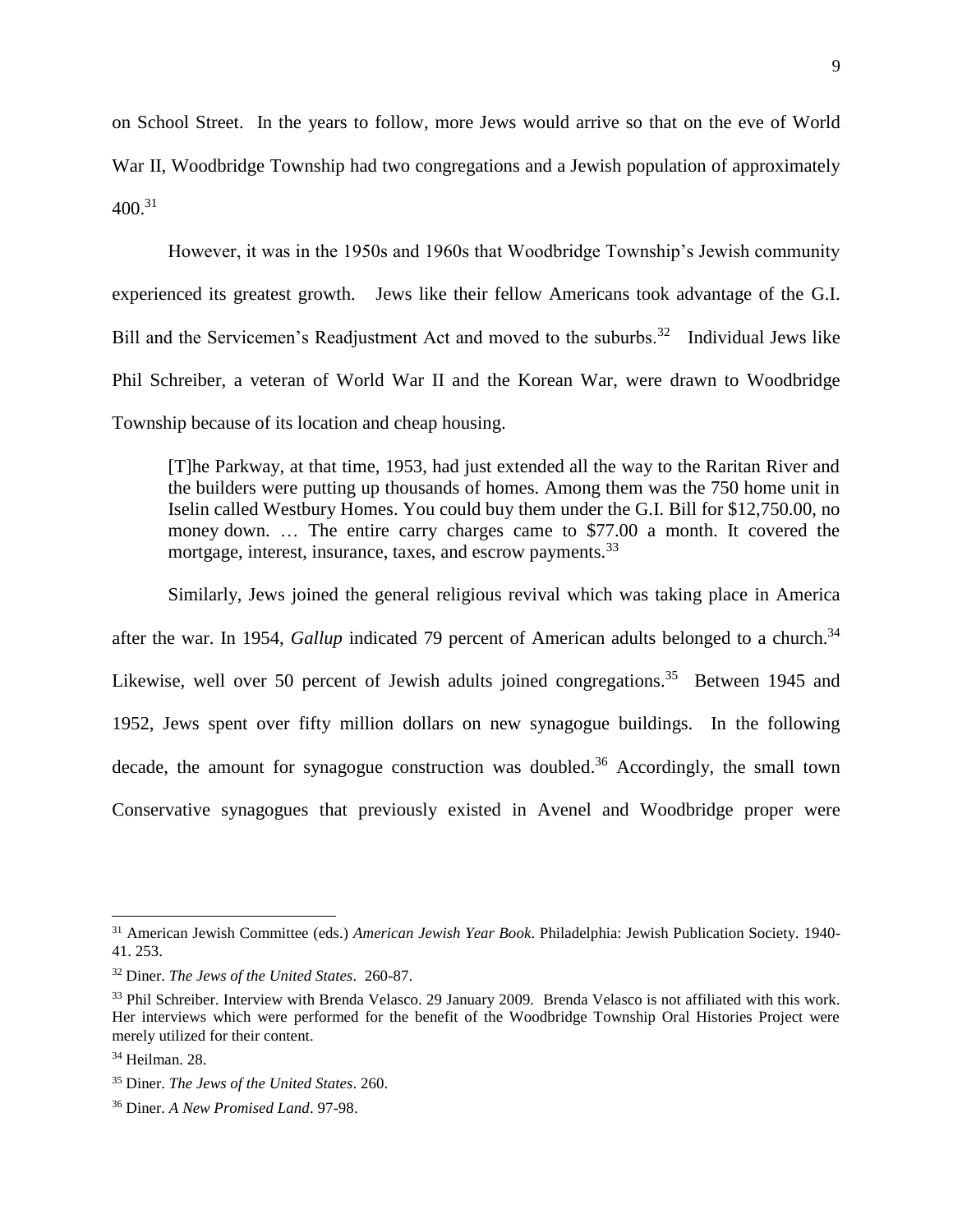on School Street. In the years to follow, more Jews would arrive so that on the eve of World War II, Woodbridge Township had two congregations and a Jewish population of approximately 400.[31]

However, it was in the 1950s and 1960s that Woodbridge Township's Jewish community experienced its greatest growth. Jews like their fellow Americans took advantage of the G.I. Bill and the Servicemen's Readjustment Act and moved to the suburbs.[32] Individual Jews like Phil Schreiber, a veteran of World War II and the Korean War, were drawn to Woodbridge Township because of its location and cheap housing.

> [T]he Parkway, at that time, 1953, had just extended all the way to the Raritan River and the builders were putting up thousands of homes. Among them was the 750 home unit in Iselin called Westbury Homes. You could buy them under the G.I. Bill for $12,750.00, no money down. … The entire carry charges came to $77.00 a month. It covered the mortgage, interest, insurance, taxes, and escrow payments.[33]

Similarly, Jews joined the general religious revival which was taking place in America after the war. In 1954, *Gallup* indicated 79 percent of American adults belonged to a church.[34] Likewise, well over 50 percent of Jewish adults joined congregations.[35] Between 1945 and 1952, Jews spent over fifty million dollars on new synagogue buildings. In the following decade, the amount for synagogue construction was doubled.[36] Accordingly, the small town Conservative synagogues that previously existed in Avenel and Woodbridge proper were

---

[31] American Jewish Committee (eds.) *American Jewish Year Book*. Philadelphia: Jewish Publication Society. 1940-41. 253.

[32] Diner. *The Jews of the United States*. 260-87.

[33] Phil Schreiber. Interview with Brenda Velasco. 29 January 2009. Brenda Velasco is not affiliated with this work. Her interviews which were performed for the benefit of the Woodbridge Township Oral Histories Project were merely utilized for their content.

[34] Heilman. 28.

[35] Diner. *The Jews of the United States*. 260.

[36] Diner. *A New Promised Land*. 97-98.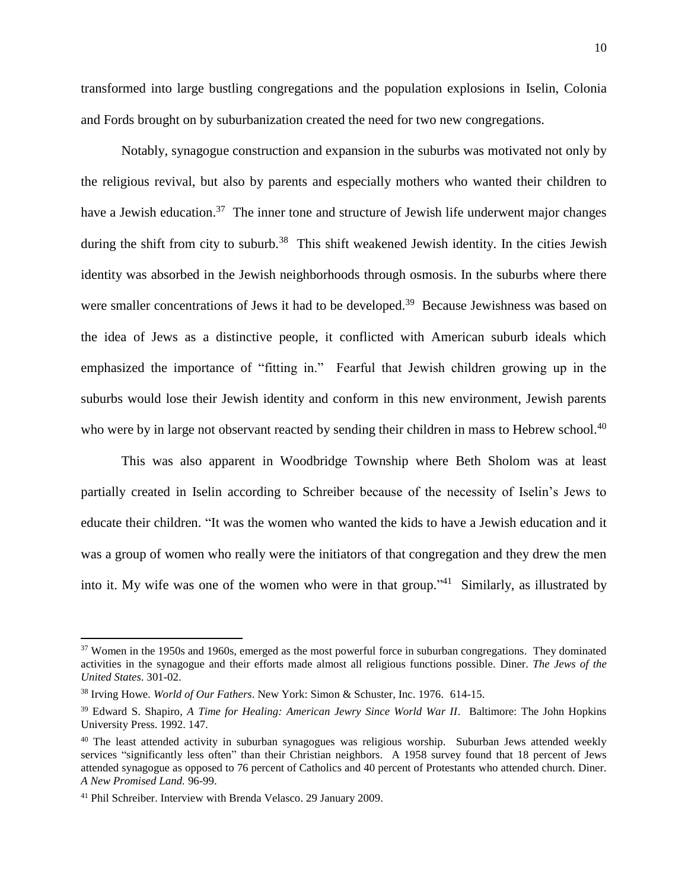transformed into large bustling congregations and the population explosions in Iselin, Colonia and Fords brought on by suburbanization created the need for two new congregations.

Notably, synagogue construction and expansion in the suburbs was motivated not only by the religious revival, but also by parents and especially mothers who wanted their children to have a Jewish education.[37] The inner tone and structure of Jewish life underwent major changes during the shift from city to suburb.[38] This shift weakened Jewish identity. In the cities Jewish identity was absorbed in the Jewish neighborhoods through osmosis. In the suburbs where there were smaller concentrations of Jews it had to be developed.[39] Because Jewishness was based on the idea of Jews as a distinctive people, it conflicted with American suburb ideals which emphasized the importance of "fitting in." Fearful that Jewish children growing up in the suburbs would lose their Jewish identity and conform in this new environment, Jewish parents who were by in large not observant reacted by sending their children in mass to Hebrew school.[40]

This was also apparent in Woodbridge Township where Beth Sholom was at least partially created in Iselin according to Schreiber because of the necessity of Iselin's Jews to educate their children. "It was the women who wanted the kids to have a Jewish education and it was a group of women who really were the initiators of that congregation and they drew the men into it. My wife was one of the women who were in that group."[41] Similarly, as illustrated by

---

[37] Women in the 1950s and 1960s, emerged as the most powerful force in suburban congregations. They dominated activities in the synagogue and their efforts made almost all religious functions possible. Diner. *The Jews of the United States*. 301-02.

[38] Irving Howe. *World of Our Fathers*. New York: Simon & Schuster, Inc. 1976. 614-15.

[39] Edward S. Shapiro, *A Time for Healing: American Jewry Since World War II*. Baltimore: The John Hopkins University Press. 1992. 147.

[40] The least attended activity in suburban synagogues was religious worship. Suburban Jews attended weekly services "significantly less often" than their Christian neighbors. A 1958 survey found that 18 percent of Jews attended synagogue as opposed to 76 percent of Catholics and 40 percent of Protestants who attended church. Diner. *A New Promised Land.* 96-99.

[41] Phil Schreiber. Interview with Brenda Velasco. 29 January 2009.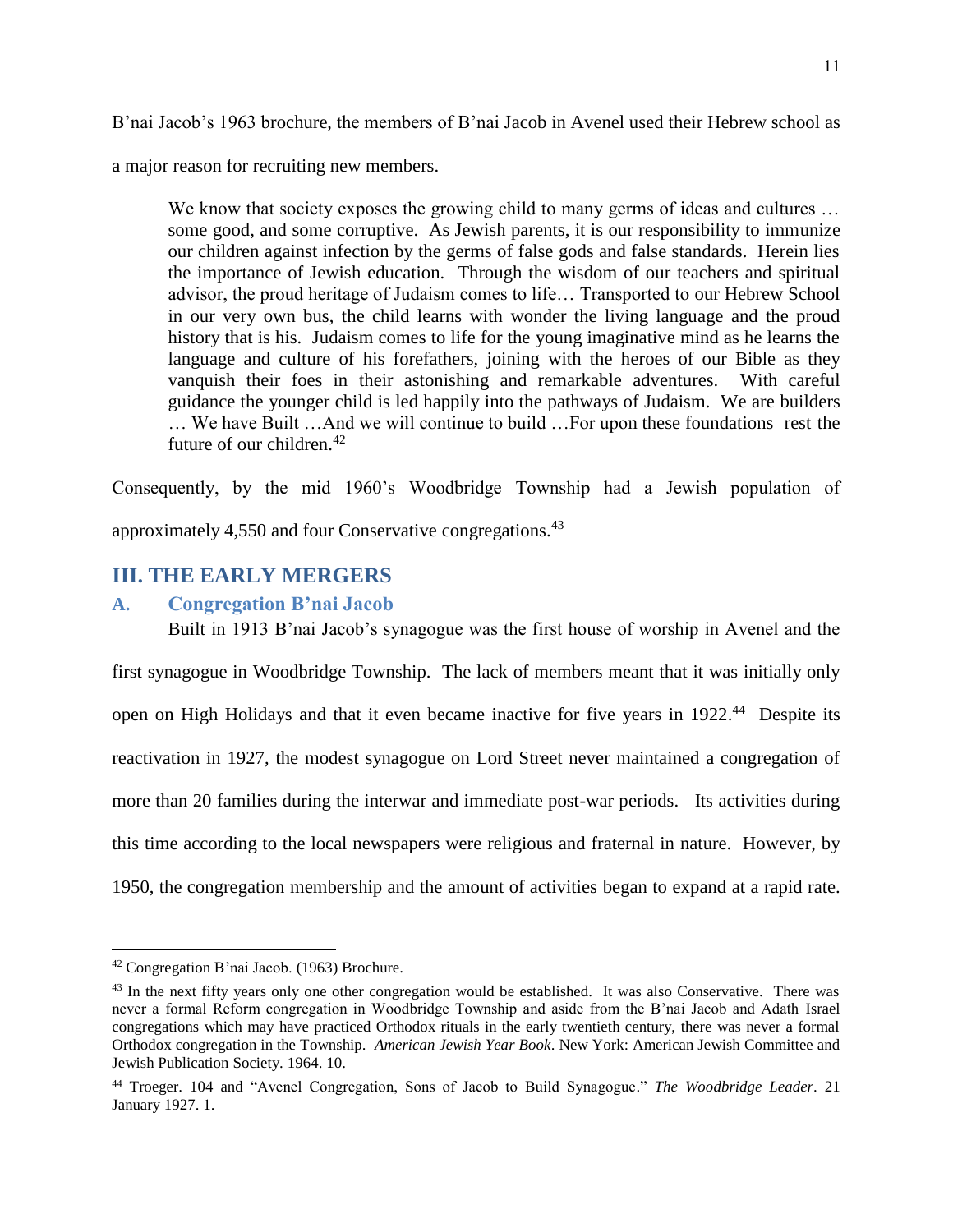B'nai Jacob's 1963 brochure, the members of B'nai Jacob in Avenel used their Hebrew school as a major reason for recruiting new members.

> We know that society exposes the growing child to many germs of ideas and cultures … some good, and some corruptive. As Jewish parents, it is our responsibility to immunize our children against infection by the germs of false gods and false standards. Herein lies the importance of Jewish education. Through the wisdom of our teachers and spiritual advisor, the proud heritage of Judaism comes to life… Transported to our Hebrew School in our very own bus, the child learns with wonder the living language and the proud history that is his. Judaism comes to life for the young imaginative mind as he learns the language and culture of his forefathers, joining with the heroes of our Bible as they vanquish their foes in their astonishing and remarkable adventures. With careful guidance the younger child is led happily into the pathways of Judaism. We are builders … We have Built …And we will continue to build …For upon these foundations rest the future of our children.[42]

Consequently, by the mid 1960's Woodbridge Township had a Jewish population of approximately 4,550 and four Conservative congregations.[43]

## III. THE EARLY MERGERS

### A. Congregation B'nai Jacob

Built in 1913 B'nai Jacob's synagogue was the first house of worship in Avenel and the first synagogue in Woodbridge Township. The lack of members meant that it was initially only open on High Holidays and that it even became inactive for five years in 1922.[44] Despite its reactivation in 1927, the modest synagogue on Lord Street never maintained a congregation of more than 20 families during the interwar and immediate post-war periods. Its activities during this time according to the local newspapers were religious and fraternal in nature. However, by 1950, the congregation membership and the amount of activities began to expand at a rapid rate.

---

[42] Congregation B'nai Jacob. (1963) Brochure.

[43] In the next fifty years only one other congregation would be established. It was also Conservative. There was never a formal Reform congregation in Woodbridge Township and aside from the B'nai Jacob and Adath Israel congregations which may have practiced Orthodox rituals in the early twentieth century, there was never a formal Orthodox congregation in the Township. *American Jewish Year Book*. New York: American Jewish Committee and Jewish Publication Society. 1964. 10.

[44] Troeger. 104 and "Avenel Congregation, Sons of Jacob to Build Synagogue." *The Woodbridge Leader*. 21 January 1927. 1.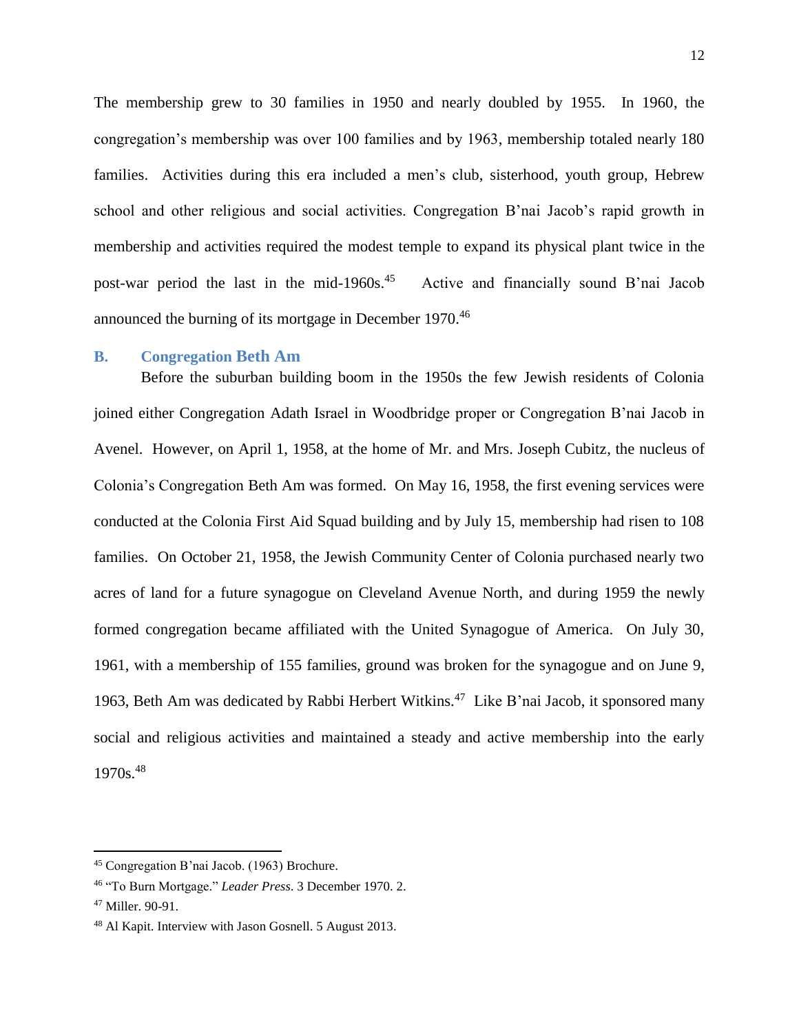The membership grew to 30 families in 1950 and nearly doubled by 1955. In 1960, the congregation's membership was over 100 families and by 1963, membership totaled nearly 180 families. Activities during this era included a men's club, sisterhood, youth group, Hebrew school and other religious and social activities. Congregation B'nai Jacob's rapid growth in membership and activities required the modest temple to expand its physical plant twice in the post-war period the last in the mid-1960s.[45] Active and financially sound B'nai Jacob announced the burning of its mortgage in December 1970.[46]

### B. Congregation Beth Am

Before the suburban building boom in the 1950s the few Jewish residents of Colonia joined either Congregation Adath Israel in Woodbridge proper or Congregation B'nai Jacob in Avenel. However, on April 1, 1958, at the home of Mr. and Mrs. Joseph Cubitz, the nucleus of Colonia's Congregation Beth Am was formed. On May 16, 1958, the first evening services were conducted at the Colonia First Aid Squad building and by July 15, membership had risen to 108 families. On October 21, 1958, the Jewish Community Center of Colonia purchased nearly two acres of land for a future synagogue on Cleveland Avenue North, and during 1959 the newly formed congregation became affiliated with the United Synagogue of America. On July 30, 1961, with a membership of 155 families, ground was broken for the synagogue and on June 9, 1963, Beth Am was dedicated by Rabbi Herbert Witkins.[47] Like B'nai Jacob, it sponsored many social and religious activities and maintained a steady and active membership into the early 1970s.[48]

---

[45] Congregation B'nai Jacob. (1963) Brochure.

[46] "To Burn Mortgage." *Leader Press*. 3 December 1970. 2.

[47] Miller. 90-91.

[48] Al Kapit. Interview with Jason Gosnell. 5 August 2013.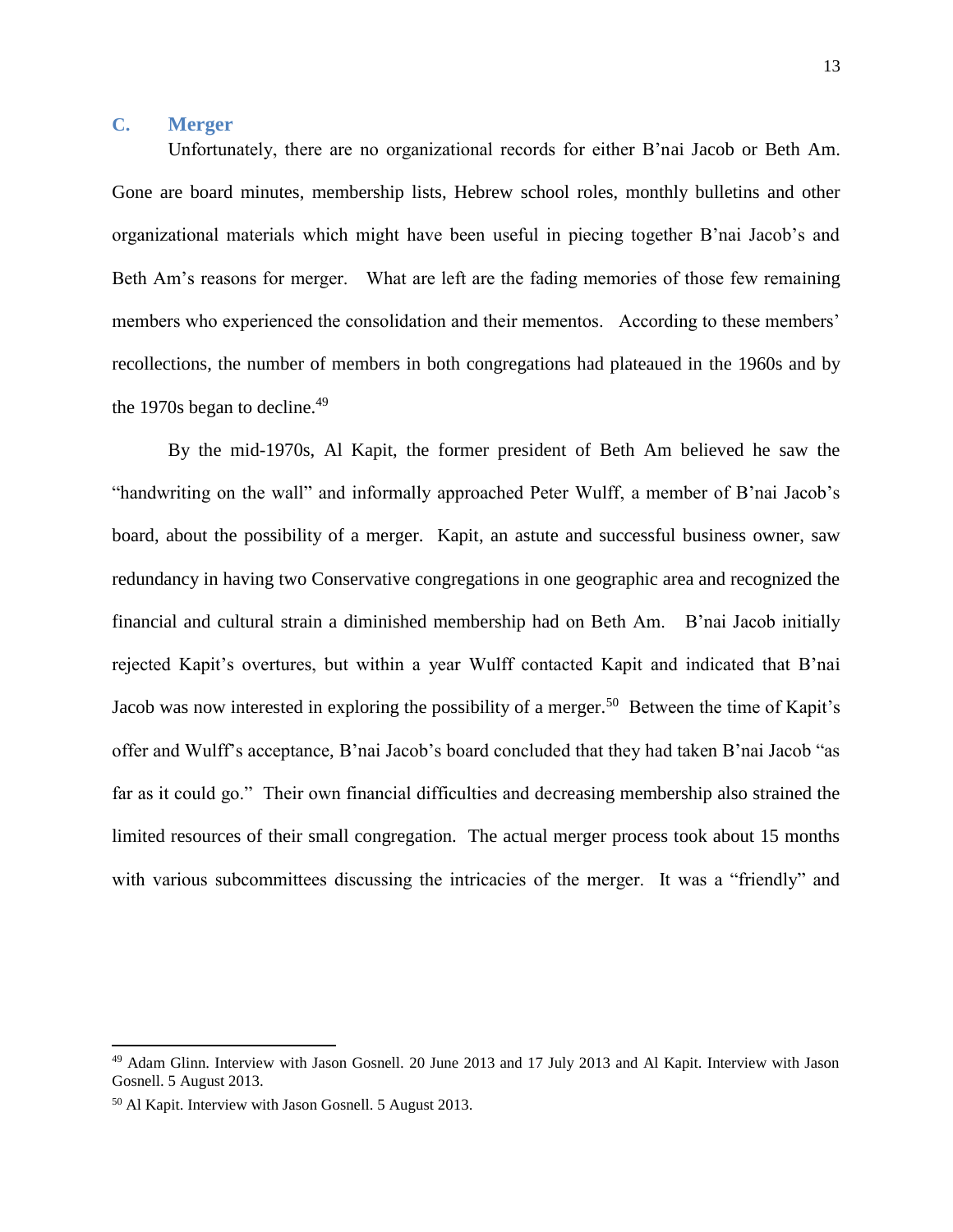### C. Merger

Unfortunately, there are no organizational records for either B'nai Jacob or Beth Am. Gone are board minutes, membership lists, Hebrew school roles, monthly bulletins and other organizational materials which might have been useful in piecing together B'nai Jacob's and Beth Am's reasons for merger. What are left are the fading memories of those few remaining members who experienced the consolidation and their mementos. According to these members' recollections, the number of members in both congregations had plateaued in the 1960s and by the 1970s began to decline.[49]

By the mid-1970s, Al Kapit, the former president of Beth Am believed he saw the "handwriting on the wall" and informally approached Peter Wulff, a member of B'nai Jacob's board, about the possibility of a merger. Kapit, an astute and successful business owner, saw redundancy in having two Conservative congregations in one geographic area and recognized the financial and cultural strain a diminished membership had on Beth Am. B'nai Jacob initially rejected Kapit's overtures, but within a year Wulff contacted Kapit and indicated that B'nai Jacob was now interested in exploring the possibility of a merger.[50] Between the time of Kapit's offer and Wulff's acceptance, B'nai Jacob's board concluded that they had taken B'nai Jacob "as far as it could go." Their own financial difficulties and decreasing membership also strained the limited resources of their small congregation. The actual merger process took about 15 months with various subcommittees discussing the intricacies of the merger. It was a "friendly" and

---

[49] Adam Glinn. Interview with Jason Gosnell. 20 June 2013 and 17 July 2013 and Al Kapit. Interview with Jason Gosnell. 5 August 2013.

[50] Al Kapit. Interview with Jason Gosnell. 5 August 2013.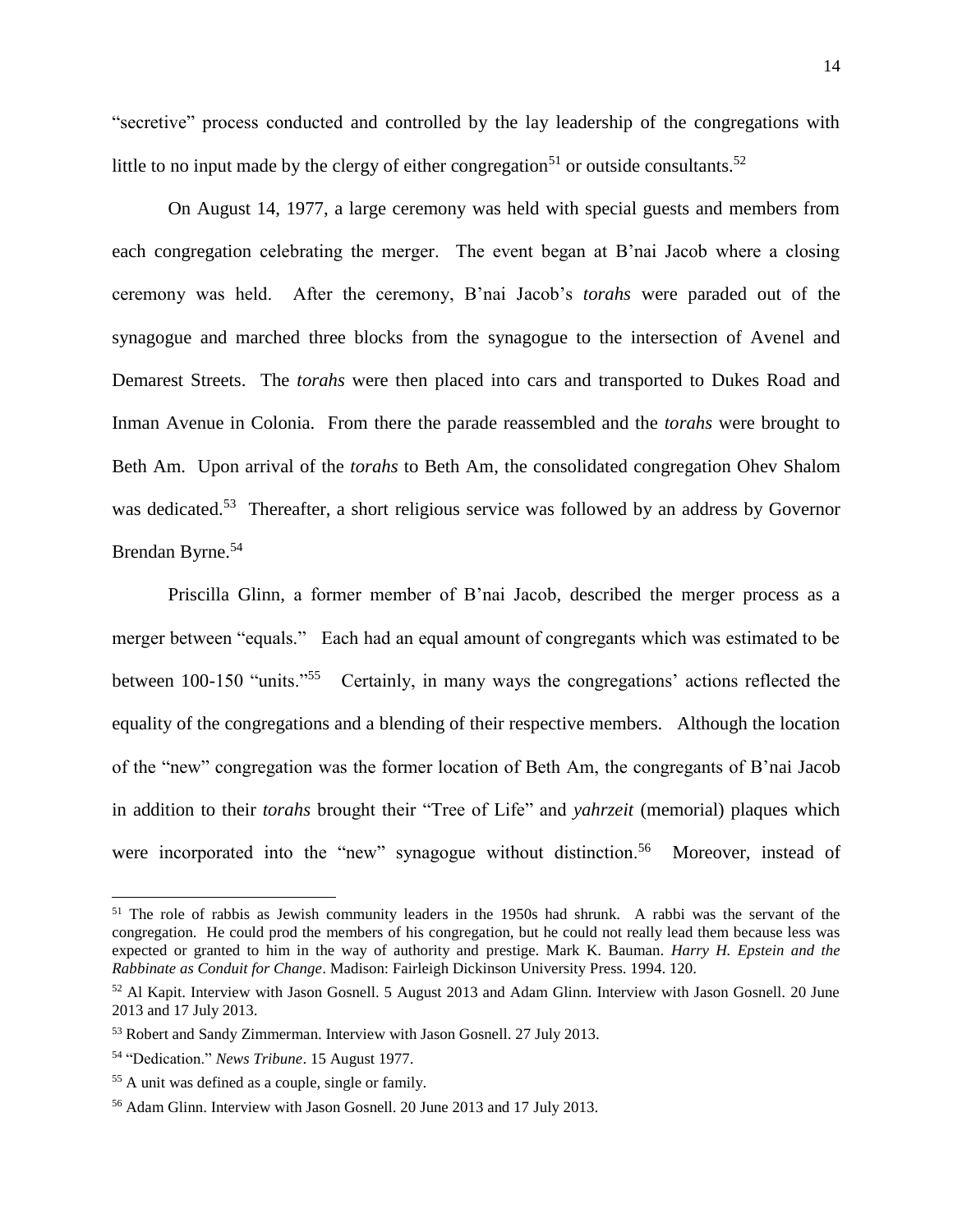"secretive" process conducted and controlled by the lay leadership of the congregations with little to no input made by the clergy of either congregation[51] or outside consultants.[52]

On August 14, 1977, a large ceremony was held with special guests and members from each congregation celebrating the merger. The event began at B'nai Jacob where a closing ceremony was held. After the ceremony, B'nai Jacob's *torahs* were paraded out of the synagogue and marched three blocks from the synagogue to the intersection of Avenel and Demarest Streets. The *torahs* were then placed into cars and transported to Dukes Road and Inman Avenue in Colonia. From there the parade reassembled and the *torahs* were brought to Beth Am. Upon arrival of the *torahs* to Beth Am, the consolidated congregation Ohev Shalom was dedicated.[53] Thereafter, a short religious service was followed by an address by Governor Brendan Byrne.[54]

Priscilla Glinn, a former member of B'nai Jacob, described the merger process as a merger between "equals." Each had an equal amount of congregants which was estimated to be between 100-150 "units."[55] Certainly, in many ways the congregations' actions reflected the equality of the congregations and a blending of their respective members. Although the location of the "new" congregation was the former location of Beth Am, the congregants of B'nai Jacob in addition to their *torahs* brought their "Tree of Life" and *yahrzeit* (memorial) plaques which were incorporated into the "new" synagogue without distinction.[56] Moreover, instead of

---

[51] The role of rabbis as Jewish community leaders in the 1950s had shrunk. A rabbi was the servant of the congregation. He could prod the members of his congregation, but he could not really lead them because less was expected or granted to him in the way of authority and prestige. Mark K. Bauman. *Harry H. Epstein and the Rabbinate as Conduit for Change*. Madison: Fairleigh Dickinson University Press. 1994. 120.

[52] Al Kapit. Interview with Jason Gosnell. 5 August 2013 and Adam Glinn. Interview with Jason Gosnell. 20 June 2013 and 17 July 2013.

[53] Robert and Sandy Zimmerman. Interview with Jason Gosnell. 27 July 2013.

[54] "Dedication." *News Tribune*. 15 August 1977.

[55] A unit was defined as a couple, single or family.

[56] Adam Glinn. Interview with Jason Gosnell. 20 June 2013 and 17 July 2013.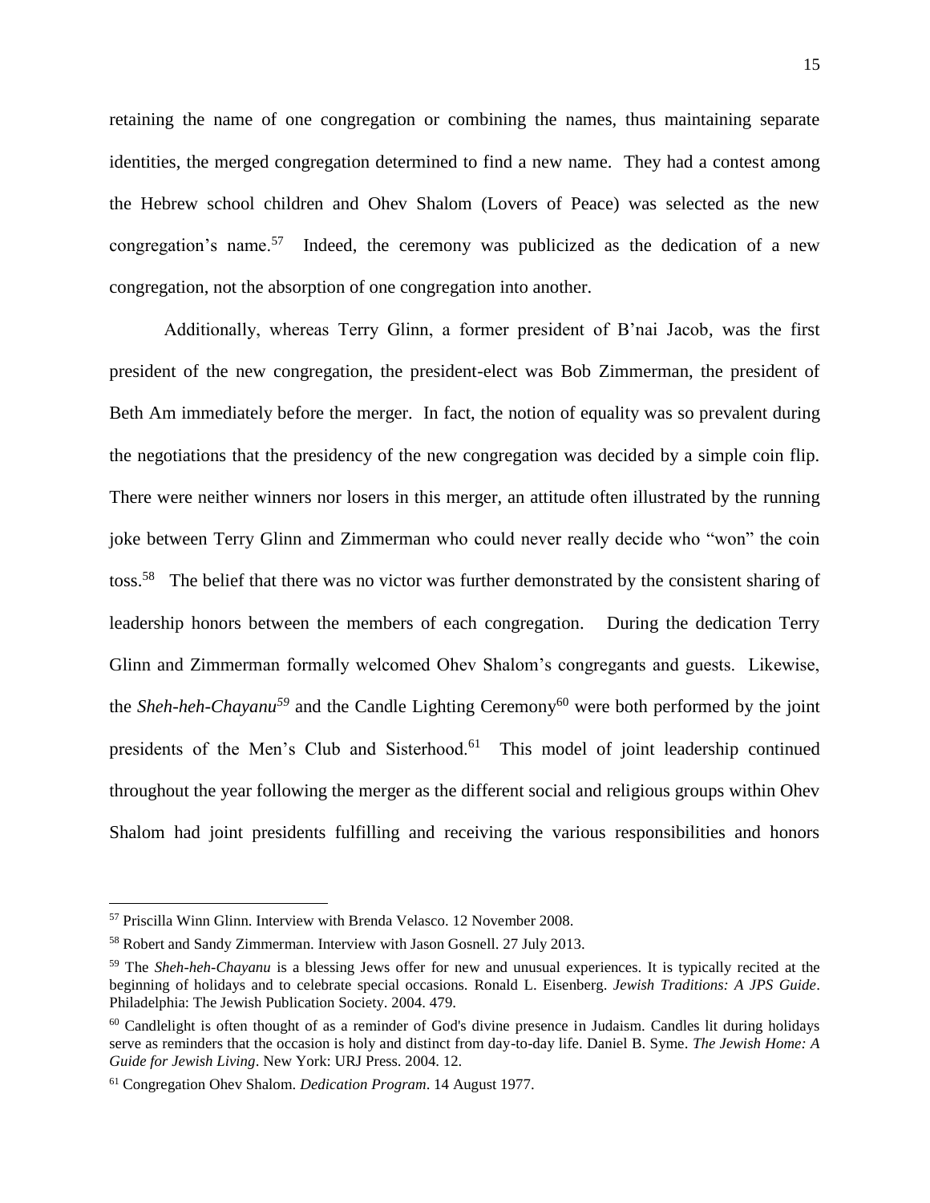retaining the name of one congregation or combining the names, thus maintaining separate identities, the merged congregation determined to find a new name. They had a contest among the Hebrew school children and Ohev Shalom (Lovers of Peace) was selected as the new congregation's name.[57] Indeed, the ceremony was publicized as the dedication of a new congregation, not the absorption of one congregation into another.

Additionally, whereas Terry Glinn, a former president of B'nai Jacob, was the first president of the new congregation, the president-elect was Bob Zimmerman, the president of Beth Am immediately before the merger. In fact, the notion of equality was so prevalent during the negotiations that the presidency of the new congregation was decided by a simple coin flip. There were neither winners nor losers in this merger, an attitude often illustrated by the running joke between Terry Glinn and Zimmerman who could never really decide who "won" the coin toss.[58] The belief that there was no victor was further demonstrated by the consistent sharing of leadership honors between the members of each congregation. During the dedication Terry Glinn and Zimmerman formally welcomed Ohev Shalom's congregants and guests. Likewise, the *Sheh-heh-Chayanu*[59] and the Candle Lighting Ceremony[60] were both performed by the joint presidents of the Men's Club and Sisterhood.[61] This model of joint leadership continued throughout the year following the merger as the different social and religious groups within Ohev Shalom had joint presidents fulfilling and receiving the various responsibilities and honors

---

[57] Priscilla Winn Glinn. Interview with Brenda Velasco. 12 November 2008.

[58] Robert and Sandy Zimmerman. Interview with Jason Gosnell. 27 July 2013.

[59] The *Sheh-heh-Chayanu* is a blessing Jews offer for new and unusual experiences. It is typically recited at the beginning of holidays and to celebrate special occasions. Ronald L. Eisenberg. *Jewish Traditions: A JPS Guide*. Philadelphia: The Jewish Publication Society. 2004. 479.

[60] Candlelight is often thought of as a reminder of God's divine presence in Judaism. Candles lit during holidays serve as reminders that the occasion is holy and distinct from day-to-day life. Daniel B. Syme. *The Jewish Home: A Guide for Jewish Living*. New York: URJ Press. 2004. 12.

[61] Congregation Ohev Shalom. *Dedication Program*. 14 August 1977.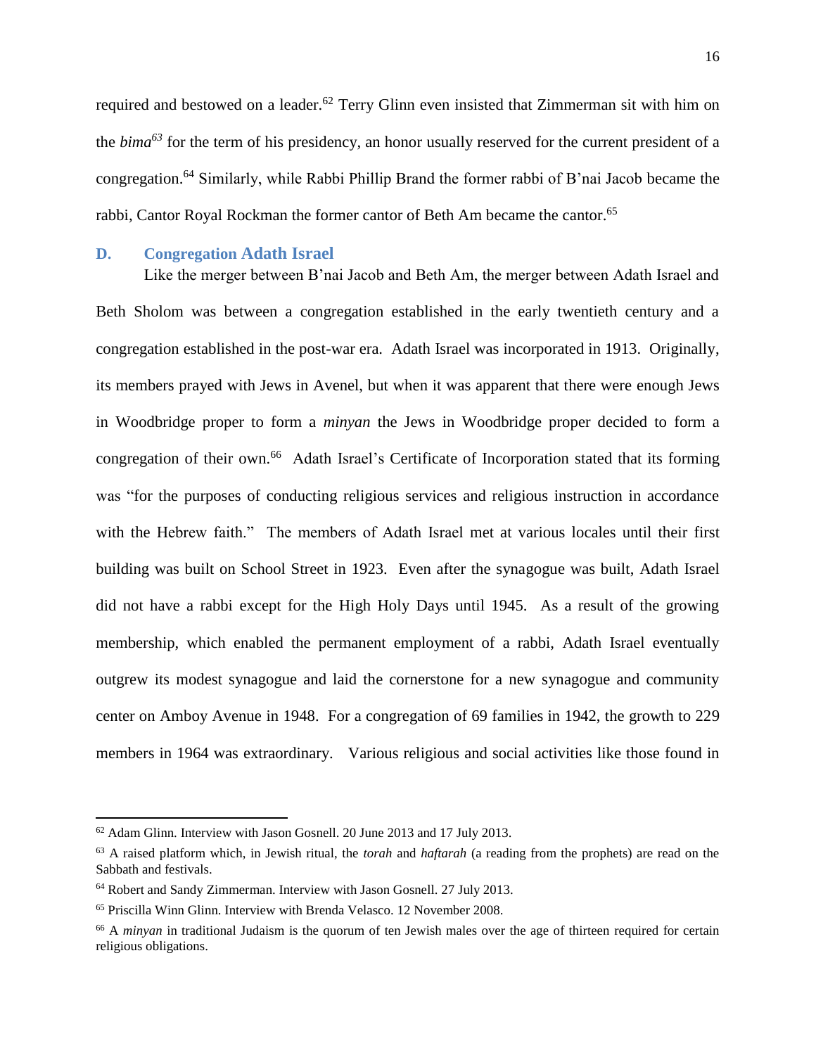required and bestowed on a leader.[62] Terry Glinn even insisted that Zimmerman sit with him on the *bima*[63] for the term of his presidency, an honor usually reserved for the current president of a congregation.[64] Similarly, while Rabbi Phillip Brand the former rabbi of B'nai Jacob became the rabbi, Cantor Royal Rockman the former cantor of Beth Am became the cantor.[65]

### D. Congregation Adath Israel

Like the merger between B'nai Jacob and Beth Am, the merger between Adath Israel and Beth Sholom was between a congregation established in the early twentieth century and a congregation established in the post-war era. Adath Israel was incorporated in 1913. Originally, its members prayed with Jews in Avenel, but when it was apparent that there were enough Jews in Woodbridge proper to form a *minyan* the Jews in Woodbridge proper decided to form a congregation of their own.[66] Adath Israel's Certificate of Incorporation stated that its forming was "for the purposes of conducting religious services and religious instruction in accordance with the Hebrew faith." The members of Adath Israel met at various locales until their first building was built on School Street in 1923. Even after the synagogue was built, Adath Israel did not have a rabbi except for the High Holy Days until 1945. As a result of the growing membership, which enabled the permanent employment of a rabbi, Adath Israel eventually outgrew its modest synagogue and laid the cornerstone for a new synagogue and community center on Amboy Avenue in 1948. For a congregation of 69 families in 1942, the growth to 229 members in 1964 was extraordinary. Various religious and social activities like those found in

---

[62] Adam Glinn. Interview with Jason Gosnell. 20 June 2013 and 17 July 2013.

[63] A raised platform which, in Jewish ritual, the *torah* and *haftarah* (a reading from the prophets) are read on the Sabbath and festivals.

[64] Robert and Sandy Zimmerman. Interview with Jason Gosnell. 27 July 2013.

[65] Priscilla Winn Glinn. Interview with Brenda Velasco. 12 November 2008.

[66] A *minyan* in traditional Judaism is the quorum of ten Jewish males over the age of thirteen required for certain religious obligations.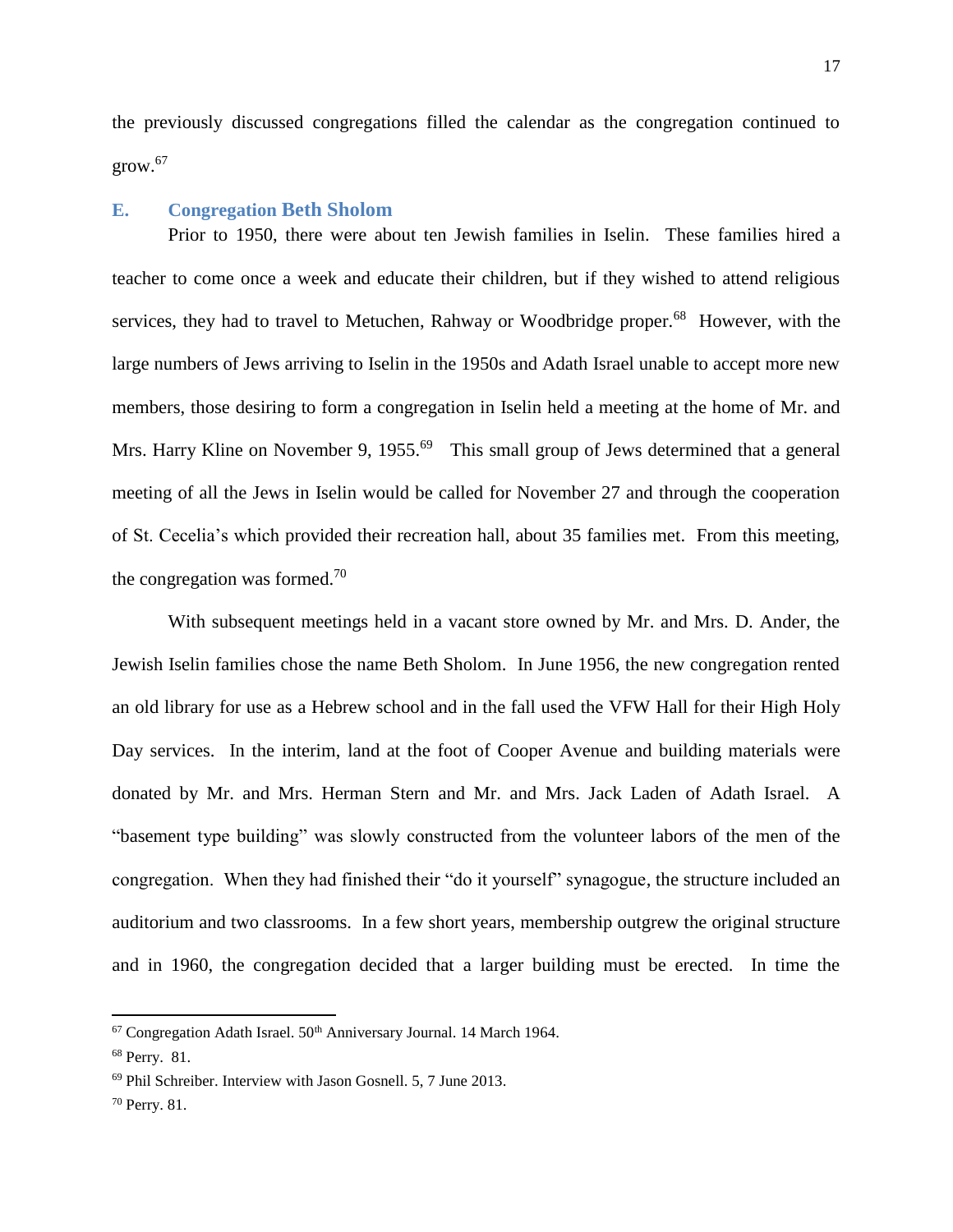the previously discussed congregations filled the calendar as the congregation continued to grow.[67]

### E. Congregation Beth Sholom

Prior to 1950, there were about ten Jewish families in Iselin. These families hired a teacher to come once a week and educate their children, but if they wished to attend religious services, they had to travel to Metuchen, Rahway or Woodbridge proper.[68] However, with the large numbers of Jews arriving to Iselin in the 1950s and Adath Israel unable to accept more new members, those desiring to form a congregation in Iselin held a meeting at the home of Mr. and Mrs. Harry Kline on November 9, 1955.[69] This small group of Jews determined that a general meeting of all the Jews in Iselin would be called for November 27 and through the cooperation of St. Cecelia's which provided their recreation hall, about 35 families met. From this meeting, the congregation was formed.[70]

With subsequent meetings held in a vacant store owned by Mr. and Mrs. D. Ander, the Jewish Iselin families chose the name Beth Sholom. In June 1956, the new congregation rented an old library for use as a Hebrew school and in the fall used the VFW Hall for their High Holy Day services. In the interim, land at the foot of Cooper Avenue and building materials were donated by Mr. and Mrs. Herman Stern and Mr. and Mrs. Jack Laden of Adath Israel. A "basement type building" was slowly constructed from the volunteer labors of the men of the congregation. When they had finished their "do it yourself" synagogue, the structure included an auditorium and two classrooms. In a few short years, membership outgrew the original structure and in 1960, the congregation decided that a larger building must be erected. In time the

---

[67] Congregation Adath Israel. 50th Anniversary Journal. 14 March 1964.

[68] Perry. 81.

[69] Phil Schreiber. Interview with Jason Gosnell. 5, 7 June 2013.

[70] Perry. 81.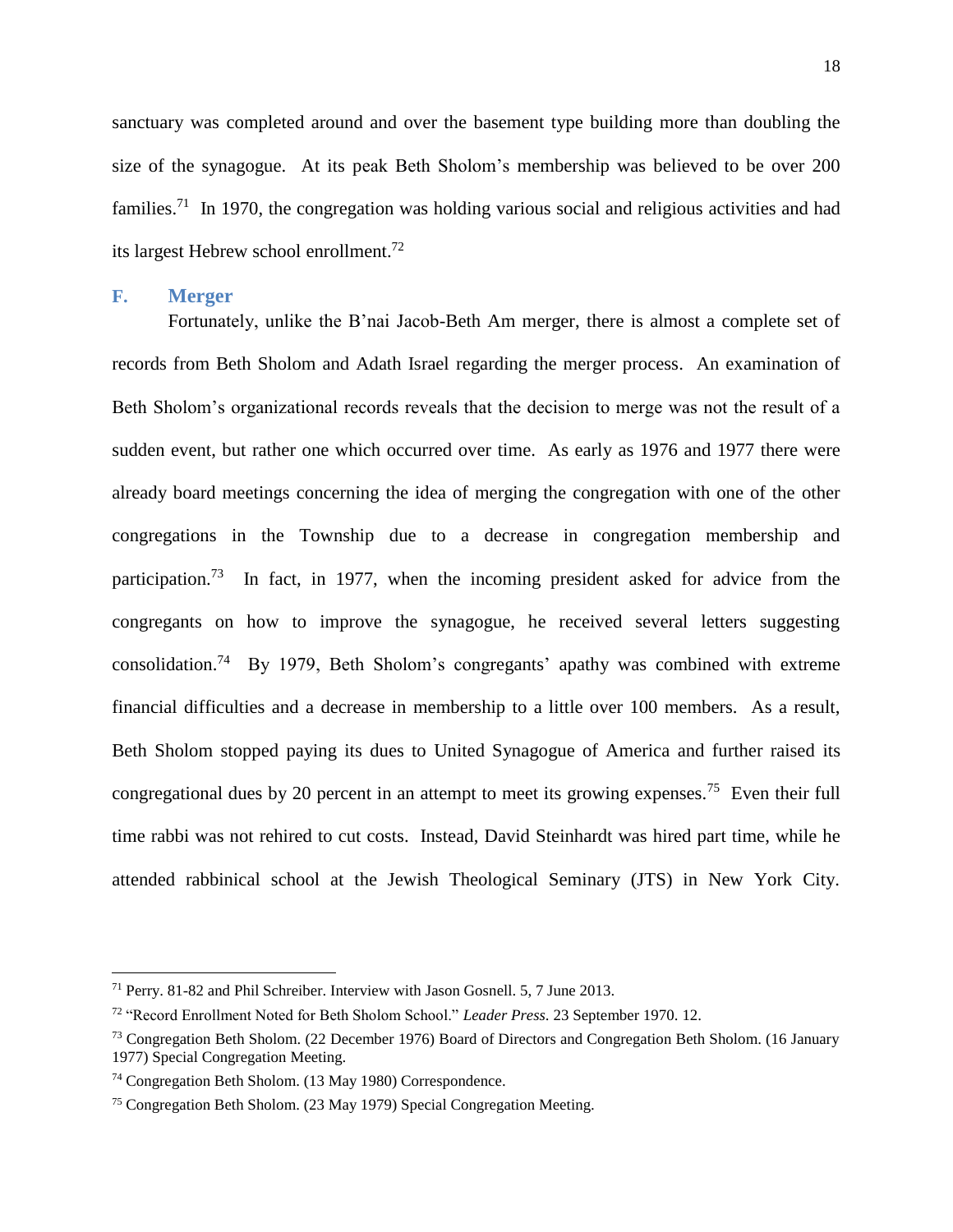sanctuary was completed around and over the basement type building more than doubling the size of the synagogue. At its peak Beth Sholom's membership was believed to be over 200 families.[71] In 1970, the congregation was holding various social and religious activities and had its largest Hebrew school enrollment.[72]

## F. Merger

Fortunately, unlike the B'nai Jacob-Beth Am merger, there is almost a complete set of records from Beth Sholom and Adath Israel regarding the merger process. An examination of Beth Sholom's organizational records reveals that the decision to merge was not the result of a sudden event, but rather one which occurred over time. As early as 1976 and 1977 there were already board meetings concerning the idea of merging the congregation with one of the other congregations in the Township due to a decrease in congregation membership and participation.[73] In fact, in 1977, when the incoming president asked for advice from the congregants on how to improve the synagogue, he received several letters suggesting consolidation.[74] By 1979, Beth Sholom's congregants' apathy was combined with extreme financial difficulties and a decrease in membership to a little over 100 members. As a result, Beth Sholom stopped paying its dues to United Synagogue of America and further raised its congregational dues by 20 percent in an attempt to meet its growing expenses.[75] Even their full time rabbi was not rehired to cut costs. Instead, David Steinhardt was hired part time, while he attended rabbinical school at the Jewish Theological Seminary (JTS) in New York City.

---

[71] Perry. 81-82 and Phil Schreiber. Interview with Jason Gosnell. 5, 7 June 2013.

[72] "Record Enrollment Noted for Beth Sholom School." *Leader Press*. 23 September 1970. 12.

[73] Congregation Beth Sholom. (22 December 1976) Board of Directors and Congregation Beth Sholom. (16 January 1977) Special Congregation Meeting.

[74] Congregation Beth Sholom. (13 May 1980) Correspondence.

[75] Congregation Beth Sholom. (23 May 1979) Special Congregation Meeting.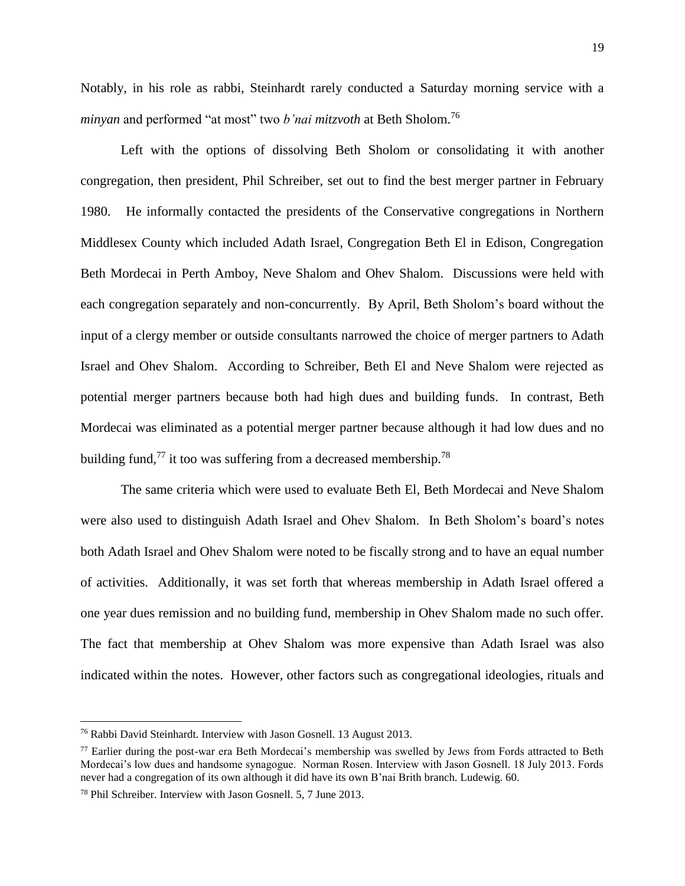Notably, in his role as rabbi, Steinhardt rarely conducted a Saturday morning service with a *minyan* and performed "at most" two *b'nai mitzvoth* at Beth Sholom.[76]

Left with the options of dissolving Beth Sholom or consolidating it with another congregation, then president, Phil Schreiber, set out to find the best merger partner in February 1980. He informally contacted the presidents of the Conservative congregations in Northern Middlesex County which included Adath Israel, Congregation Beth El in Edison, Congregation Beth Mordecai in Perth Amboy, Neve Shalom and Ohev Shalom. Discussions were held with each congregation separately and non-concurrently. By April, Beth Sholom's board without the input of a clergy member or outside consultants narrowed the choice of merger partners to Adath Israel and Ohev Shalom. According to Schreiber, Beth El and Neve Shalom were rejected as potential merger partners because both had high dues and building funds. In contrast, Beth Mordecai was eliminated as a potential merger partner because although it had low dues and no building fund,[77] it too was suffering from a decreased membership.[78]

The same criteria which were used to evaluate Beth El, Beth Mordecai and Neve Shalom were also used to distinguish Adath Israel and Ohev Shalom. In Beth Sholom's board's notes both Adath Israel and Ohev Shalom were noted to be fiscally strong and to have an equal number of activities. Additionally, it was set forth that whereas membership in Adath Israel offered a one year dues remission and no building fund, membership in Ohev Shalom made no such offer. The fact that membership at Ohev Shalom was more expensive than Adath Israel was also indicated within the notes. However, other factors such as congregational ideologies, rituals and

---

[76] Rabbi David Steinhardt. Interview with Jason Gosnell. 13 August 2013.

[77] Earlier during the post-war era Beth Mordecai's membership was swelled by Jews from Fords attracted to Beth Mordecai's low dues and handsome synagogue. Norman Rosen. Interview with Jason Gosnell. 18 July 2013. Fords never had a congregation of its own although it did have its own B'nai Brith branch. Ludewig. 60.

[78] Phil Schreiber. Interview with Jason Gosnell. 5, 7 June 2013.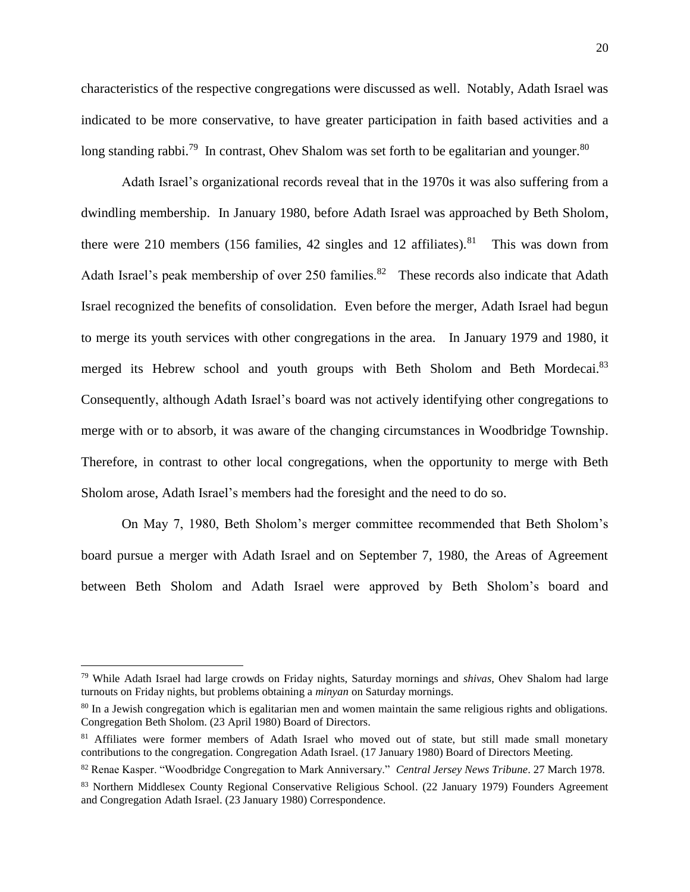characteristics of the respective congregations were discussed as well. Notably, Adath Israel was indicated to be more conservative, to have greater participation in faith based activities and a long standing rabbi.[79] In contrast, Ohev Shalom was set forth to be egalitarian and younger.[80]

Adath Israel's organizational records reveal that in the 1970s it was also suffering from a dwindling membership. In January 1980, before Adath Israel was approached by Beth Sholom, there were 210 members (156 families, 42 singles and 12 affiliates).[81] This was down from Adath Israel's peak membership of over 250 families.[82] These records also indicate that Adath Israel recognized the benefits of consolidation. Even before the merger, Adath Israel had begun to merge its youth services with other congregations in the area. In January 1979 and 1980, it merged its Hebrew school and youth groups with Beth Sholom and Beth Mordecai.[83] Consequently, although Adath Israel's board was not actively identifying other congregations to merge with or to absorb, it was aware of the changing circumstances in Woodbridge Township. Therefore, in contrast to other local congregations, when the opportunity to merge with Beth Sholom arose, Adath Israel's members had the foresight and the need to do so.

On May 7, 1980, Beth Sholom's merger committee recommended that Beth Sholom's board pursue a merger with Adath Israel and on September 7, 1980, the Areas of Agreement between Beth Sholom and Adath Israel were approved by Beth Sholom's board and

---

[79] While Adath Israel had large crowds on Friday nights, Saturday mornings and *shivas*, Ohev Shalom had large turnouts on Friday nights, but problems obtaining a *minyan* on Saturday mornings.

[80] In a Jewish congregation which is egalitarian men and women maintain the same religious rights and obligations. Congregation Beth Sholom. (23 April 1980) Board of Directors.

[81] Affiliates were former members of Adath Israel who moved out of state, but still made small monetary contributions to the congregation. Congregation Adath Israel. (17 January 1980) Board of Directors Meeting.

[82] Renae Kasper. "Woodbridge Congregation to Mark Anniversary." *Central Jersey News Tribune*. 27 March 1978.

[83] Northern Middlesex County Regional Conservative Religious School. (22 January 1979) Founders Agreement and Congregation Adath Israel. (23 January 1980) Correspondence.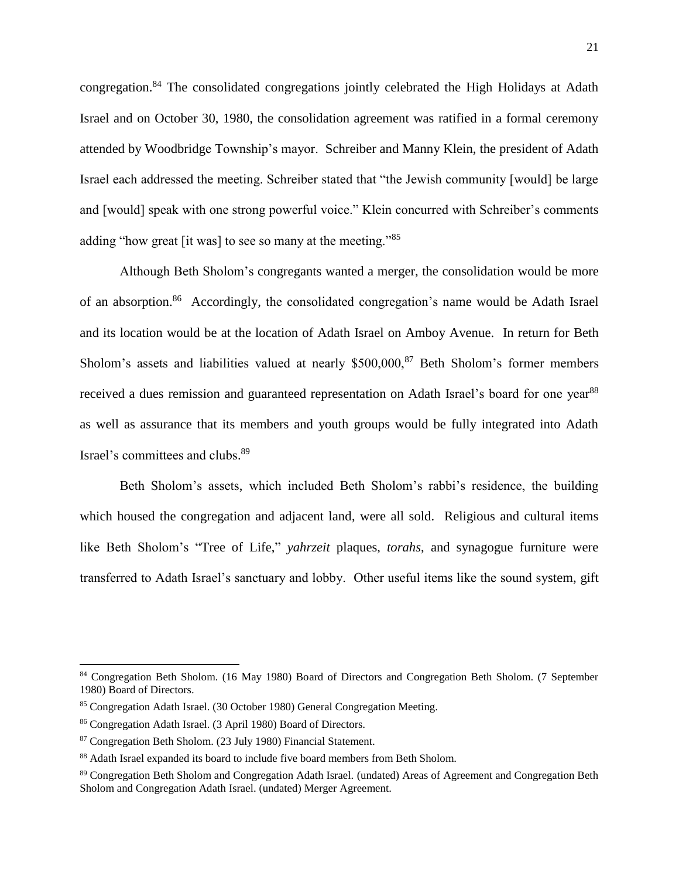congregation.[84] The consolidated congregations jointly celebrated the High Holidays at Adath Israel and on October 30, 1980, the consolidation agreement was ratified in a formal ceremony attended by Woodbridge Township's mayor. Schreiber and Manny Klein, the president of Adath Israel each addressed the meeting. Schreiber stated that "the Jewish community [would] be large and [would] speak with one strong powerful voice." Klein concurred with Schreiber's comments adding "how great [it was] to see so many at the meeting."[85]

Although Beth Sholom's congregants wanted a merger, the consolidation would be more of an absorption.[86] Accordingly, the consolidated congregation's name would be Adath Israel and its location would be at the location of Adath Israel on Amboy Avenue. In return for Beth Sholom's assets and liabilities valued at nearly $500,000,[87] Beth Sholom's former members received a dues remission and guaranteed representation on Adath Israel's board for one year[88] as well as assurance that its members and youth groups would be fully integrated into Adath Israel's committees and clubs.[89]

Beth Sholom's assets, which included Beth Sholom's rabbi's residence, the building which housed the congregation and adjacent land, were all sold. Religious and cultural items like Beth Sholom's "Tree of Life," *yahrzeit* plaques, *torahs*, and synagogue furniture were transferred to Adath Israel's sanctuary and lobby. Other useful items like the sound system, gift

---

[84] Congregation Beth Sholom. (16 May 1980) Board of Directors and Congregation Beth Sholom. (7 September 1980) Board of Directors.

[85] Congregation Adath Israel. (30 October 1980) General Congregation Meeting.

[86] Congregation Adath Israel. (3 April 1980) Board of Directors.

[87] Congregation Beth Sholom. (23 July 1980) Financial Statement.

[88] Adath Israel expanded its board to include five board members from Beth Sholom.

[89] Congregation Beth Sholom and Congregation Adath Israel. (undated) Areas of Agreement and Congregation Beth Sholom and Congregation Adath Israel. (undated) Merger Agreement.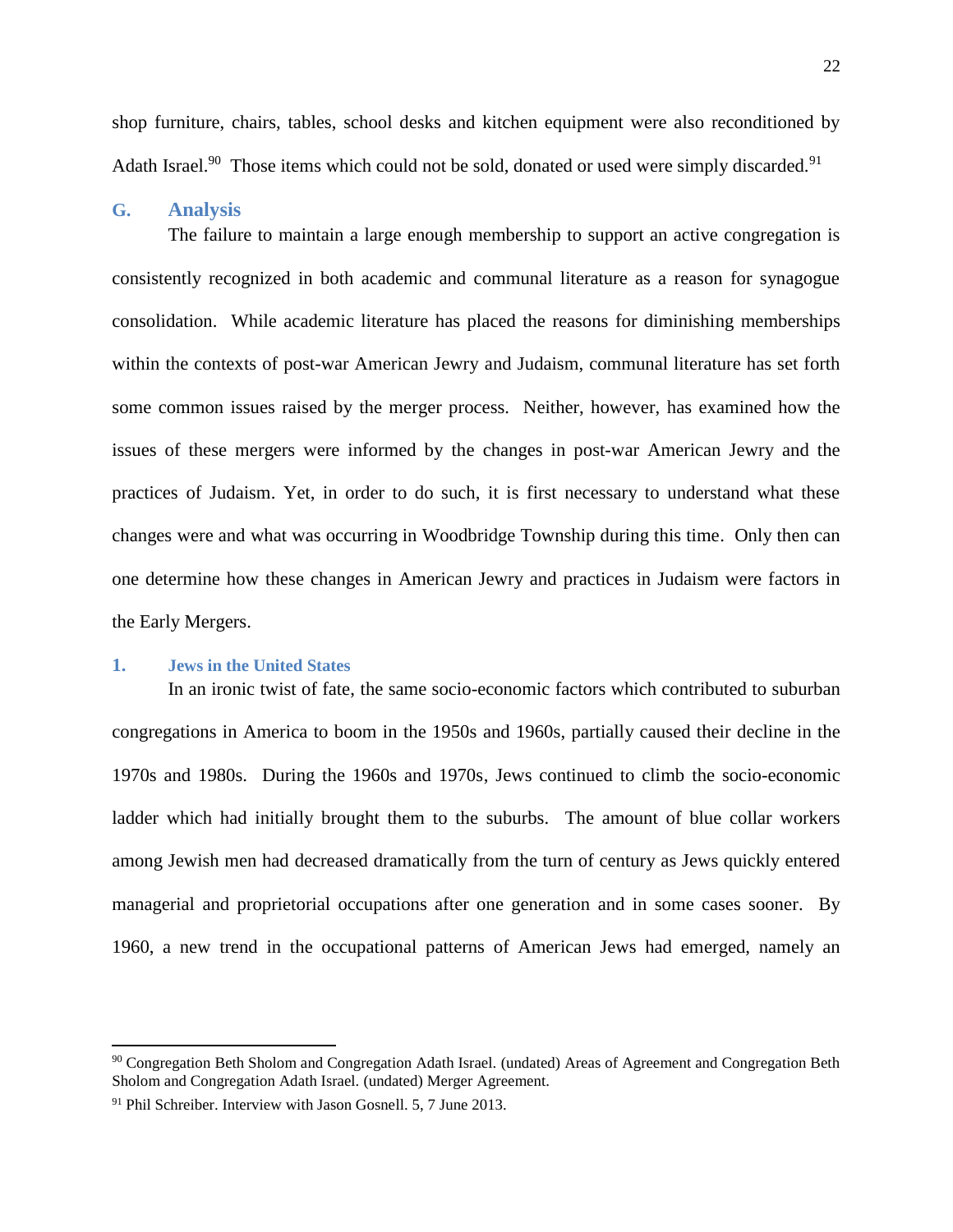shop furniture, chairs, tables, school desks and kitchen equipment were also reconditioned by Adath Israel.[90] Those items which could not be sold, donated or used were simply discarded.[91]

## G. Analysis

The failure to maintain a large enough membership to support an active congregation is consistently recognized in both academic and communal literature as a reason for synagogue consolidation. While academic literature has placed the reasons for diminishing memberships within the contexts of post-war American Jewry and Judaism, communal literature has set forth some common issues raised by the merger process. Neither, however, has examined how the issues of these mergers were informed by the changes in post-war American Jewry and the practices of Judaism. Yet, in order to do such, it is first necessary to understand what these changes were and what was occurring in Woodbridge Township during this time. Only then can one determine how these changes in American Jewry and practices in Judaism were factors in the Early Mergers.

### 1. Jews in the United States

In an ironic twist of fate, the same socio-economic factors which contributed to suburban congregations in America to boom in the 1950s and 1960s, partially caused their decline in the 1970s and 1980s. During the 1960s and 1970s, Jews continued to climb the socio-economic ladder which had initially brought them to the suburbs. The amount of blue collar workers among Jewish men had decreased dramatically from the turn of century as Jews quickly entered managerial and proprietorial occupations after one generation and in some cases sooner. By 1960, a new trend in the occupational patterns of American Jews had emerged, namely an

---

[90] Congregation Beth Sholom and Congregation Adath Israel. (undated) Areas of Agreement and Congregation Beth Sholom and Congregation Adath Israel. (undated) Merger Agreement.

[91] Phil Schreiber. Interview with Jason Gosnell. 5, 7 June 2013.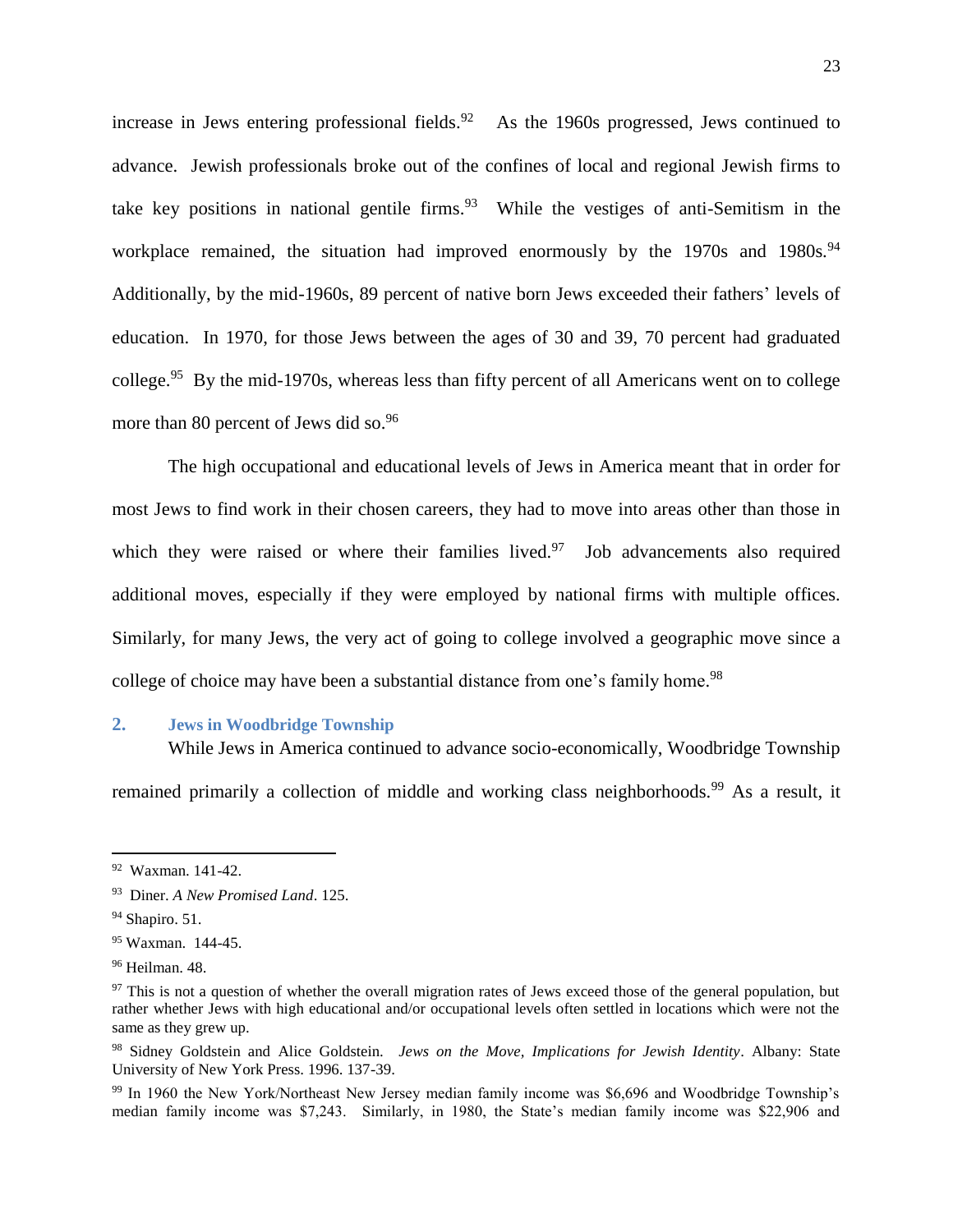increase in Jews entering professional fields.[92] As the 1960s progressed, Jews continued to advance. Jewish professionals broke out of the confines of local and regional Jewish firms to take key positions in national gentile firms.[93] While the vestiges of anti-Semitism in the workplace remained, the situation had improved enormously by the 1970s and 1980s.[94] Additionally, by the mid-1960s, 89 percent of native born Jews exceeded their fathers' levels of education. In 1970, for those Jews between the ages of 30 and 39, 70 percent had graduated college.[95] By the mid-1970s, whereas less than fifty percent of all Americans went on to college more than 80 percent of Jews did so.[96]

The high occupational and educational levels of Jews in America meant that in order for most Jews to find work in their chosen careers, they had to move into areas other than those in which they were raised or where their families lived.[97] Job advancements also required additional moves, especially if they were employed by national firms with multiple offices. Similarly, for many Jews, the very act of going to college involved a geographic move since a college of choice may have been a substantial distance from one's family home.[98]

## 2. Jews in Woodbridge Township

While Jews in America continued to advance socio-economically, Woodbridge Township remained primarily a collection of middle and working class neighborhoods.[99] As a result, it

---

[92] Waxman. 141-42.

[93] Diner. *A New Promised Land*. 125.

[94] Shapiro. 51.

[95] Waxman. 144-45.

[96] Heilman. 48.

[97] This is not a question of whether the overall migration rates of Jews exceed those of the general population, but rather whether Jews with high educational and/or occupational levels often settled in locations which were not the same as they grew up.

[98] Sidney Goldstein and Alice Goldstein. *Jews on the Move, Implications for Jewish Identity*. Albany: State University of New York Press. 1996. 137-39.

[99] In 1960 the New York/Northeast New Jersey median family income was $6,696 and Woodbridge Township's median family income was $7,243. Similarly, in 1980, the State's median family income was $22,906 and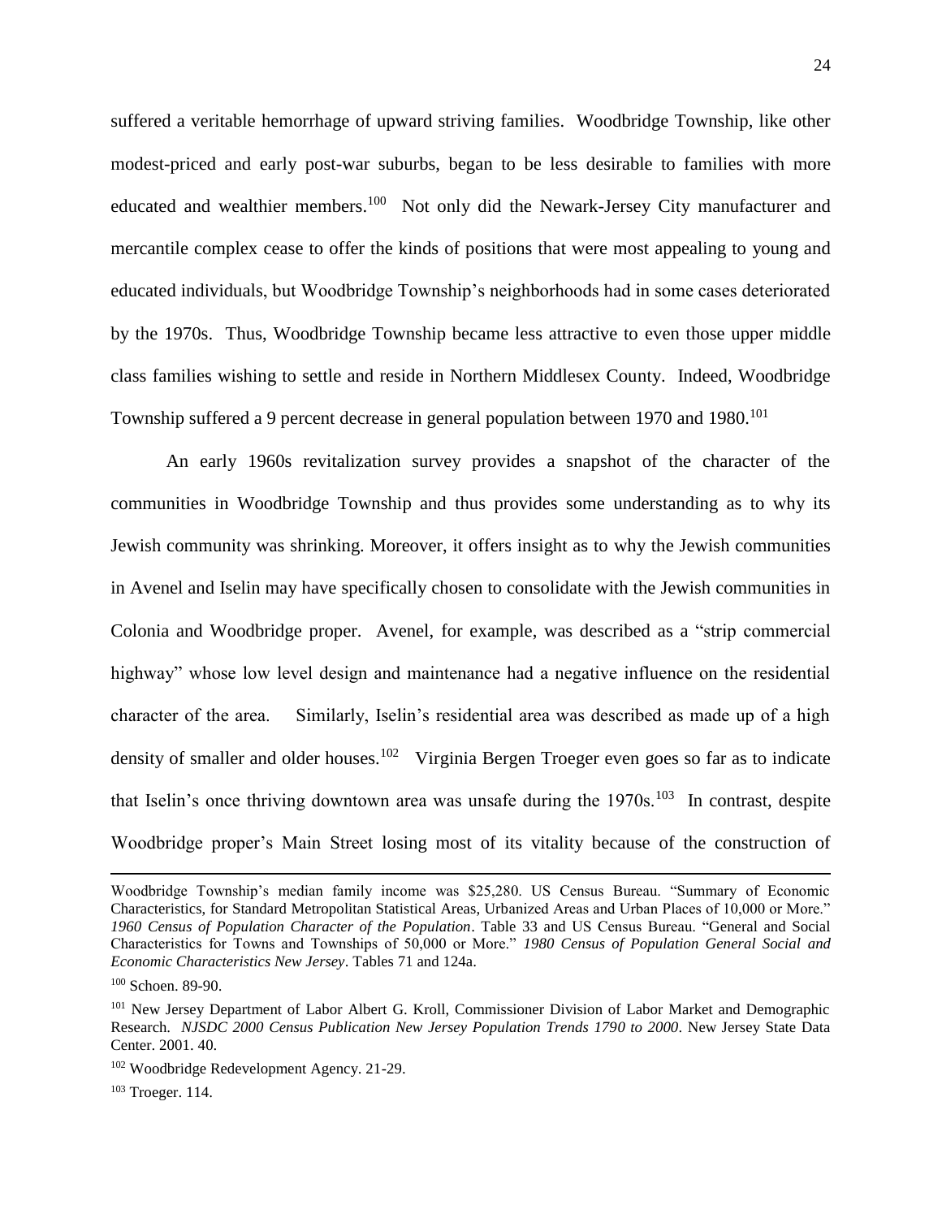suffered a veritable hemorrhage of upward striving families. Woodbridge Township, like other modest-priced and early post-war suburbs, began to be less desirable to families with more educated and wealthier members.[100] Not only did the Newark-Jersey City manufacturer and mercantile complex cease to offer the kinds of positions that were most appealing to young and educated individuals, but Woodbridge Township's neighborhoods had in some cases deteriorated by the 1970s. Thus, Woodbridge Township became less attractive to even those upper middle class families wishing to settle and reside in Northern Middlesex County. Indeed, Woodbridge Township suffered a 9 percent decrease in general population between 1970 and 1980.[101]

An early 1960s revitalization survey provides a snapshot of the character of the communities in Woodbridge Township and thus provides some understanding as to why its Jewish community was shrinking. Moreover, it offers insight as to why the Jewish communities in Avenel and Iselin may have specifically chosen to consolidate with the Jewish communities in Colonia and Woodbridge proper. Avenel, for example, was described as a "strip commercial highway" whose low level design and maintenance had a negative influence on the residential character of the area. Similarly, Iselin's residential area was described as made up of a high density of smaller and older houses.[102] Virginia Bergen Troeger even goes so far as to indicate that Iselin's once thriving downtown area was unsafe during the 1970s.[103] In contrast, despite Woodbridge proper's Main Street losing most of its vitality because of the construction of

---

Woodbridge Township's median family income was $25,280. US Census Bureau. "Summary of Economic Characteristics, for Standard Metropolitan Statistical Areas, Urbanized Areas and Urban Places of 10,000 or More." *1960 Census of Population Character of the Population*. Table 33 and US Census Bureau. "General and Social Characteristics for Towns and Townships of 50,000 or More." *1980 Census of Population General Social and Economic Characteristics New Jersey*. Tables 71 and 124a.

[100] Schoen. 89-90.

[101] New Jersey Department of Labor Albert G. Kroll, Commissioner Division of Labor Market and Demographic Research. *NJSDC 2000 Census Publication New Jersey Population Trends 1790 to 2000*. New Jersey State Data Center. 2001. 40.

[102] Woodbridge Redevelopment Agency. 21-29.

[103] Troeger. 114.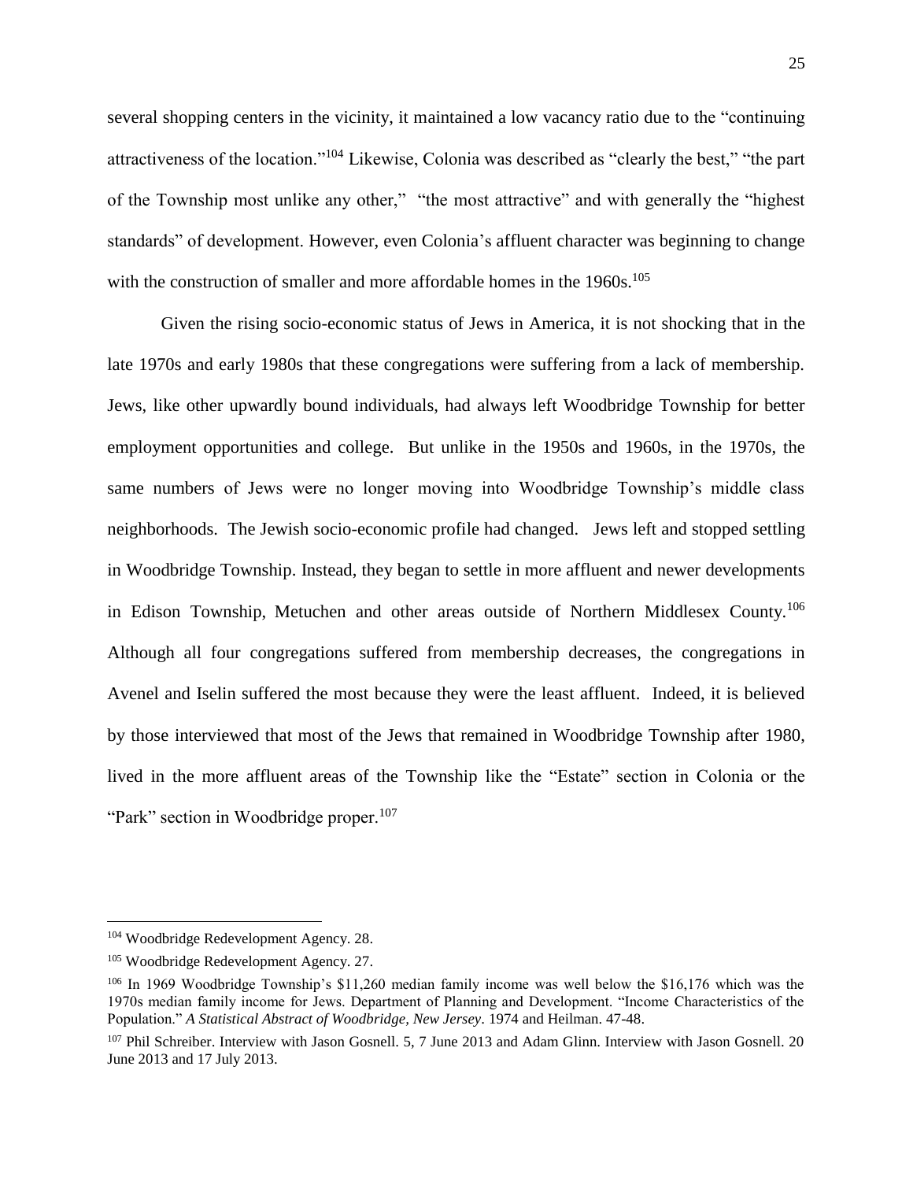several shopping centers in the vicinity, it maintained a low vacancy ratio due to the "continuing attractiveness of the location."[104] Likewise, Colonia was described as "clearly the best," "the part of the Township most unlike any other," "the most attractive" and with generally the "highest standards" of development. However, even Colonia's affluent character was beginning to change with the construction of smaller and more affordable homes in the 1960s.[105]

Given the rising socio-economic status of Jews in America, it is not shocking that in the late 1970s and early 1980s that these congregations were suffering from a lack of membership. Jews, like other upwardly bound individuals, had always left Woodbridge Township for better employment opportunities and college. But unlike in the 1950s and 1960s, in the 1970s, the same numbers of Jews were no longer moving into Woodbridge Township's middle class neighborhoods. The Jewish socio-economic profile had changed. Jews left and stopped settling in Woodbridge Township. Instead, they began to settle in more affluent and newer developments in Edison Township, Metuchen and other areas outside of Northern Middlesex County.[106] Although all four congregations suffered from membership decreases, the congregations in Avenel and Iselin suffered the most because they were the least affluent. Indeed, it is believed by those interviewed that most of the Jews that remained in Woodbridge Township after 1980, lived in the more affluent areas of the Township like the "Estate" section in Colonia or the "Park" section in Woodbridge proper.[107]

---

[104] Woodbridge Redevelopment Agency. 28.

[105] Woodbridge Redevelopment Agency. 27.

[106] In 1969 Woodbridge Township's $11,260 median family income was well below the $16,176 which was the 1970s median family income for Jews. Department of Planning and Development. "Income Characteristics of the Population." *A Statistical Abstract of Woodbridge, New Jersey*. 1974 and Heilman. 47-48.

[107] Phil Schreiber. Interview with Jason Gosnell. 5, 7 June 2013 and Adam Glinn. Interview with Jason Gosnell. 20 June 2013 and 17 July 2013.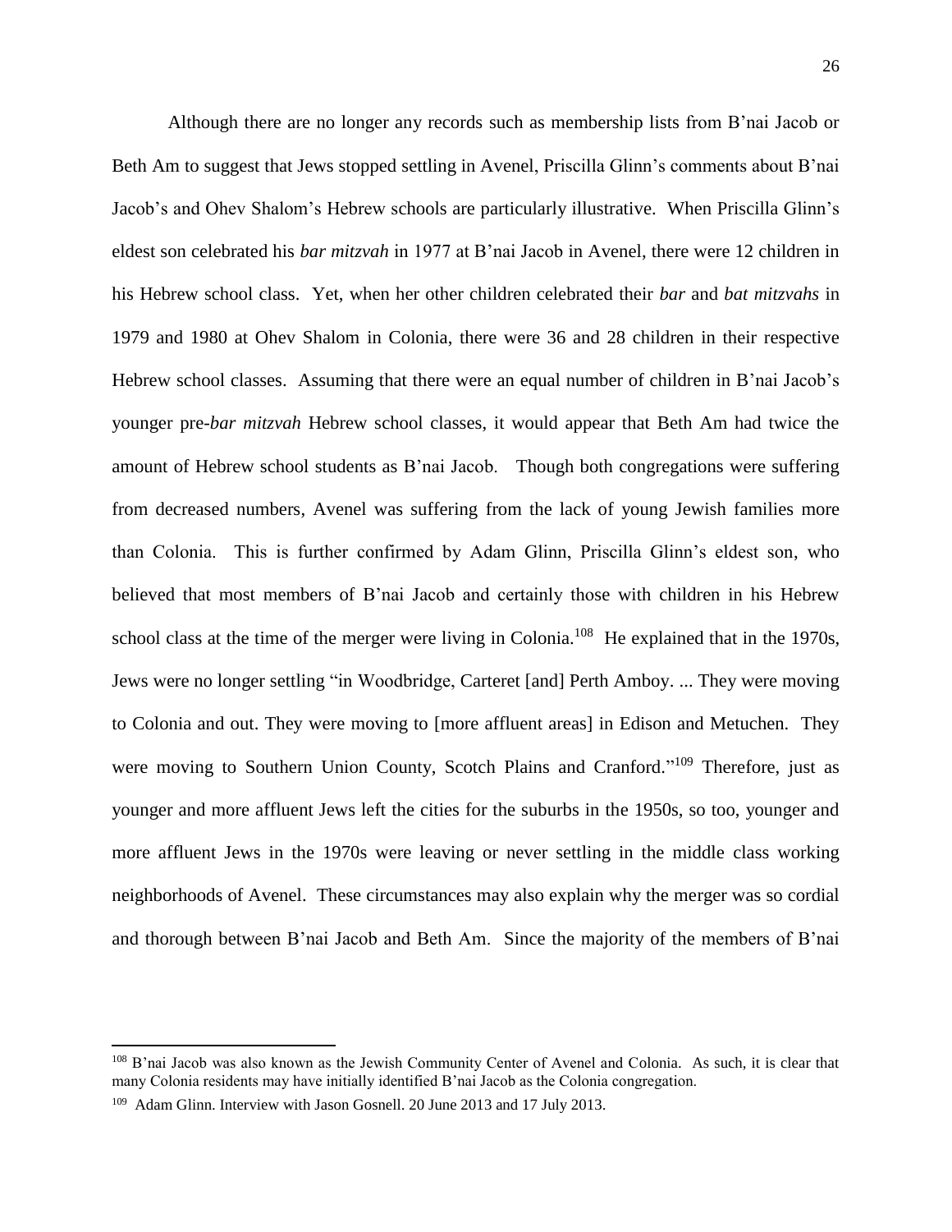Although there are no longer any records such as membership lists from B'nai Jacob or Beth Am to suggest that Jews stopped settling in Avenel, Priscilla Glinn's comments about B'nai Jacob's and Ohev Shalom's Hebrew schools are particularly illustrative. When Priscilla Glinn's eldest son celebrated his *bar mitzvah* in 1977 at B'nai Jacob in Avenel, there were 12 children in his Hebrew school class. Yet, when her other children celebrated their *bar* and *bat mitzvahs* in 1979 and 1980 at Ohev Shalom in Colonia, there were 36 and 28 children in their respective Hebrew school classes. Assuming that there were an equal number of children in B'nai Jacob's younger pre-*bar mitzvah* Hebrew school classes, it would appear that Beth Am had twice the amount of Hebrew school students as B'nai Jacob. Though both congregations were suffering from decreased numbers, Avenel was suffering from the lack of young Jewish families more than Colonia. This is further confirmed by Adam Glinn, Priscilla Glinn's eldest son, who believed that most members of B'nai Jacob and certainly those with children in his Hebrew school class at the time of the merger were living in Colonia.[108] He explained that in the 1970s, Jews were no longer settling "in Woodbridge, Carteret [and] Perth Amboy. ... They were moving to Colonia and out. They were moving to [more affluent areas] in Edison and Metuchen. They were moving to Southern Union County, Scotch Plains and Cranford."[109] Therefore, just as younger and more affluent Jews left the cities for the suburbs in the 1950s, so too, younger and more affluent Jews in the 1970s were leaving or never settling in the middle class working neighborhoods of Avenel. These circumstances may also explain why the merger was so cordial and thorough between B'nai Jacob and Beth Am. Since the majority of the members of B'nai

---

[108] B'nai Jacob was also known as the Jewish Community Center of Avenel and Colonia. As such, it is clear that many Colonia residents may have initially identified B'nai Jacob as the Colonia congregation.

[109] Adam Glinn. Interview with Jason Gosnell. 20 June 2013 and 17 July 2013.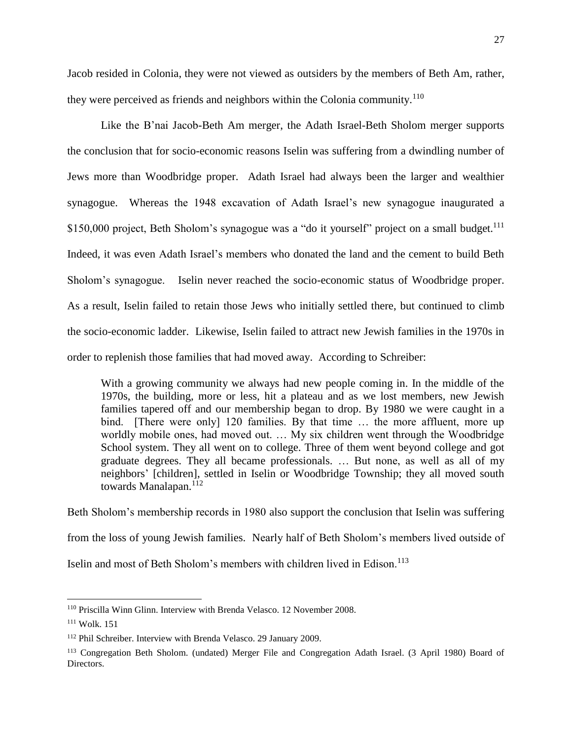Jacob resided in Colonia, they were not viewed as outsiders by the members of Beth Am, rather, they were perceived as friends and neighbors within the Colonia community.[110]

Like the B'nai Jacob-Beth Am merger, the Adath Israel-Beth Sholom merger supports the conclusion that for socio-economic reasons Iselin was suffering from a dwindling number of Jews more than Woodbridge proper. Adath Israel had always been the larger and wealthier synagogue. Whereas the 1948 excavation of Adath Israel's new synagogue inaugurated a \$150,000 project, Beth Sholom's synagogue was a "do it yourself" project on a small budget.[111] Indeed, it was even Adath Israel's members who donated the land and the cement to build Beth Sholom's synagogue. Iselin never reached the socio-economic status of Woodbridge proper. As a result, Iselin failed to retain those Jews who initially settled there, but continued to climb the socio-economic ladder. Likewise, Iselin failed to attract new Jewish families in the 1970s in order to replenish those families that had moved away. According to Schreiber:

> With a growing community we always had new people coming in. In the middle of the 1970s, the building, more or less, hit a plateau and as we lost members, new Jewish families tapered off and our membership began to drop. By 1980 we were caught in a bind. [There were only] 120 families. By that time … the more affluent, more up worldly mobile ones, had moved out. … My six children went through the Woodbridge School system. They all went on to college. Three of them went beyond college and got graduate degrees. They all became professionals. … But none, as well as all of my neighbors' [children], settled in Iselin or Woodbridge Township; they all moved south towards Manalapan.[112]

Beth Sholom's membership records in 1980 also support the conclusion that Iselin was suffering from the loss of young Jewish families. Nearly half of Beth Sholom's members lived outside of Iselin and most of Beth Sholom's members with children lived in Edison.[113]

---

[110] Priscilla Winn Glinn. Interview with Brenda Velasco. 12 November 2008.

[111] Wolk. 151

[112] Phil Schreiber. Interview with Brenda Velasco. 29 January 2009.

[113] Congregation Beth Sholom. (undated) Merger File and Congregation Adath Israel. (3 April 1980) Board of Directors.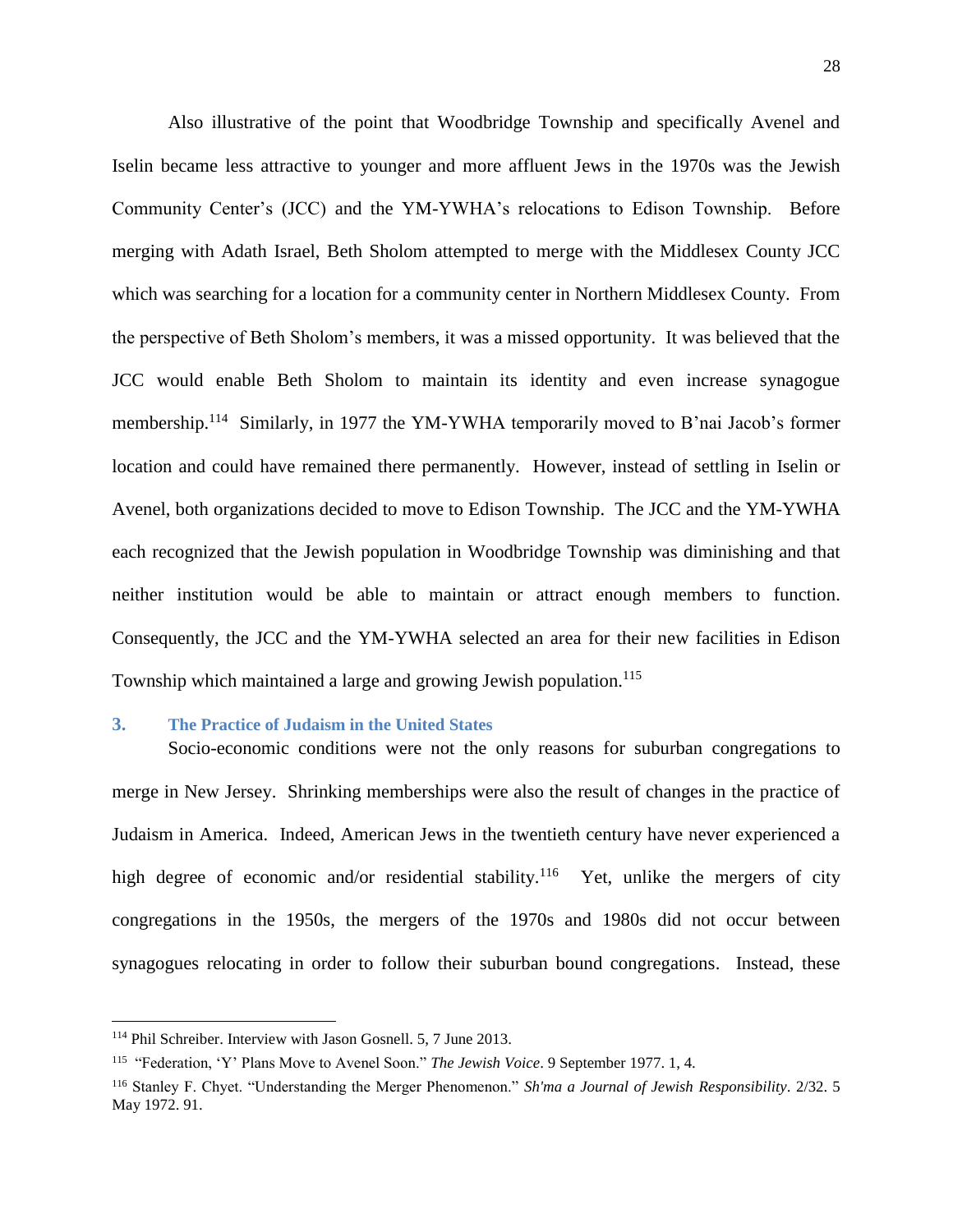Also illustrative of the point that Woodbridge Township and specifically Avenel and Iselin became less attractive to younger and more affluent Jews in the 1970s was the Jewish Community Center's (JCC) and the YM-YWHA's relocations to Edison Township. Before merging with Adath Israel, Beth Sholom attempted to merge with the Middlesex County JCC which was searching for a location for a community center in Northern Middlesex County. From the perspective of Beth Sholom's members, it was a missed opportunity. It was believed that the JCC would enable Beth Sholom to maintain its identity and even increase synagogue membership.[114] Similarly, in 1977 the YM-YWHA temporarily moved to B'nai Jacob's former location and could have remained there permanently. However, instead of settling in Iselin or Avenel, both organizations decided to move to Edison Township. The JCC and the YM-YWHA each recognized that the Jewish population in Woodbridge Township was diminishing and that neither institution would be able to maintain or attract enough members to function. Consequently, the JCC and the YM-YWHA selected an area for their new facilities in Edison Township which maintained a large and growing Jewish population.[115]

### 3. The Practice of Judaism in the United States

Socio-economic conditions were not the only reasons for suburban congregations to merge in New Jersey. Shrinking memberships were also the result of changes in the practice of Judaism in America. Indeed, American Jews in the twentieth century have never experienced a high degree of economic and/or residential stability.[116] Yet, unlike the mergers of city congregations in the 1950s, the mergers of the 1970s and 1980s did not occur between synagogues relocating in order to follow their suburban bound congregations. Instead, these

---

[114] Phil Schreiber. Interview with Jason Gosnell. 5, 7 June 2013.

[115] "Federation, 'Y' Plans Move to Avenel Soon." *The Jewish Voice*. 9 September 1977. 1, 4.

[116] Stanley F. Chyet. "Understanding the Merger Phenomenon." *Sh'ma a Journal of Jewish Responsibility*. 2/32. 5 May 1972. 91.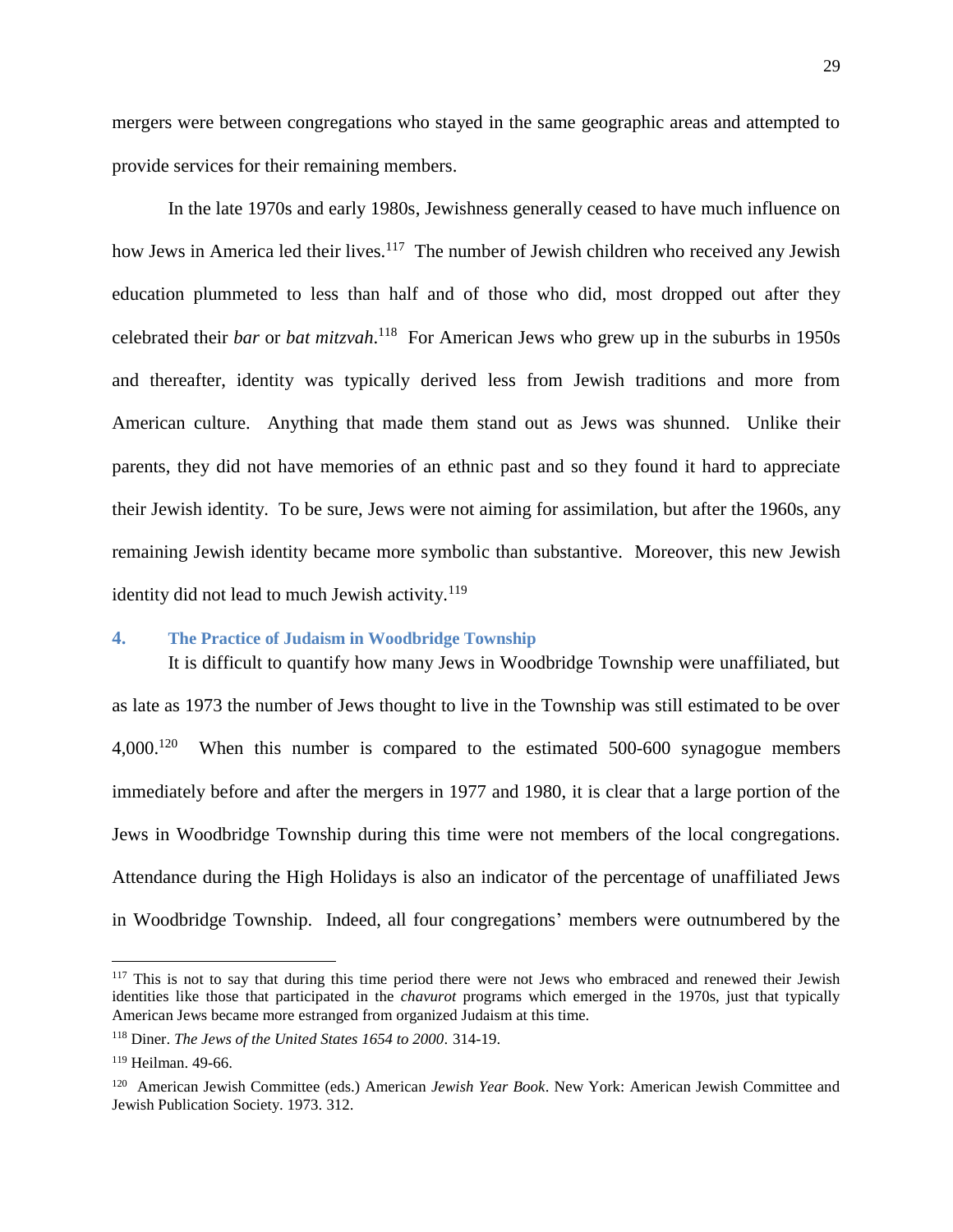mergers were between congregations who stayed in the same geographic areas and attempted to provide services for their remaining members.

In the late 1970s and early 1980s, Jewishness generally ceased to have much influence on how Jews in America led their lives.[117] The number of Jewish children who received any Jewish education plummeted to less than half and of those who did, most dropped out after they celebrated their *bar* or *bat mitzvah*.[118] For American Jews who grew up in the suburbs in 1950s and thereafter, identity was typically derived less from Jewish traditions and more from American culture. Anything that made them stand out as Jews was shunned. Unlike their parents, they did not have memories of an ethnic past and so they found it hard to appreciate their Jewish identity. To be sure, Jews were not aiming for assimilation, but after the 1960s, any remaining Jewish identity became more symbolic than substantive. Moreover, this new Jewish identity did not lead to much Jewish activity.[119]

## 4. The Practice of Judaism in Woodbridge Township

It is difficult to quantify how many Jews in Woodbridge Township were unaffiliated, but as late as 1973 the number of Jews thought to live in the Township was still estimated to be over 4,000.[120] When this number is compared to the estimated 500-600 synagogue members immediately before and after the mergers in 1977 and 1980, it is clear that a large portion of the Jews in Woodbridge Township during this time were not members of the local congregations. Attendance during the High Holidays is also an indicator of the percentage of unaffiliated Jews in Woodbridge Township. Indeed, all four congregations' members were outnumbered by the

---

[117] This is not to say that during this time period there were not Jews who embraced and renewed their Jewish identities like those that participated in the *chavurot* programs which emerged in the 1970s, just that typically American Jews became more estranged from organized Judaism at this time.

[118] Diner. *The Jews of the United States 1654 to 2000*. 314-19.

[119] Heilman. 49-66.

[120] American Jewish Committee (eds.) American *Jewish Year Book*. New York: American Jewish Committee and Jewish Publication Society. 1973. 312.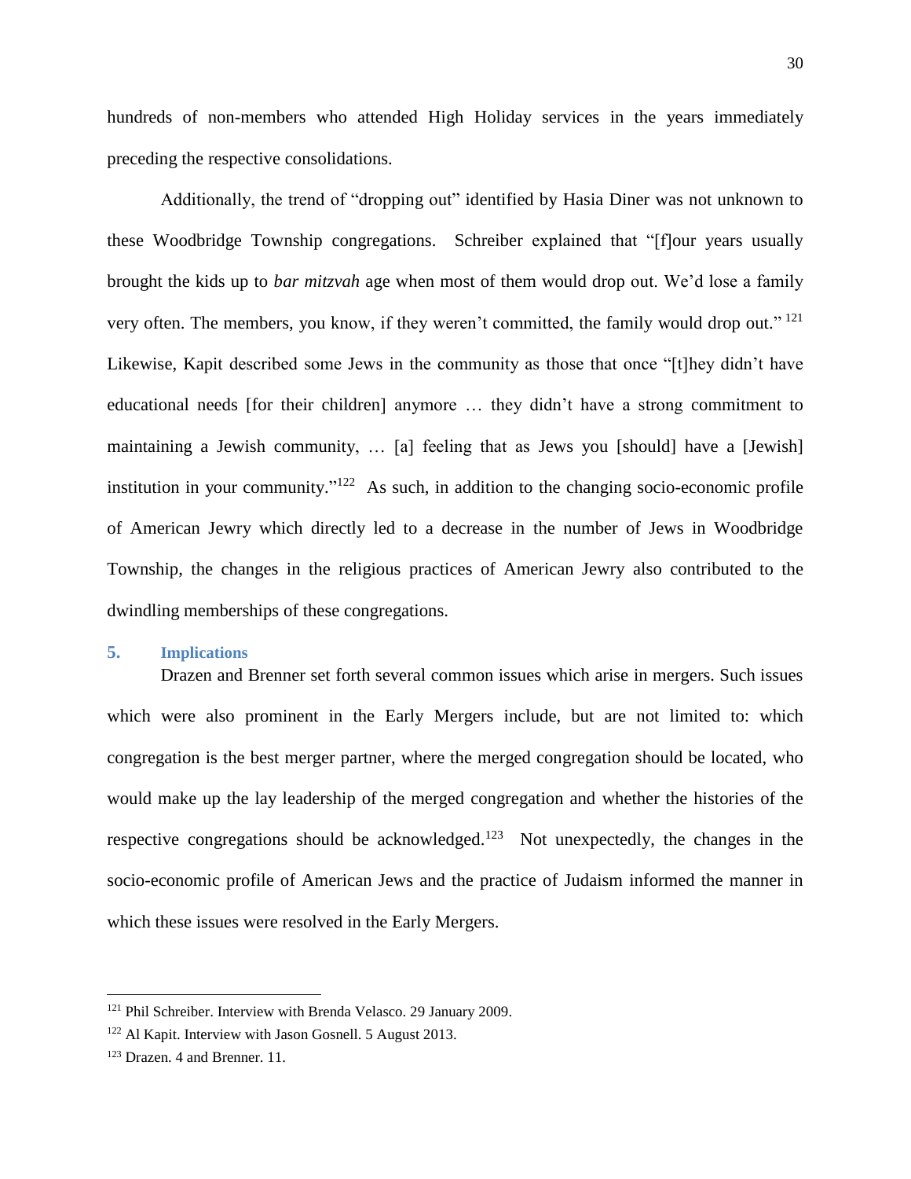hundreds of non-members who attended High Holiday services in the years immediately preceding the respective consolidations.

Additionally, the trend of "dropping out" identified by Hasia Diner was not unknown to these Woodbridge Township congregations. Schreiber explained that "[f]our years usually brought the kids up to *bar mitzvah* age when most of them would drop out. We'd lose a family very often. The members, you know, if they weren't committed, the family would drop out." [121] Likewise, Kapit described some Jews in the community as those that once "[t]hey didn't have educational needs [for their children] anymore … they didn't have a strong commitment to maintaining a Jewish community, … [a] feeling that as Jews you [should] have a [Jewish] institution in your community."[122] As such, in addition to the changing socio-economic profile of American Jewry which directly led to a decrease in the number of Jews in Woodbridge Township, the changes in the religious practices of American Jewry also contributed to the dwindling memberships of these congregations.

## 5. Implications

Drazen and Brenner set forth several common issues which arise in mergers. Such issues which were also prominent in the Early Mergers include, but are not limited to: which congregation is the best merger partner, where the merged congregation should be located, who would make up the lay leadership of the merged congregation and whether the histories of the respective congregations should be acknowledged.[123] Not unexpectedly, the changes in the socio-economic profile of American Jews and the practice of Judaism informed the manner in which these issues were resolved in the Early Mergers.

---

[121] Phil Schreiber. Interview with Brenda Velasco. 29 January 2009.

[122] Al Kapit. Interview with Jason Gosnell. 5 August 2013.

[123] Drazen. 4 and Brenner. 11.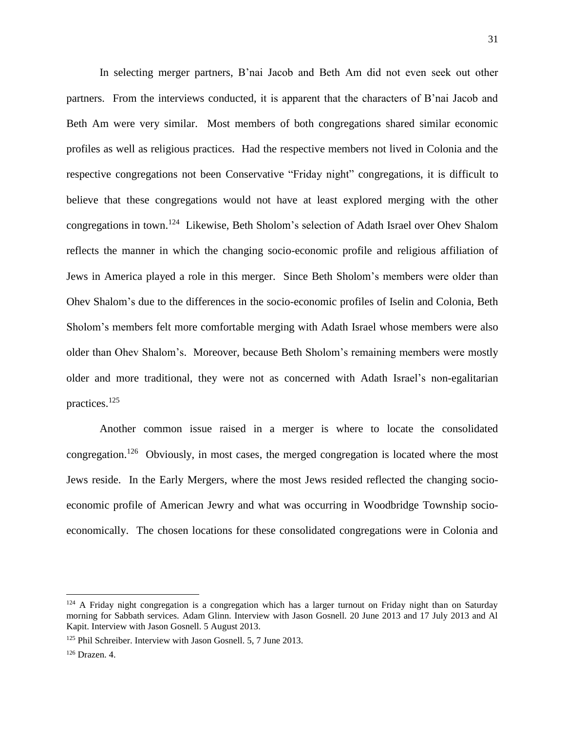In selecting merger partners, B'nai Jacob and Beth Am did not even seek out other partners. From the interviews conducted, it is apparent that the characters of B'nai Jacob and Beth Am were very similar. Most members of both congregations shared similar economic profiles as well as religious practices. Had the respective members not lived in Colonia and the respective congregations not been Conservative "Friday night" congregations, it is difficult to believe that these congregations would not have at least explored merging with the other congregations in town.[124] Likewise, Beth Sholom's selection of Adath Israel over Ohev Shalom reflects the manner in which the changing socio-economic profile and religious affiliation of Jews in America played a role in this merger. Since Beth Sholom's members were older than Ohev Shalom's due to the differences in the socio-economic profiles of Iselin and Colonia, Beth Sholom's members felt more comfortable merging with Adath Israel whose members were also older than Ohev Shalom's. Moreover, because Beth Sholom's remaining members were mostly older and more traditional, they were not as concerned with Adath Israel's non-egalitarian practices.[125]

Another common issue raised in a merger is where to locate the consolidated congregation.[126] Obviously, in most cases, the merged congregation is located where the most Jews reside. In the Early Mergers, where the most Jews resided reflected the changing socio-economic profile of American Jewry and what was occurring in Woodbridge Township socio-economically. The chosen locations for these consolidated congregations were in Colonia and

---

[124] A Friday night congregation is a congregation which has a larger turnout on Friday night than on Saturday morning for Sabbath services. Adam Glinn. Interview with Jason Gosnell. 20 June 2013 and 17 July 2013 and Al Kapit. Interview with Jason Gosnell. 5 August 2013.

[125] Phil Schreiber. Interview with Jason Gosnell. 5, 7 June 2013.

[126] Drazen. 4.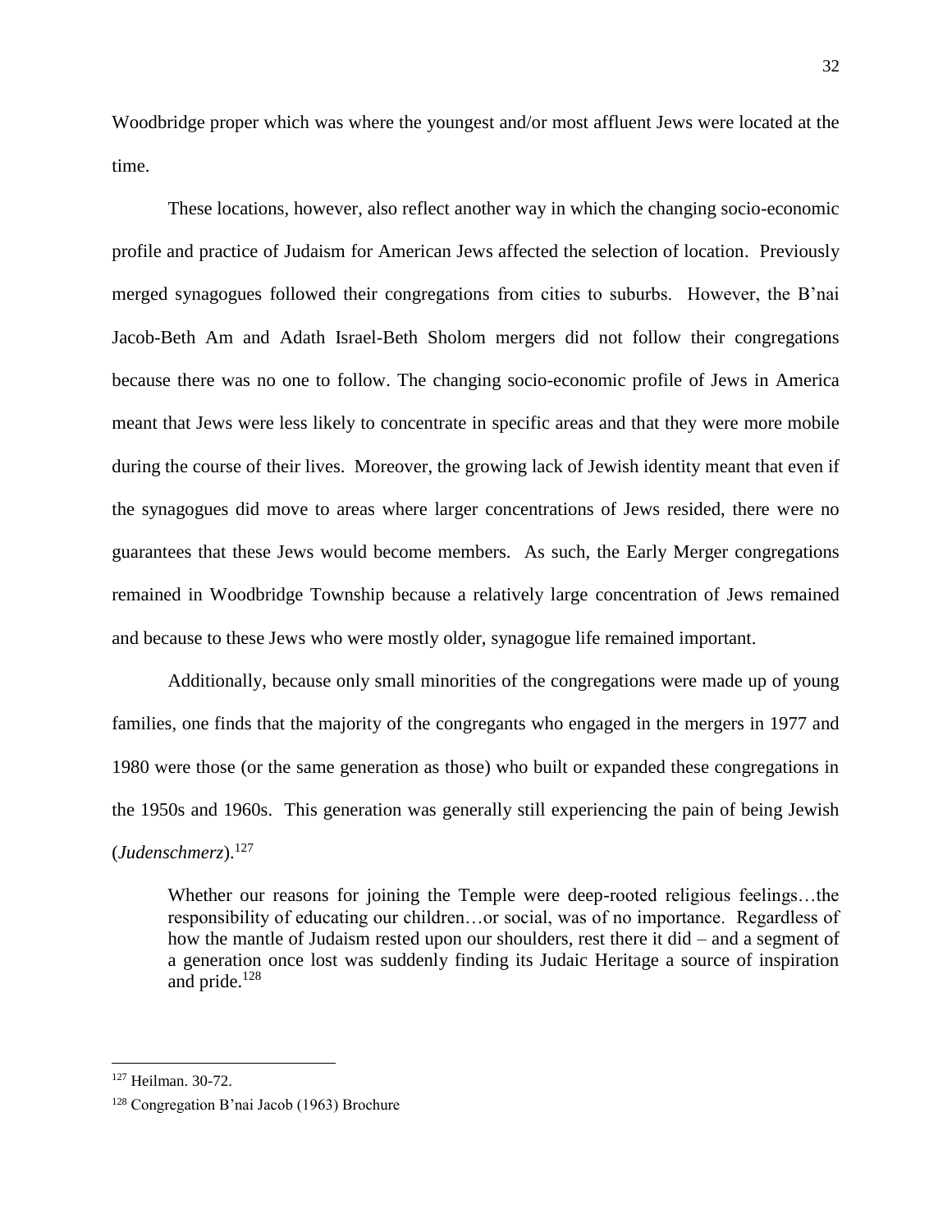Woodbridge proper which was where the youngest and/or most affluent Jews were located at the time.

These locations, however, also reflect another way in which the changing socio-economic profile and practice of Judaism for American Jews affected the selection of location. Previously merged synagogues followed their congregations from cities to suburbs. However, the B'nai Jacob-Beth Am and Adath Israel-Beth Sholom mergers did not follow their congregations because there was no one to follow. The changing socio-economic profile of Jews in America meant that Jews were less likely to concentrate in specific areas and that they were more mobile during the course of their lives. Moreover, the growing lack of Jewish identity meant that even if the synagogues did move to areas where larger concentrations of Jews resided, there were no guarantees that these Jews would become members. As such, the Early Merger congregations remained in Woodbridge Township because a relatively large concentration of Jews remained and because to these Jews who were mostly older, synagogue life remained important.

Additionally, because only small minorities of the congregations were made up of young families, one finds that the majority of the congregants who engaged in the mergers in 1977 and 1980 were those (or the same generation as those) who built or expanded these congregations in the 1950s and 1960s. This generation was generally still experiencing the pain of being Jewish (*Judenschmerz*).[127]

> Whether our reasons for joining the Temple were deep-rooted religious feelings…the responsibility of educating our children…or social, was of no importance. Regardless of how the mantle of Judaism rested upon our shoulders, rest there it did – and a segment of a generation once lost was suddenly finding its Judaic Heritage a source of inspiration and pride.[128]

---

[127] Heilman. 30-72.

[128] Congregation B'nai Jacob (1963) Brochure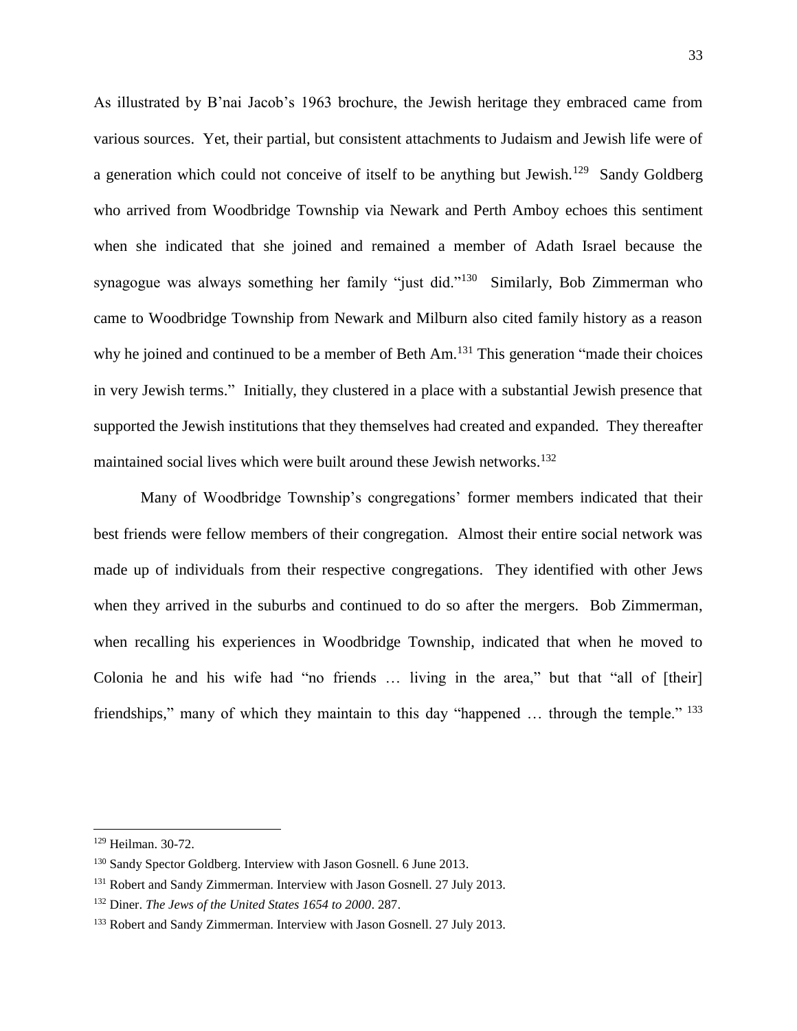As illustrated by B'nai Jacob's 1963 brochure, the Jewish heritage they embraced came from various sources. Yet, their partial, but consistent attachments to Judaism and Jewish life were of a generation which could not conceive of itself to be anything but Jewish.[129] Sandy Goldberg who arrived from Woodbridge Township via Newark and Perth Amboy echoes this sentiment when she indicated that she joined and remained a member of Adath Israel because the synagogue was always something her family "just did."[130] Similarly, Bob Zimmerman who came to Woodbridge Township from Newark and Milburn also cited family history as a reason why he joined and continued to be a member of Beth Am.[131] This generation "made their choices in very Jewish terms." Initially, they clustered in a place with a substantial Jewish presence that supported the Jewish institutions that they themselves had created and expanded. They thereafter maintained social lives which were built around these Jewish networks.[132]

Many of Woodbridge Township's congregations' former members indicated that their best friends were fellow members of their congregation. Almost their entire social network was made up of individuals from their respective congregations. They identified with other Jews when they arrived in the suburbs and continued to do so after the mergers. Bob Zimmerman, when recalling his experiences in Woodbridge Township, indicated that when he moved to Colonia he and his wife had "no friends … living in the area," but that "all of [their] friendships," many of which they maintain to this day "happened … through the temple." [133]

---

[129] Heilman. 30-72.

[130] Sandy Spector Goldberg. Interview with Jason Gosnell. 6 June 2013.

[131] Robert and Sandy Zimmerman. Interview with Jason Gosnell. 27 July 2013.

[132] Diner. *The Jews of the United States 1654 to 2000*. 287.

[133] Robert and Sandy Zimmerman. Interview with Jason Gosnell. 27 July 2013.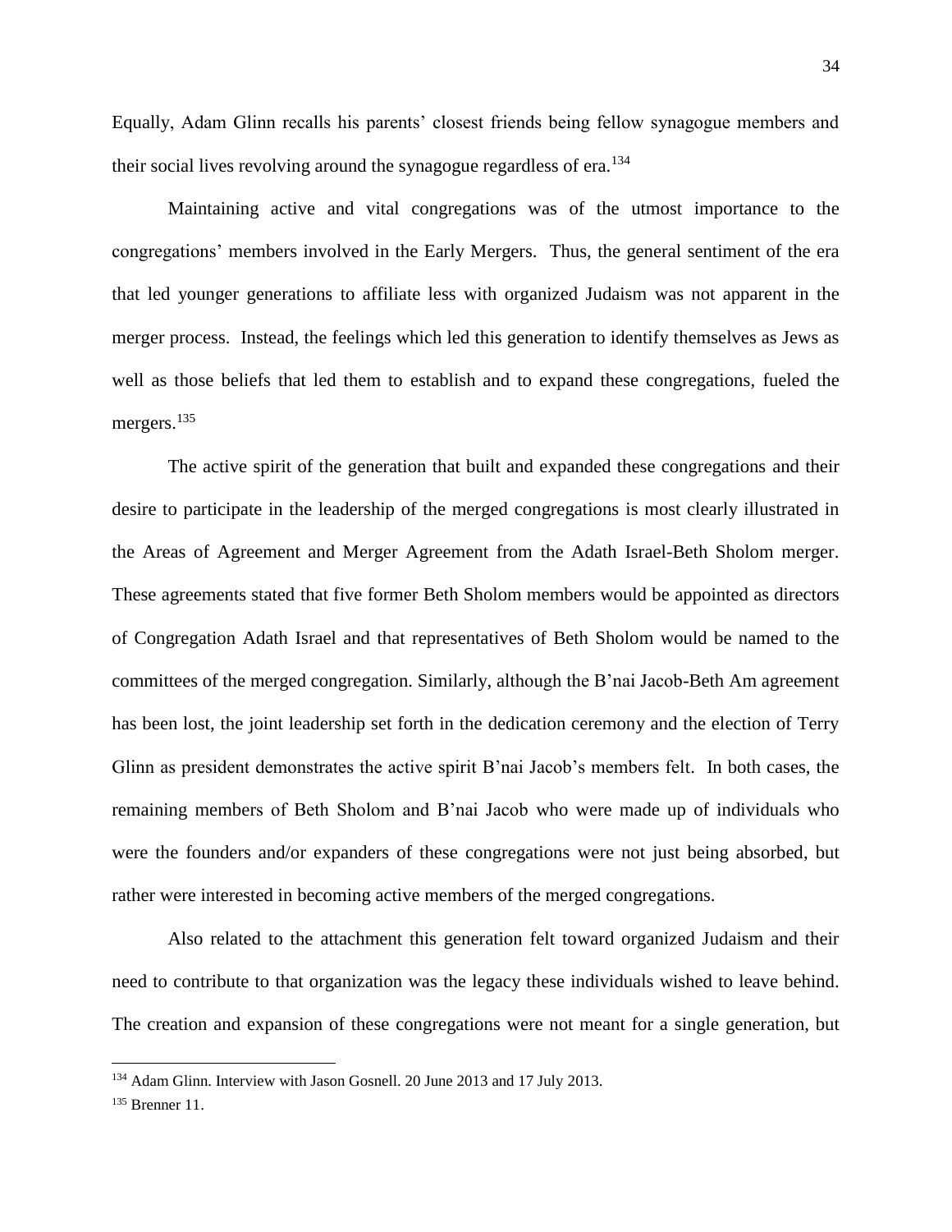Equally, Adam Glinn recalls his parents' closest friends being fellow synagogue members and their social lives revolving around the synagogue regardless of era.[134]

Maintaining active and vital congregations was of the utmost importance to the congregations' members involved in the Early Mergers. Thus, the general sentiment of the era that led younger generations to affiliate less with organized Judaism was not apparent in the merger process. Instead, the feelings which led this generation to identify themselves as Jews as well as those beliefs that led them to establish and to expand these congregations, fueled the mergers.[135]

The active spirit of the generation that built and expanded these congregations and their desire to participate in the leadership of the merged congregations is most clearly illustrated in the Areas of Agreement and Merger Agreement from the Adath Israel-Beth Sholom merger. These agreements stated that five former Beth Sholom members would be appointed as directors of Congregation Adath Israel and that representatives of Beth Sholom would be named to the committees of the merged congregation. Similarly, although the B'nai Jacob-Beth Am agreement has been lost, the joint leadership set forth in the dedication ceremony and the election of Terry Glinn as president demonstrates the active spirit B'nai Jacob's members felt. In both cases, the remaining members of Beth Sholom and B'nai Jacob who were made up of individuals who were the founders and/or expanders of these congregations were not just being absorbed, but rather were interested in becoming active members of the merged congregations.

Also related to the attachment this generation felt toward organized Judaism and their need to contribute to that organization was the legacy these individuals wished to leave behind. The creation and expansion of these congregations were not meant for a single generation, but

---

[134] Adam Glinn. Interview with Jason Gosnell. 20 June 2013 and 17 July 2013.

[135] Brenner 11.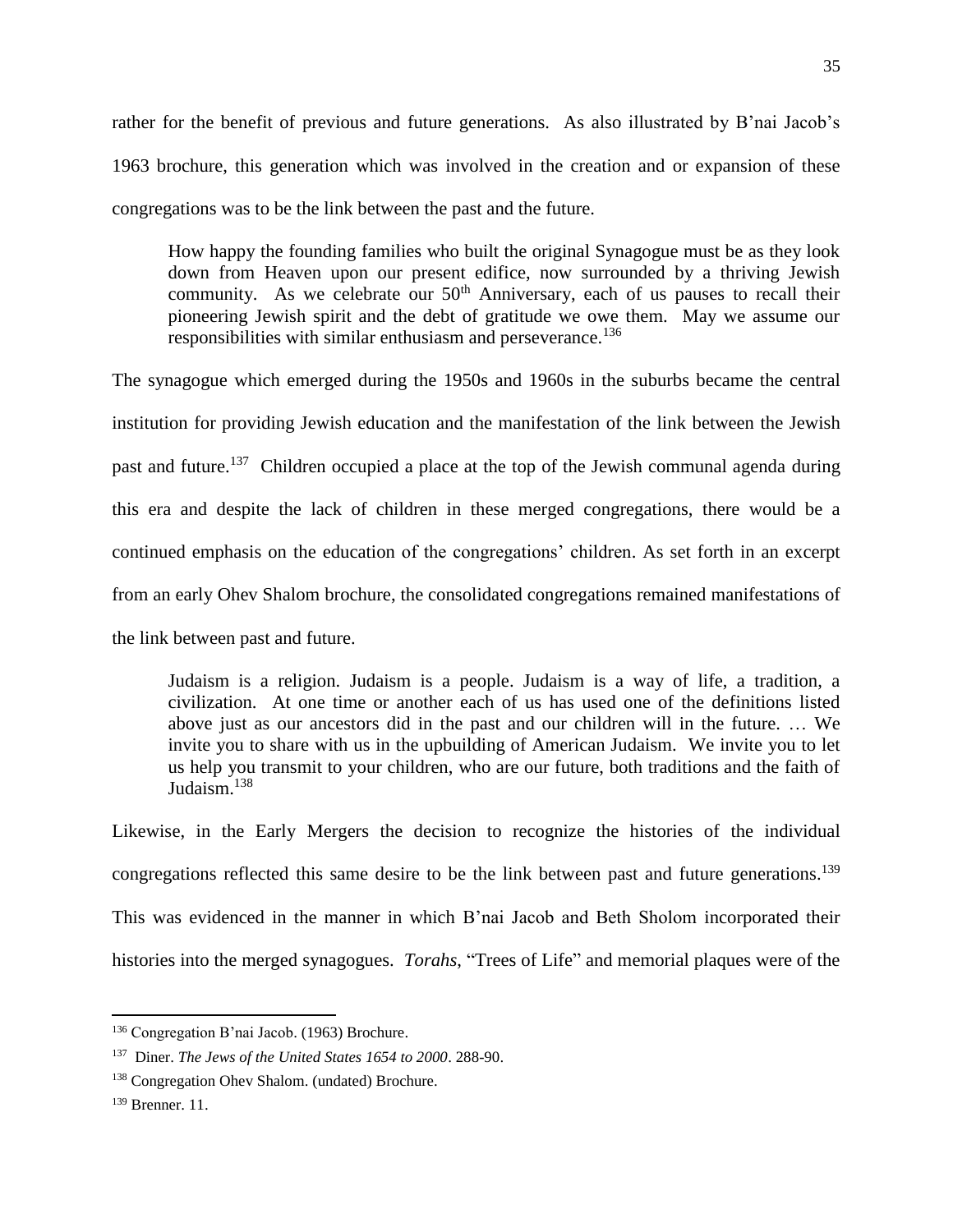rather for the benefit of previous and future generations. As also illustrated by B'nai Jacob's 1963 brochure, this generation which was involved in the creation and or expansion of these congregations was to be the link between the past and the future.

> How happy the founding families who built the original Synagogue must be as they look down from Heaven upon our present edifice, now surrounded by a thriving Jewish community. As we celebrate our 50th Anniversary, each of us pauses to recall their pioneering Jewish spirit and the debt of gratitude we owe them. May we assume our responsibilities with similar enthusiasm and perseverance.[136]

The synagogue which emerged during the 1950s and 1960s in the suburbs became the central institution for providing Jewish education and the manifestation of the link between the Jewish past and future.[137] Children occupied a place at the top of the Jewish communal agenda during this era and despite the lack of children in these merged congregations, there would be a continued emphasis on the education of the congregations' children. As set forth in an excerpt from an early Ohev Shalom brochure, the consolidated congregations remained manifestations of the link between past and future.

> Judaism is a religion. Judaism is a people. Judaism is a way of life, a tradition, a civilization. At one time or another each of us has used one of the definitions listed above just as our ancestors did in the past and our children will in the future. … We invite you to share with us in the upbuilding of American Judaism. We invite you to let us help you transmit to your children, who are our future, both traditions and the faith of Judaism.[138]

Likewise, in the Early Mergers the decision to recognize the histories of the individual congregations reflected this same desire to be the link between past and future generations.[139] This was evidenced in the manner in which B'nai Jacob and Beth Sholom incorporated their histories into the merged synagogues. *Torahs*, "Trees of Life" and memorial plaques were of the

---

[136] Congregation B'nai Jacob. (1963) Brochure.

[137] Diner. *The Jews of the United States 1654 to 2000*. 288-90.

[138] Congregation Ohev Shalom. (undated) Brochure.

[139] Brenner. 11.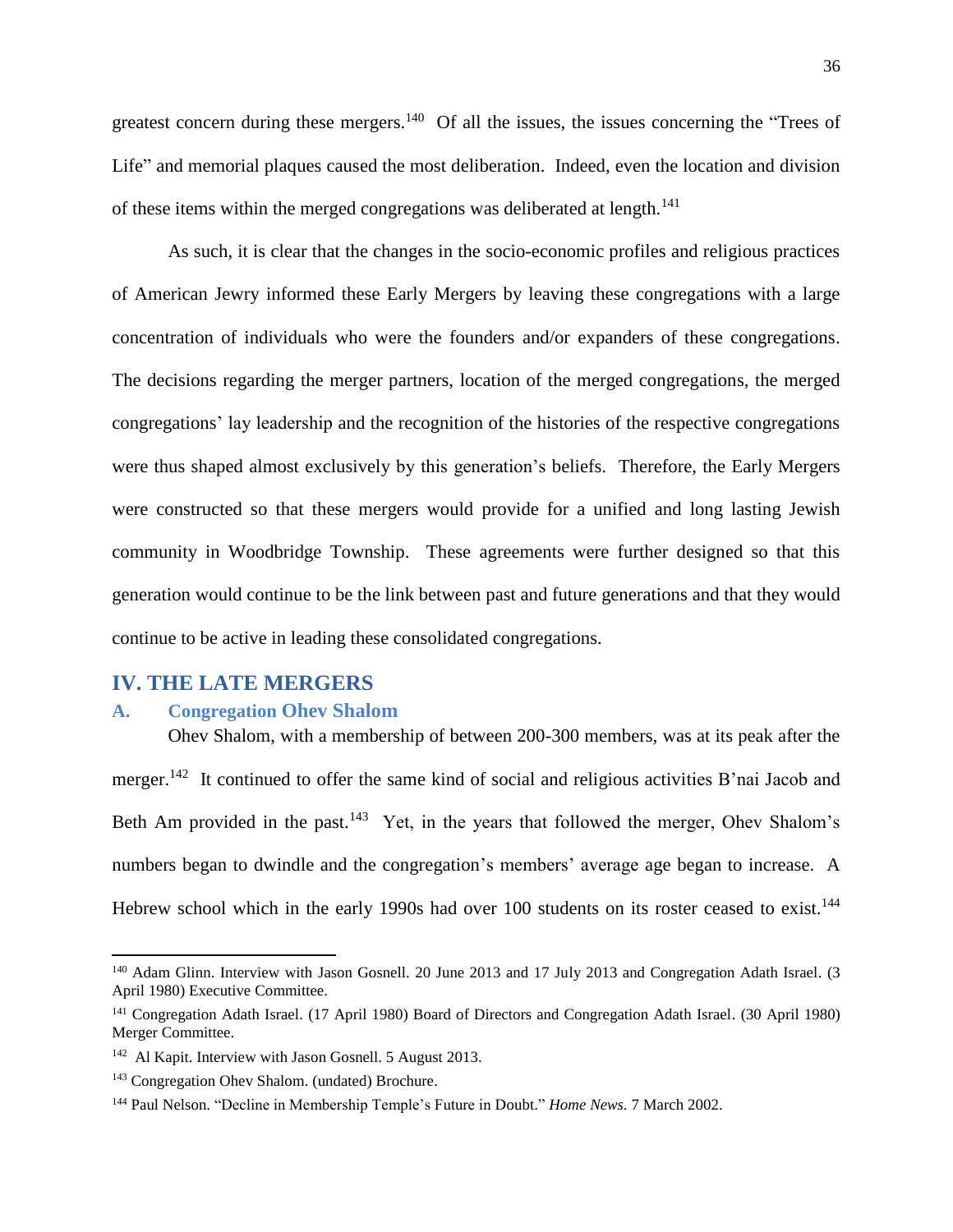greatest concern during these mergers.[140] Of all the issues, the issues concerning the "Trees of Life" and memorial plaques caused the most deliberation. Indeed, even the location and division of these items within the merged congregations was deliberated at length.[141]

As such, it is clear that the changes in the socio-economic profiles and religious practices of American Jewry informed these Early Mergers by leaving these congregations with a large concentration of individuals who were the founders and/or expanders of these congregations. The decisions regarding the merger partners, location of the merged congregations, the merged congregations' lay leadership and the recognition of the histories of the respective congregations were thus shaped almost exclusively by this generation's beliefs. Therefore, the Early Mergers were constructed so that these mergers would provide for a unified and long lasting Jewish community in Woodbridge Township. These agreements were further designed so that this generation would continue to be the link between past and future generations and that they would continue to be active in leading these consolidated congregations.

## IV. THE LATE MERGERS

### A. Congregation Ohev Shalom

Ohev Shalom, with a membership of between 200-300 members, was at its peak after the merger.[142] It continued to offer the same kind of social and religious activities B'nai Jacob and Beth Am provided in the past.[143] Yet, in the years that followed the merger, Ohev Shalom's numbers began to dwindle and the congregation's members' average age began to increase. A Hebrew school which in the early 1990s had over 100 students on its roster ceased to exist.[144]

---

[140] Adam Glinn. Interview with Jason Gosnell. 20 June 2013 and 17 July 2013 and Congregation Adath Israel. (3 April 1980) Executive Committee.

[141] Congregation Adath Israel. (17 April 1980) Board of Directors and Congregation Adath Israel. (30 April 1980) Merger Committee.

[142] Al Kapit. Interview with Jason Gosnell. 5 August 2013.

[143] Congregation Ohev Shalom. (undated) Brochure.

[144] Paul Nelson. "Decline in Membership Temple's Future in Doubt." *Home News*. 7 March 2002.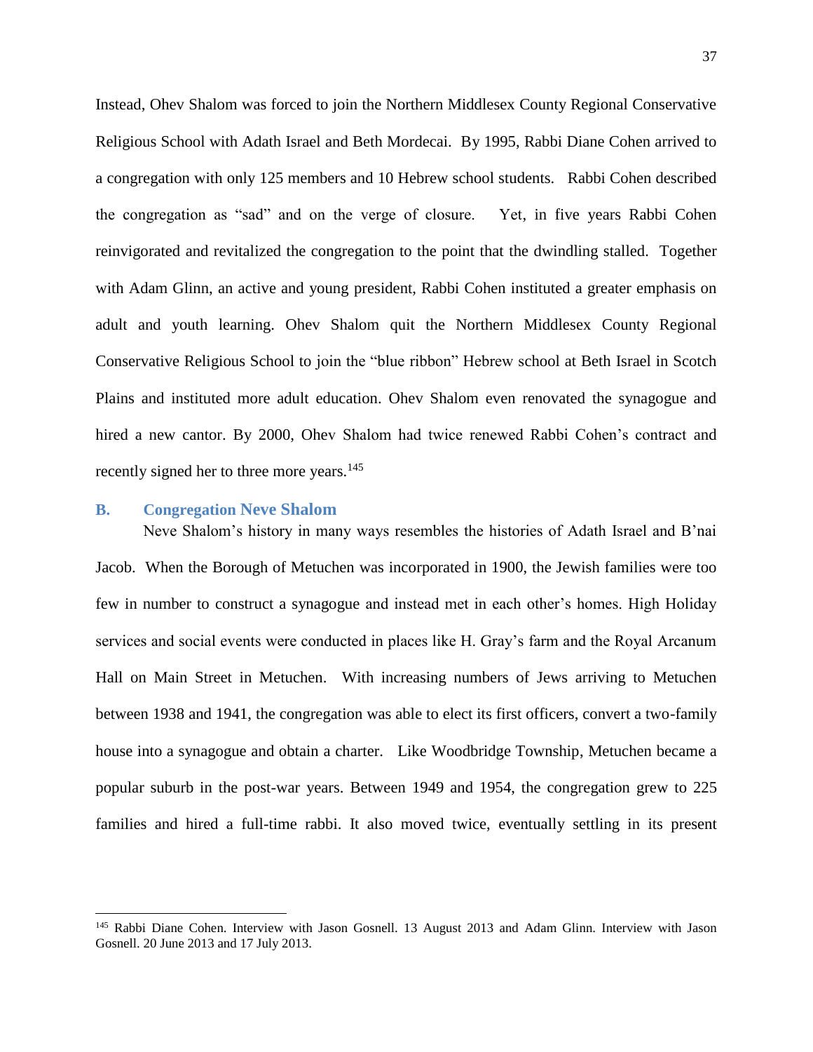Instead, Ohev Shalom was forced to join the Northern Middlesex County Regional Conservative Religious School with Adath Israel and Beth Mordecai. By 1995, Rabbi Diane Cohen arrived to a congregation with only 125 members and 10 Hebrew school students. Rabbi Cohen described the congregation as "sad" and on the verge of closure. Yet, in five years Rabbi Cohen reinvigorated and revitalized the congregation to the point that the dwindling stalled. Together with Adam Glinn, an active and young president, Rabbi Cohen instituted a greater emphasis on adult and youth learning. Ohev Shalom quit the Northern Middlesex County Regional Conservative Religious School to join the "blue ribbon" Hebrew school at Beth Israel in Scotch Plains and instituted more adult education. Ohev Shalom even renovated the synagogue and hired a new cantor. By 2000, Ohev Shalom had twice renewed Rabbi Cohen's contract and recently signed her to three more years.[145]

### B. Congregation Neve Shalom

Neve Shalom's history in many ways resembles the histories of Adath Israel and B'nai Jacob. When the Borough of Metuchen was incorporated in 1900, the Jewish families were too few in number to construct a synagogue and instead met in each other's homes. High Holiday services and social events were conducted in places like H. Gray's farm and the Royal Arcanum Hall on Main Street in Metuchen. With increasing numbers of Jews arriving to Metuchen between 1938 and 1941, the congregation was able to elect its first officers, convert a two-family house into a synagogue and obtain a charter. Like Woodbridge Township, Metuchen became a popular suburb in the post-war years. Between 1949 and 1954, the congregation grew to 225 families and hired a full-time rabbi. It also moved twice, eventually settling in its present

[145] Rabbi Diane Cohen. Interview with Jason Gosnell. 13 August 2013 and Adam Glinn. Interview with Jason Gosnell. 20 June 2013 and 17 July 2013.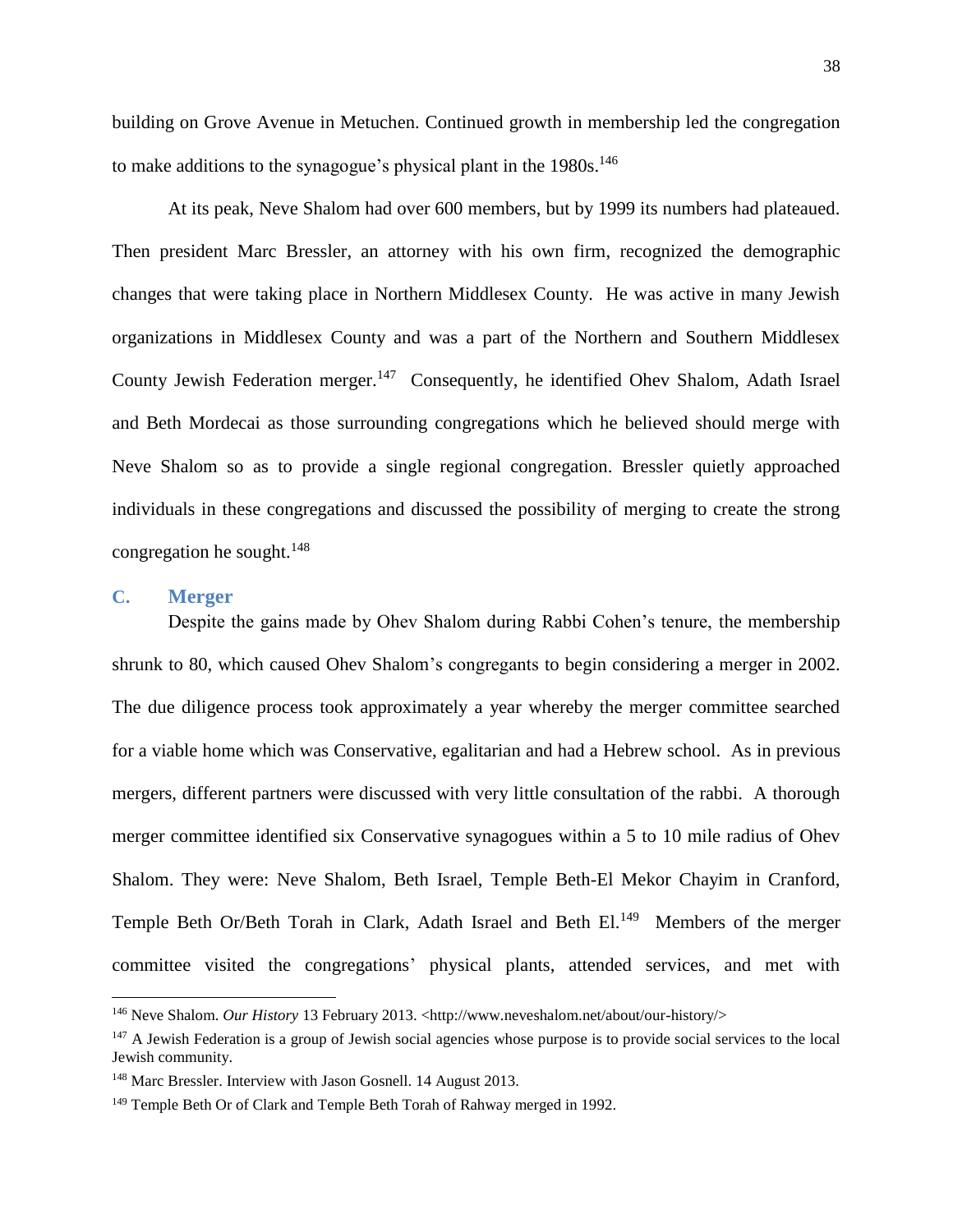building on Grove Avenue in Metuchen. Continued growth in membership led the congregation to make additions to the synagogue's physical plant in the 1980s.[146]

At its peak, Neve Shalom had over 600 members, but by 1999 its numbers had plateaued. Then president Marc Bressler, an attorney with his own firm, recognized the demographic changes that were taking place in Northern Middlesex County. He was active in many Jewish organizations in Middlesex County and was a part of the Northern and Southern Middlesex County Jewish Federation merger.[147] Consequently, he identified Ohev Shalom, Adath Israel and Beth Mordecai as those surrounding congregations which he believed should merge with Neve Shalom so as to provide a single regional congregation. Bressler quietly approached individuals in these congregations and discussed the possibility of merging to create the strong congregation he sought.[148]

## C. Merger

Despite the gains made by Ohev Shalom during Rabbi Cohen's tenure, the membership shrunk to 80, which caused Ohev Shalom's congregants to begin considering a merger in 2002. The due diligence process took approximately a year whereby the merger committee searched for a viable home which was Conservative, egalitarian and had a Hebrew school. As in previous mergers, different partners were discussed with very little consultation of the rabbi. A thorough merger committee identified six Conservative synagogues within a 5 to 10 mile radius of Ohev Shalom. They were: Neve Shalom, Beth Israel, Temple Beth-El Mekor Chayim in Cranford, Temple Beth Or/Beth Torah in Clark, Adath Israel and Beth El.[149] Members of the merger committee visited the congregations' physical plants, attended services, and met with

---

[146] Neve Shalom. *Our History* 13 February 2013. <http://www.neveshalom.net/about/our-history/>

[147] A Jewish Federation is a group of Jewish social agencies whose purpose is to provide social services to the local Jewish community.

[148] Marc Bressler. Interview with Jason Gosnell. 14 August 2013.

[149] Temple Beth Or of Clark and Temple Beth Torah of Rahway merged in 1992.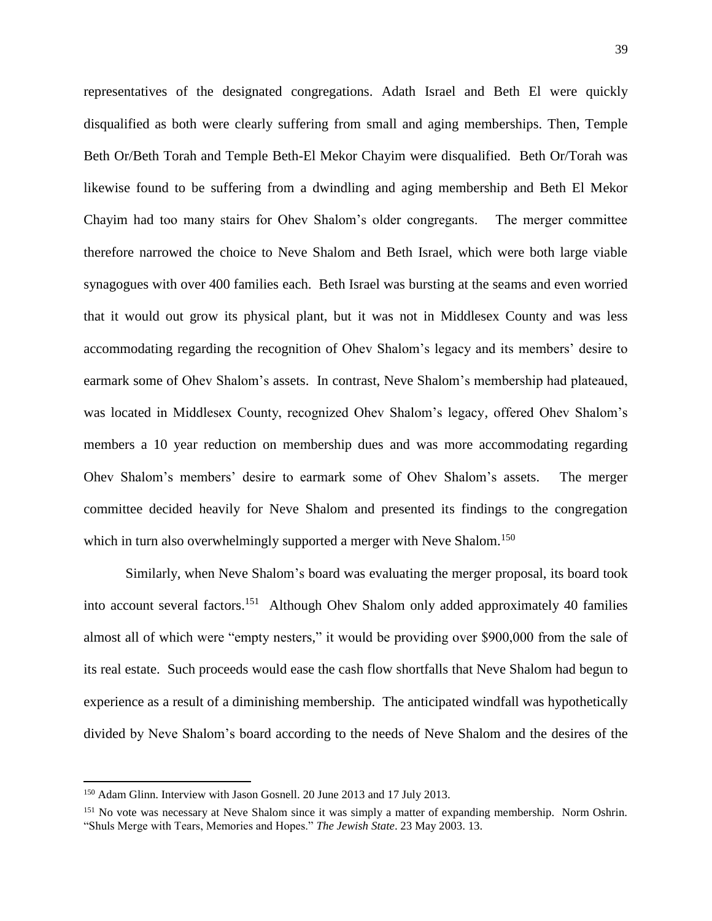representatives of the designated congregations. Adath Israel and Beth El were quickly disqualified as both were clearly suffering from small and aging memberships. Then, Temple Beth Or/Beth Torah and Temple Beth-El Mekor Chayim were disqualified. Beth Or/Torah was likewise found to be suffering from a dwindling and aging membership and Beth El Mekor Chayim had too many stairs for Ohev Shalom's older congregants. The merger committee therefore narrowed the choice to Neve Shalom and Beth Israel, which were both large viable synagogues with over 400 families each. Beth Israel was bursting at the seams and even worried that it would out grow its physical plant, but it was not in Middlesex County and was less accommodating regarding the recognition of Ohev Shalom's legacy and its members' desire to earmark some of Ohev Shalom's assets. In contrast, Neve Shalom's membership had plateaued, was located in Middlesex County, recognized Ohev Shalom's legacy, offered Ohev Shalom's members a 10 year reduction on membership dues and was more accommodating regarding Ohev Shalom's members' desire to earmark some of Ohev Shalom's assets. The merger committee decided heavily for Neve Shalom and presented its findings to the congregation which in turn also overwhelmingly supported a merger with Neve Shalom.[150]

Similarly, when Neve Shalom's board was evaluating the merger proposal, its board took into account several factors.[151] Although Ohev Shalom only added approximately 40 families almost all of which were "empty nesters," it would be providing over $900,000 from the sale of its real estate. Such proceeds would ease the cash flow shortfalls that Neve Shalom had begun to experience as a result of a diminishing membership. The anticipated windfall was hypothetically divided by Neve Shalom's board according to the needs of Neve Shalom and the desires of the

---

[150] Adam Glinn. Interview with Jason Gosnell. 20 June 2013 and 17 July 2013.

[151] No vote was necessary at Neve Shalom since it was simply a matter of expanding membership. Norm Oshrin. "Shuls Merge with Tears, Memories and Hopes." *The Jewish State*. 23 May 2003. 13.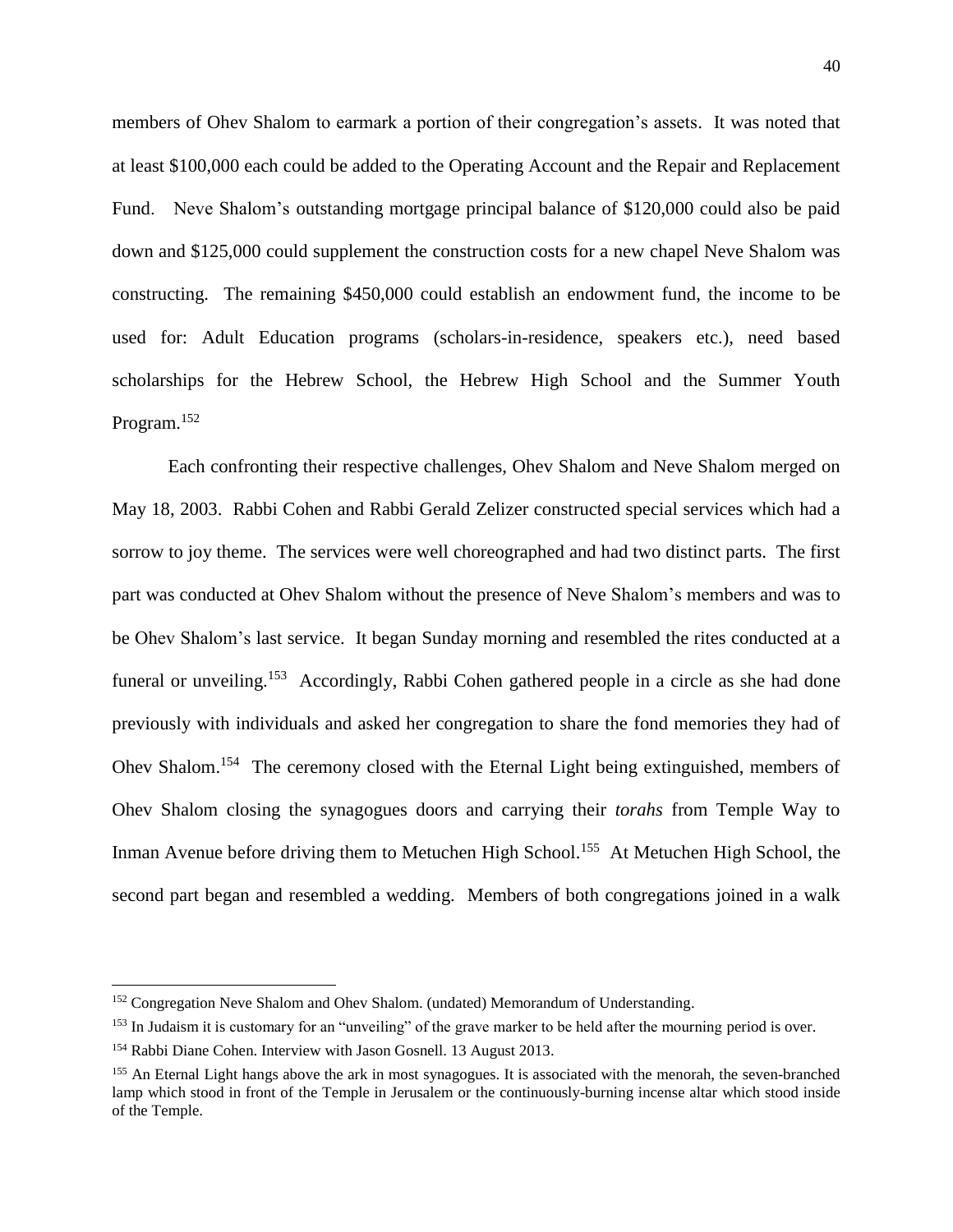members of Ohev Shalom to earmark a portion of their congregation's assets. It was noted that at least $100,000 each could be added to the Operating Account and the Repair and Replacement Fund. Neve Shalom's outstanding mortgage principal balance of $120,000 could also be paid down and $125,000 could supplement the construction costs for a new chapel Neve Shalom was constructing. The remaining $450,000 could establish an endowment fund, the income to be used for: Adult Education programs (scholars-in-residence, speakers etc.), need based scholarships for the Hebrew School, the Hebrew High School and the Summer Youth Program.[152]

Each confronting their respective challenges, Ohev Shalom and Neve Shalom merged on May 18, 2003. Rabbi Cohen and Rabbi Gerald Zelizer constructed special services which had a sorrow to joy theme. The services were well choreographed and had two distinct parts. The first part was conducted at Ohev Shalom without the presence of Neve Shalom's members and was to be Ohev Shalom's last service. It began Sunday morning and resembled the rites conducted at a funeral or unveiling.[153] Accordingly, Rabbi Cohen gathered people in a circle as she had done previously with individuals and asked her congregation to share the fond memories they had of Ohev Shalom.[154] The ceremony closed with the Eternal Light being extinguished, members of Ohev Shalom closing the synagogues doors and carrying their *torahs* from Temple Way to Inman Avenue before driving them to Metuchen High School.[155] At Metuchen High School, the second part began and resembled a wedding. Members of both congregations joined in a walk

---

[152] Congregation Neve Shalom and Ohev Shalom. (undated) Memorandum of Understanding.

[153] In Judaism it is customary for an "unveiling" of the grave marker to be held after the mourning period is over.

[154] Rabbi Diane Cohen. Interview with Jason Gosnell. 13 August 2013.

[155] An Eternal Light hangs above the ark in most synagogues. It is associated with the menorah, the seven-branched lamp which stood in front of the Temple in Jerusalem or the continuously-burning incense altar which stood inside of the Temple.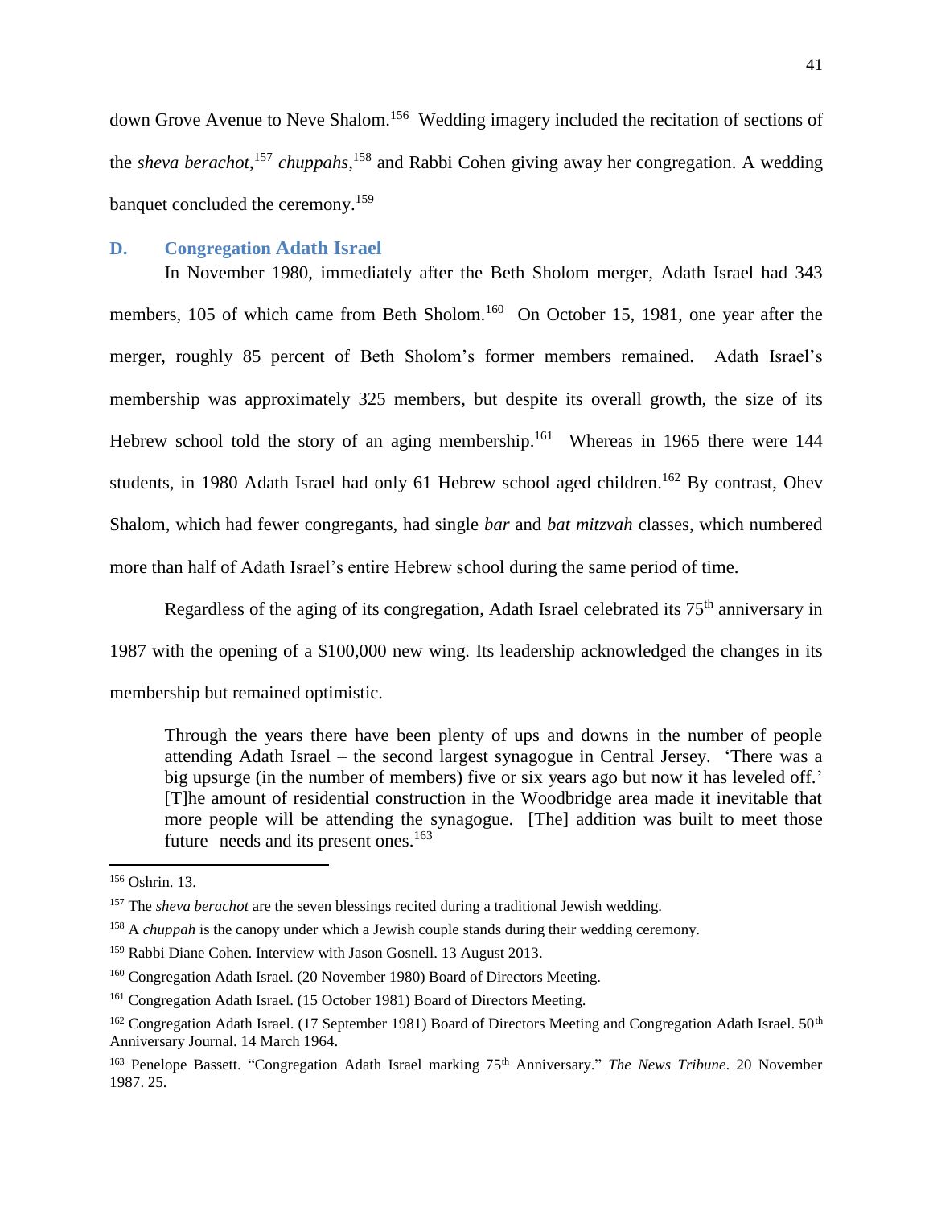down Grove Avenue to Neve Shalom.[156] Wedding imagery included the recitation of sections of the *sheva berachot*,[157] *chuppahs*,[158] and Rabbi Cohen giving away her congregation. A wedding banquet concluded the ceremony.[159]

## D. Congregation Adath Israel

In November 1980, immediately after the Beth Sholom merger, Adath Israel had 343 members, 105 of which came from Beth Sholom.[160] On October 15, 1981, one year after the merger, roughly 85 percent of Beth Sholom's former members remained. Adath Israel's membership was approximately 325 members, but despite its overall growth, the size of its Hebrew school told the story of an aging membership.[161] Whereas in 1965 there were 144 students, in 1980 Adath Israel had only 61 Hebrew school aged children.[162] By contrast, Ohev Shalom, which had fewer congregants, had single *bar* and *bat mitzvah* classes, which numbered more than half of Adath Israel's entire Hebrew school during the same period of time.

Regardless of the aging of its congregation, Adath Israel celebrated its 75th anniversary in 1987 with the opening of a $100,000 new wing. Its leadership acknowledged the changes in its membership but remained optimistic.

> Through the years there have been plenty of ups and downs in the number of people attending Adath Israel – the second largest synagogue in Central Jersey. 'There was a big upsurge (in the number of members) five or six years ago but now it has leveled off.' [T]he amount of residential construction in the Woodbridge area made it inevitable that more people will be attending the synagogue. [The] addition was built to meet those future needs and its present ones.[163]

---

[156] Oshrin. 13.

[157] The *sheva berachot* are the seven blessings recited during a traditional Jewish wedding.

[158] A *chuppah* is the canopy under which a Jewish couple stands during their wedding ceremony.

[159] Rabbi Diane Cohen. Interview with Jason Gosnell. 13 August 2013.

[160] Congregation Adath Israel. (20 November 1980) Board of Directors Meeting.

[161] Congregation Adath Israel. (15 October 1981) Board of Directors Meeting.

[162] Congregation Adath Israel. (17 September 1981) Board of Directors Meeting and Congregation Adath Israel. 50th Anniversary Journal. 14 March 1964.

[163] Penelope Bassett. "Congregation Adath Israel marking 75th Anniversary." *The News Tribune*. 20 November 1987. 25.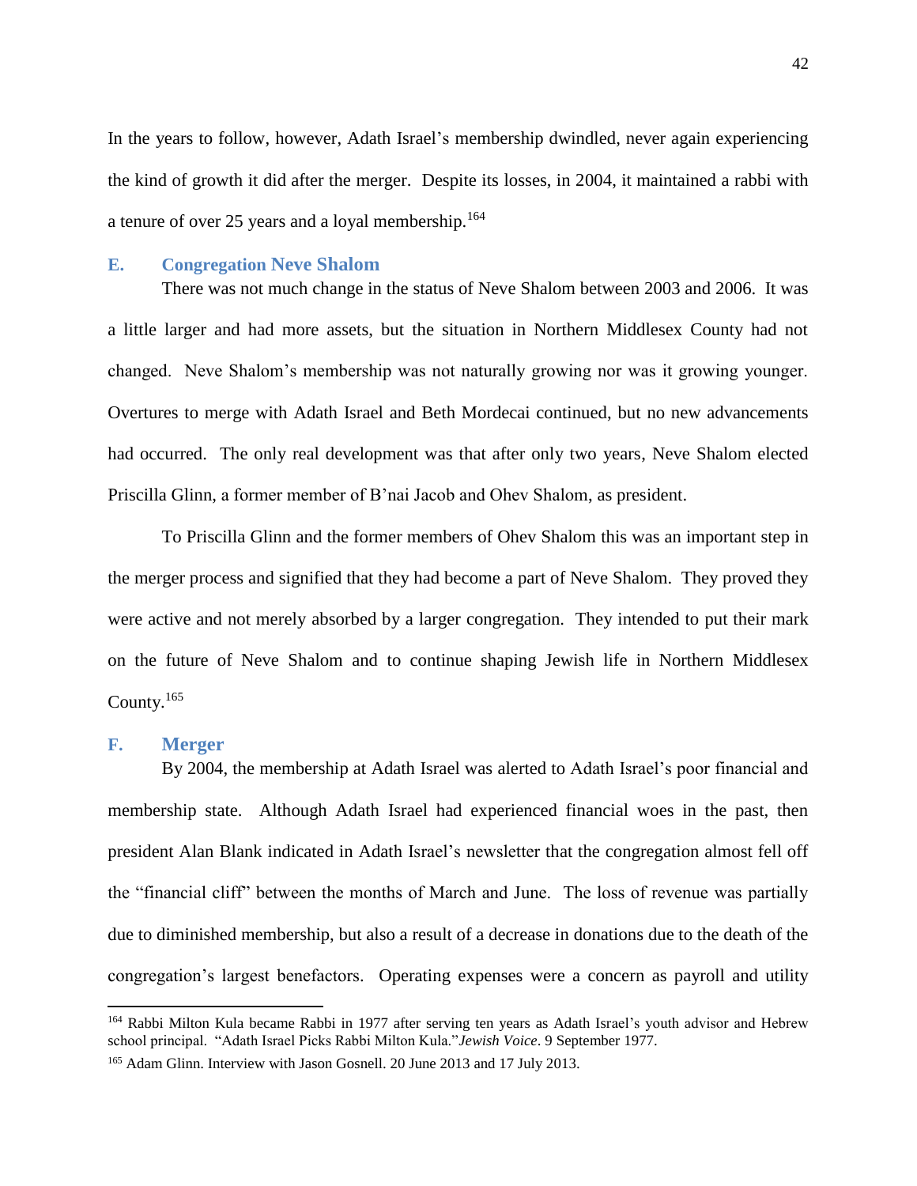In the years to follow, however, Adath Israel's membership dwindled, never again experiencing the kind of growth it did after the merger. Despite its losses, in 2004, it maintained a rabbi with a tenure of over 25 years and a loyal membership.[164]

### E. Congregation Neve Shalom

There was not much change in the status of Neve Shalom between 2003 and 2006. It was a little larger and had more assets, but the situation in Northern Middlesex County had not changed. Neve Shalom's membership was not naturally growing nor was it growing younger. Overtures to merge with Adath Israel and Beth Mordecai continued, but no new advancements had occurred. The only real development was that after only two years, Neve Shalom elected Priscilla Glinn, a former member of B'nai Jacob and Ohev Shalom, as president.

To Priscilla Glinn and the former members of Ohev Shalom this was an important step in the merger process and signified that they had become a part of Neve Shalom. They proved they were active and not merely absorbed by a larger congregation. They intended to put their mark on the future of Neve Shalom and to continue shaping Jewish life in Northern Middlesex County.[165]

### F. Merger

By 2004, the membership at Adath Israel was alerted to Adath Israel's poor financial and membership state. Although Adath Israel had experienced financial woes in the past, then president Alan Blank indicated in Adath Israel's newsletter that the congregation almost fell off the "financial cliff" between the months of March and June. The loss of revenue was partially due to diminished membership, but also a result of a decrease in donations due to the death of the congregation's largest benefactors. Operating expenses were a concern as payroll and utility

---

[164] Rabbi Milton Kula became Rabbi in 1977 after serving ten years as Adath Israel's youth advisor and Hebrew school principal. "Adath Israel Picks Rabbi Milton Kula." *Jewish Voice*. 9 September 1977.

[165] Adam Glinn. Interview with Jason Gosnell. 20 June 2013 and 17 July 2013.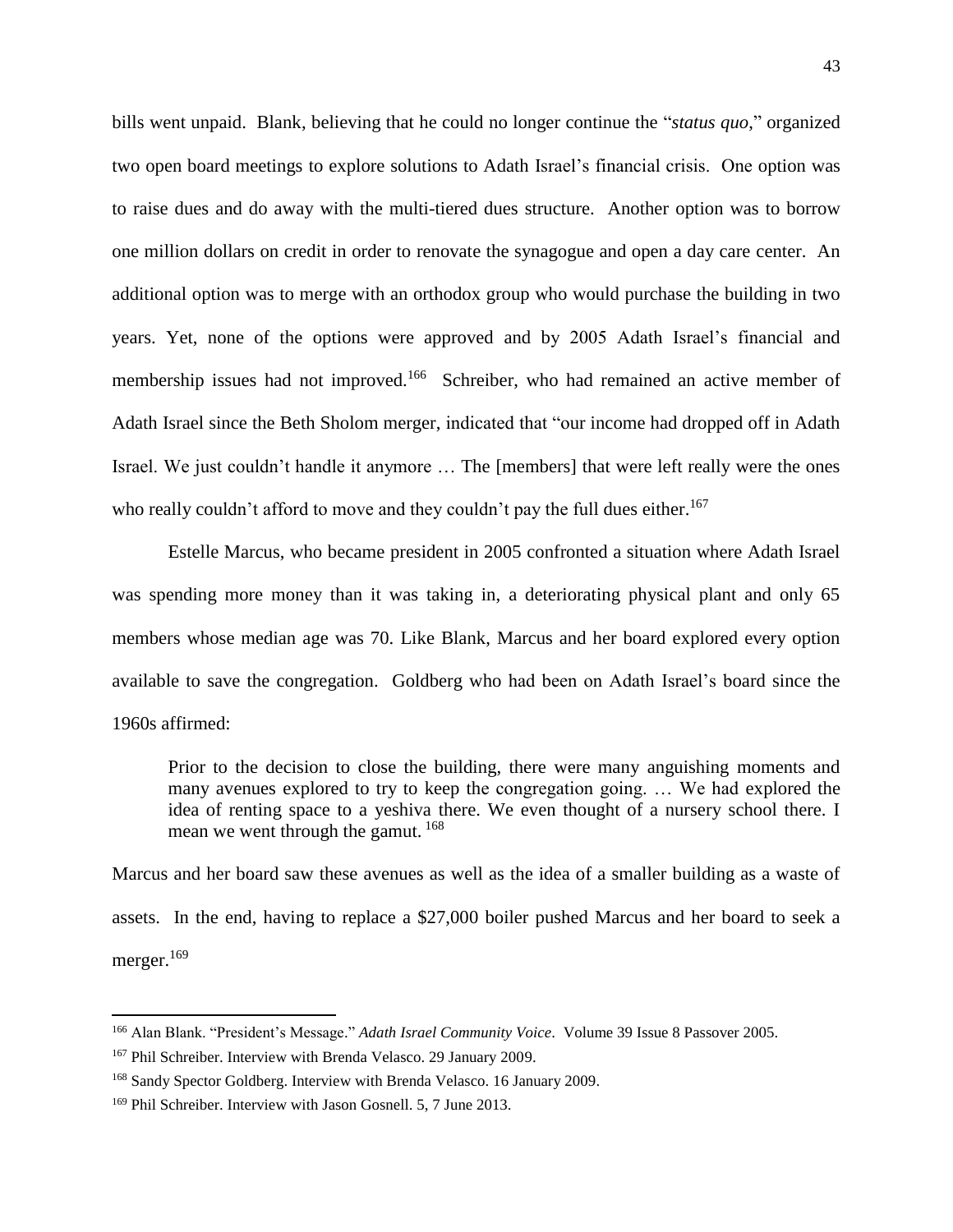bills went unpaid. Blank, believing that he could no longer continue the "*status quo*," organized two open board meetings to explore solutions to Adath Israel's financial crisis. One option was to raise dues and do away with the multi-tiered dues structure. Another option was to borrow one million dollars on credit in order to renovate the synagogue and open a day care center. An additional option was to merge with an orthodox group who would purchase the building in two years. Yet, none of the options were approved and by 2005 Adath Israel's financial and membership issues had not improved.[166] Schreiber, who had remained an active member of Adath Israel since the Beth Sholom merger, indicated that "our income had dropped off in Adath Israel. We just couldn't handle it anymore … The [members] that were left really were the ones who really couldn't afford to move and they couldn't pay the full dues either.[167]

Estelle Marcus, who became president in 2005 confronted a situation where Adath Israel was spending more money than it was taking in, a deteriorating physical plant and only 65 members whose median age was 70. Like Blank, Marcus and her board explored every option available to save the congregation. Goldberg who had been on Adath Israel's board since the 1960s affirmed:

> Prior to the decision to close the building, there were many anguishing moments and many avenues explored to try to keep the congregation going. … We had explored the idea of renting space to a yeshiva there. We even thought of a nursery school there. I mean we went through the gamut. [168]

Marcus and her board saw these avenues as well as the idea of a smaller building as a waste of assets. In the end, having to replace a $27,000 boiler pushed Marcus and her board to seek a merger.[169]

---

[166] Alan Blank. "President's Message." *Adath Israel Community Voice*. Volume 39 Issue 8 Passover 2005.

[167] Phil Schreiber. Interview with Brenda Velasco. 29 January 2009.

[168] Sandy Spector Goldberg. Interview with Brenda Velasco. 16 January 2009.

[169] Phil Schreiber. Interview with Jason Gosnell. 5, 7 June 2013.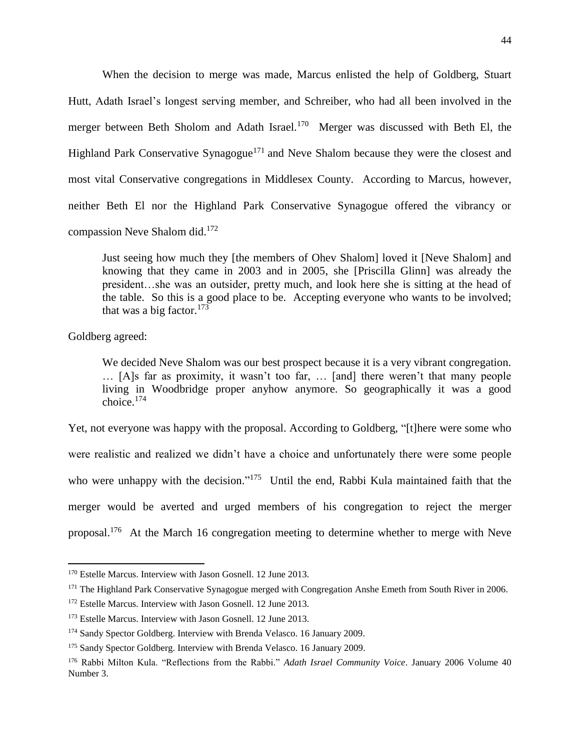When the decision to merge was made, Marcus enlisted the help of Goldberg, Stuart Hutt, Adath Israel's longest serving member, and Schreiber, who had all been involved in the merger between Beth Sholom and Adath Israel.[170] Merger was discussed with Beth El, the Highland Park Conservative Synagogue[171] and Neve Shalom because they were the closest and most vital Conservative congregations in Middlesex County. According to Marcus, however, neither Beth El nor the Highland Park Conservative Synagogue offered the vibrancy or compassion Neve Shalom did.[172]

> Just seeing how much they [the members of Ohev Shalom] loved it [Neve Shalom] and knowing that they came in 2003 and in 2005, she [Priscilla Glinn] was already the president…she was an outsider, pretty much, and look here she is sitting at the head of the table. So this is a good place to be. Accepting everyone who wants to be involved; that was a big factor.[173]

Goldberg agreed:

> We decided Neve Shalom was our best prospect because it is a very vibrant congregation. … [A]s far as proximity, it wasn't too far, … [and] there weren't that many people living in Woodbridge proper anyhow anymore. So geographically it was a good choice.[174]

Yet, not everyone was happy with the proposal. According to Goldberg, "[t]here were some who were realistic and realized we didn't have a choice and unfortunately there were some people who were unhappy with the decision."[175] Until the end, Rabbi Kula maintained faith that the merger would be averted and urged members of his congregation to reject the merger proposal.[176] At the March 16 congregation meeting to determine whether to merge with Neve

---

[170] Estelle Marcus. Interview with Jason Gosnell. 12 June 2013.

[171] The Highland Park Conservative Synagogue merged with Congregation Anshe Emeth from South River in 2006.

[172] Estelle Marcus. Interview with Jason Gosnell. 12 June 2013.

[173] Estelle Marcus. Interview with Jason Gosnell. 12 June 2013.

[174] Sandy Spector Goldberg. Interview with Brenda Velasco. 16 January 2009.

[175] Sandy Spector Goldberg. Interview with Brenda Velasco. 16 January 2009.

[176] Rabbi Milton Kula. "Reflections from the Rabbi." *Adath Israel Community Voice*. January 2006 Volume 40 Number 3.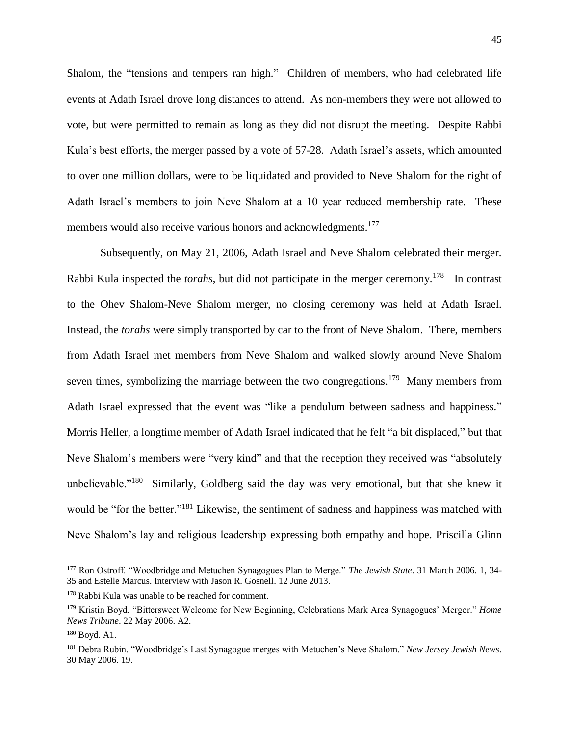Shalom, the "tensions and tempers ran high." Children of members, who had celebrated life events at Adath Israel drove long distances to attend. As non-members they were not allowed to vote, but were permitted to remain as long as they did not disrupt the meeting. Despite Rabbi Kula's best efforts, the merger passed by a vote of 57-28. Adath Israel's assets, which amounted to over one million dollars, were to be liquidated and provided to Neve Shalom for the right of Adath Israel's members to join Neve Shalom at a 10 year reduced membership rate. These members would also receive various honors and acknowledgments.[177]

Subsequently, on May 21, 2006, Adath Israel and Neve Shalom celebrated their merger. Rabbi Kula inspected the *torahs*, but did not participate in the merger ceremony.[178] In contrast to the Ohev Shalom-Neve Shalom merger, no closing ceremony was held at Adath Israel. Instead, the *torahs* were simply transported by car to the front of Neve Shalom. There, members from Adath Israel met members from Neve Shalom and walked slowly around Neve Shalom seven times, symbolizing the marriage between the two congregations.[179] Many members from Adath Israel expressed that the event was "like a pendulum between sadness and happiness." Morris Heller, a longtime member of Adath Israel indicated that he felt "a bit displaced," but that Neve Shalom's members were "very kind" and that the reception they received was "absolutely unbelievable."[180] Similarly, Goldberg said the day was very emotional, but that she knew it would be "for the better."[181] Likewise, the sentiment of sadness and happiness was matched with Neve Shalom's lay and religious leadership expressing both empathy and hope. Priscilla Glinn

---

[177] Ron Ostroff. "Woodbridge and Metuchen Synagogues Plan to Merge." *The Jewish State*. 31 March 2006. 1, 34-35 and Estelle Marcus. Interview with Jason R. Gosnell. 12 June 2013.

[178] Rabbi Kula was unable to be reached for comment.

[179] Kristin Boyd. "Bittersweet Welcome for New Beginning, Celebrations Mark Area Synagogues' Merger." *Home News Tribune*. 22 May 2006. A2.

[180] Boyd. A1.

[181] Debra Rubin. "Woodbridge's Last Synagogue merges with Metuchen's Neve Shalom." *New Jersey Jewish News*. 30 May 2006. 19.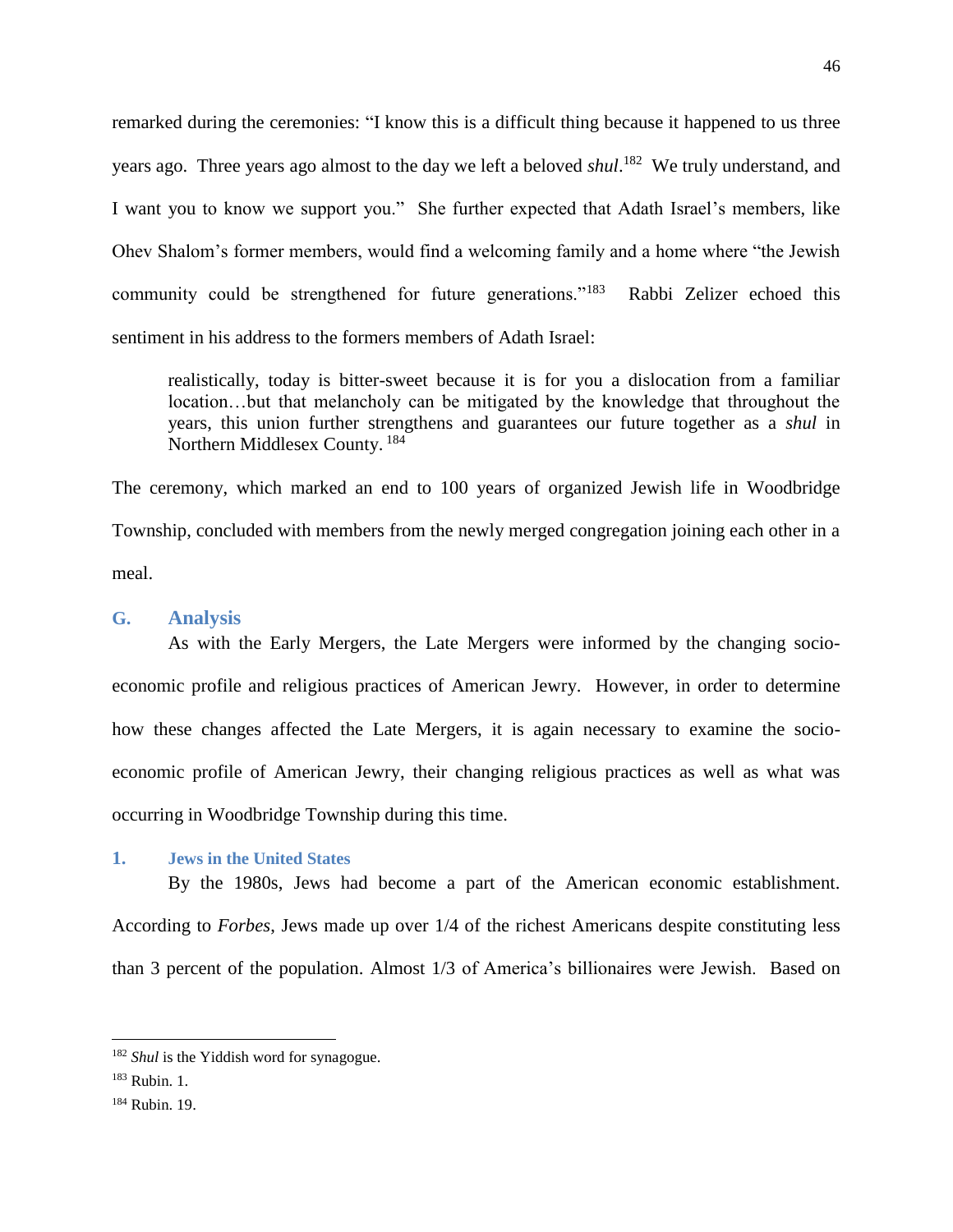remarked during the ceremonies: "I know this is a difficult thing because it happened to us three years ago. Three years ago almost to the day we left a beloved *shul*.[182] We truly understand, and I want you to know we support you." She further expected that Adath Israel's members, like Ohev Shalom's former members, would find a welcoming family and a home where "the Jewish community could be strengthened for future generations."[183] Rabbi Zelizer echoed this sentiment in his address to the formers members of Adath Israel:

> realistically, today is bitter-sweet because it is for you a dislocation from a familiar location…but that melancholy can be mitigated by the knowledge that throughout the years, this union further strengthens and guarantees our future together as a *shul* in Northern Middlesex County. [184]

The ceremony, which marked an end to 100 years of organized Jewish life in Woodbridge Township, concluded with members from the newly merged congregation joining each other in a meal.

## G. Analysis

As with the Early Mergers, the Late Mergers were informed by the changing socio-economic profile and religious practices of American Jewry. However, in order to determine how these changes affected the Late Mergers, it is again necessary to examine the socio-economic profile of American Jewry, their changing religious practices as well as what was occurring in Woodbridge Township during this time.

### 1. Jews in the United States

By the 1980s, Jews had become a part of the American economic establishment. According to *Forbes*, Jews made up over 1/4 of the richest Americans despite constituting less than 3 percent of the population. Almost 1/3 of America's billionaires were Jewish. Based on

---

[182] *Shul* is the Yiddish word for synagogue.

[183] Rubin. 1.

[184] Rubin. 19.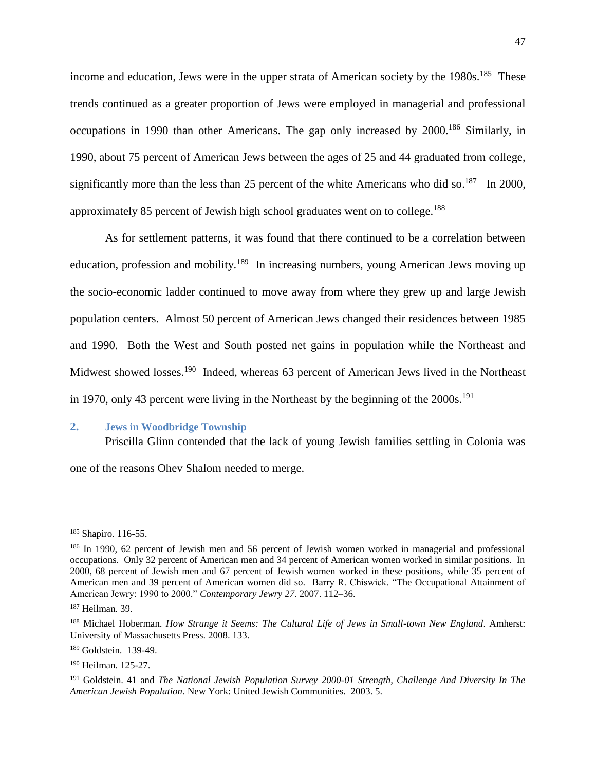income and education, Jews were in the upper strata of American society by the 1980s.[185] These trends continued as a greater proportion of Jews were employed in managerial and professional occupations in 1990 than other Americans. The gap only increased by 2000.[186] Similarly, in 1990, about 75 percent of American Jews between the ages of 25 and 44 graduated from college, significantly more than the less than 25 percent of the white Americans who did so.[187] In 2000, approximately 85 percent of Jewish high school graduates went on to college.[188]

As for settlement patterns, it was found that there continued to be a correlation between education, profession and mobility.[189] In increasing numbers, young American Jews moving up the socio-economic ladder continued to move away from where they grew up and large Jewish population centers. Almost 50 percent of American Jews changed their residences between 1985 and 1990. Both the West and South posted net gains in population while the Northeast and Midwest showed losses.[190] Indeed, whereas 63 percent of American Jews lived in the Northeast in 1970, only 43 percent were living in the Northeast by the beginning of the 2000s.[191]

## 2. Jews in Woodbridge Township

Priscilla Glinn contended that the lack of young Jewish families settling in Colonia was one of the reasons Ohev Shalom needed to merge.

---

[185] Shapiro. 116-55.

[186] In 1990, 62 percent of Jewish men and 56 percent of Jewish women worked in managerial and professional occupations. Only 32 percent of American men and 34 percent of American women worked in similar positions. In 2000, 68 percent of Jewish men and 67 percent of Jewish women worked in these positions, while 35 percent of American men and 39 percent of American women did so. Barry R. Chiswick. "The Occupational Attainment of American Jewry: 1990 to 2000." *Contemporary Jewry 27.* 2007. 112–36.

[187] Heilman. 39.

[188] Michael Hoberman. *How Strange it Seems: The Cultural Life of Jews in Small-town New England*. Amherst: University of Massachusetts Press. 2008. 133.

[189] Goldstein. 139-49.

[190] Heilman. 125-27.

[191] Goldstein. 41 and *The National Jewish Population Survey 2000-01 Strength, Challenge And Diversity In The American Jewish Population*. New York: United Jewish Communities. 2003. 5.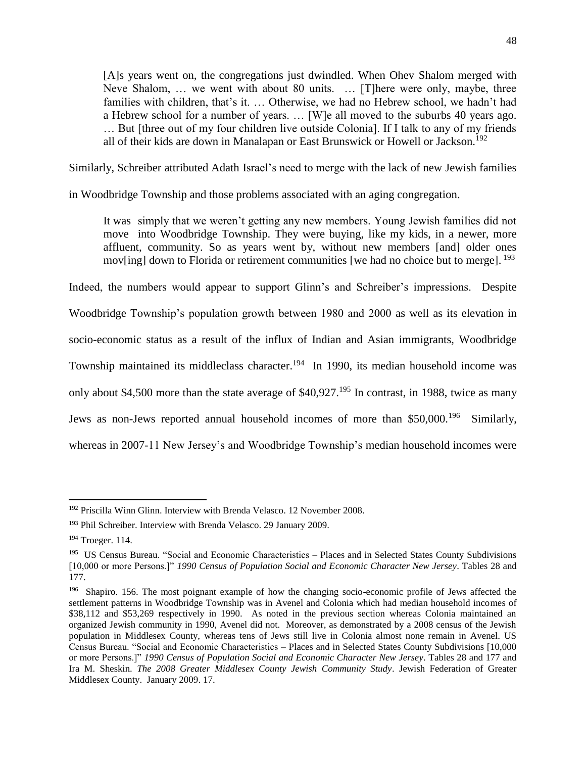> [A]s years went on, the congregations just dwindled. When Ohev Shalom merged with Neve Shalom, … we went with about 80 units. … [T]here were only, maybe, three families with children, that's it. … Otherwise, we had no Hebrew school, we hadn't had a Hebrew school for a number of years. … [W]e all moved to the suburbs 40 years ago. … But [three out of my four children live outside Colonia]. If I talk to any of my friends all of their kids are down in Manalapan or East Brunswick or Howell or Jackson.[192]

Similarly, Schreiber attributed Adath Israel's need to merge with the lack of new Jewish families in Woodbridge Township and those problems associated with an aging congregation.

> It was simply that we weren't getting any new members. Young Jewish families did not move into Woodbridge Township. They were buying, like my kids, in a newer, more affluent, community. So as years went by, without new members [and] older ones mov[ing] down to Florida or retirement communities [we had no choice but to merge]. [193]

Indeed, the numbers would appear to support Glinn's and Schreiber's impressions. Despite Woodbridge Township's population growth between 1980 and 2000 as well as its elevation in socio-economic status as a result of the influx of Indian and Asian immigrants, Woodbridge Township maintained its middleclass character.[194] In 1990, its median household income was only about $4,500 more than the state average of $40,927.[195] In contrast, in 1988, twice as many Jews as non-Jews reported annual household incomes of more than $50,000.[196] Similarly, whereas in 2007-11 New Jersey's and Woodbridge Township's median household incomes were

---

[192] Priscilla Winn Glinn. Interview with Brenda Velasco. 12 November 2008.

[193] Phil Schreiber. Interview with Brenda Velasco. 29 January 2009.

[194] Troeger. 114.

[195] US Census Bureau. "Social and Economic Characteristics – Places and in Selected States County Subdivisions [10,000 or more Persons.]" *1990 Census of Population Social and Economic Character New Jersey*. Tables 28 and 177.

[196] Shapiro. 156. The most poignant example of how the changing socio-economic profile of Jews affected the settlement patterns in Woodbridge Township was in Avenel and Colonia which had median household incomes of $38,112 and $53,269 respectively in 1990. As noted in the previous section whereas Colonia maintained an organized Jewish community in 1990, Avenel did not. Moreover, as demonstrated by a 2008 census of the Jewish population in Middlesex County, whereas tens of Jews still live in Colonia almost none remain in Avenel. US Census Bureau. "Social and Economic Characteristics – Places and in Selected States County Subdivisions [10,000 or more Persons.]" *1990 Census of Population Social and Economic Character New Jersey*. Tables 28 and 177 and Ira M. Sheskin. *The 2008 Greater Middlesex County Jewish Community Study*. Jewish Federation of Greater Middlesex County. January 2009. 17.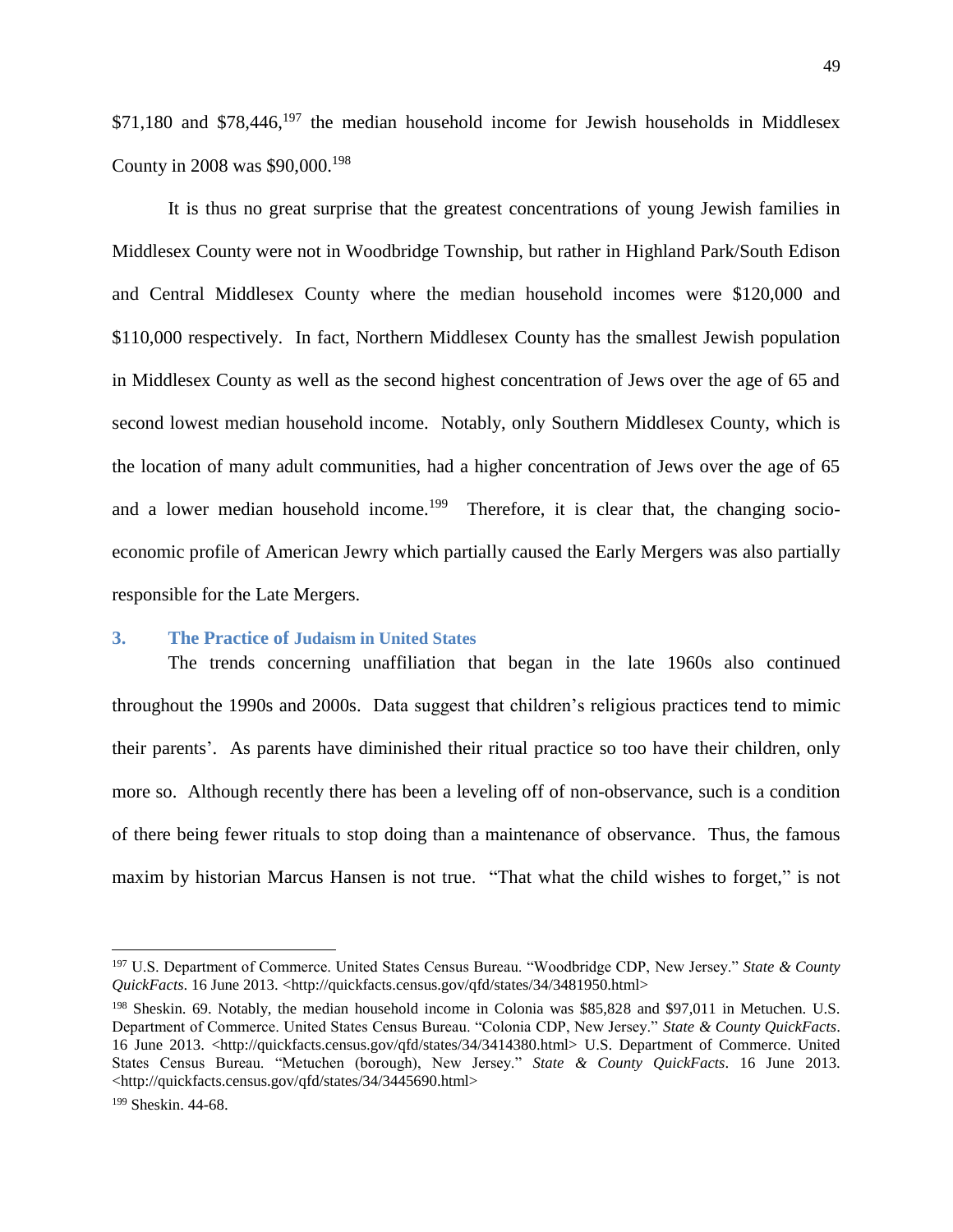$71,180 and $78,446,[197] the median household income for Jewish households in Middlesex County in 2008 was $90,000.[198]

It is thus no great surprise that the greatest concentrations of young Jewish families in Middlesex County were not in Woodbridge Township, but rather in Highland Park/South Edison and Central Middlesex County where the median household incomes were $120,000 and $110,000 respectively. In fact, Northern Middlesex County has the smallest Jewish population in Middlesex County as well as the second highest concentration of Jews over the age of 65 and second lowest median household income. Notably, only Southern Middlesex County, which is the location of many adult communities, had a higher concentration of Jews over the age of 65 and a lower median household income.[199] Therefore, it is clear that, the changing socio-economic profile of American Jewry which partially caused the Early Mergers was also partially responsible for the Late Mergers.

### 3. The Practice of Judaism in United States

The trends concerning unaffiliation that began in the late 1960s also continued throughout the 1990s and 2000s. Data suggest that children's religious practices tend to mimic their parents'. As parents have diminished their ritual practice so too have their children, only more so. Although recently there has been a leveling off of non-observance, such is a condition of there being fewer rituals to stop doing than a maintenance of observance. Thus, the famous maxim by historian Marcus Hansen is not true. "That what the child wishes to forget," is not

---

[197] U.S. Department of Commerce. United States Census Bureau. "Woodbridge CDP, New Jersey." *State & County QuickFacts*. 16 June 2013. <http://quickfacts.census.gov/qfd/states/34/3481950.html>

[198] Sheskin. 69. Notably, the median household income in Colonia was $85,828 and $97,011 in Metuchen. U.S. Department of Commerce. United States Census Bureau. "Colonia CDP, New Jersey." *State & County QuickFacts*. 16 June 2013. <http://quickfacts.census.gov/qfd/states/34/3414380.html> U.S. Department of Commerce. United States Census Bureau. "Metuchen (borough), New Jersey." *State & County QuickFacts*. 16 June 2013. <http://quickfacts.census.gov/qfd/states/34/3445690.html>

[199] Sheskin. 44-68.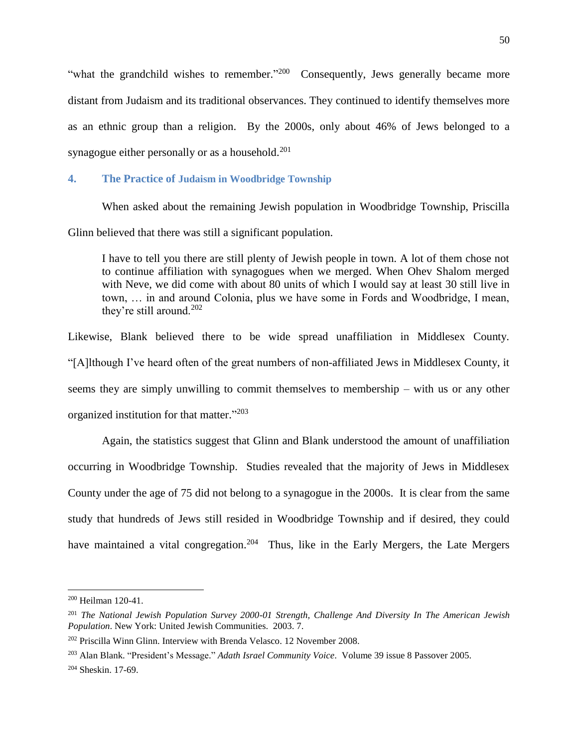"what the grandchild wishes to remember."[200] Consequently, Jews generally became more distant from Judaism and its traditional observances. They continued to identify themselves more as an ethnic group than a religion. By the 2000s, only about 46% of Jews belonged to a synagogue either personally or as a household.[201]

### 4. The Practice of Judaism in Woodbridge Township

When asked about the remaining Jewish population in Woodbridge Township, Priscilla Glinn believed that there was still a significant population.

> I have to tell you there are still plenty of Jewish people in town. A lot of them chose not to continue affiliation with synagogues when we merged. When Ohev Shalom merged with Neve, we did come with about 80 units of which I would say at least 30 still live in town, … in and around Colonia, plus we have some in Fords and Woodbridge, I mean, they're still around.[202]

Likewise, Blank believed there to be wide spread unaffiliation in Middlesex County. "[A]lthough I've heard often of the great numbers of non-affiliated Jews in Middlesex County, it seems they are simply unwilling to commit themselves to membership – with us or any other organized institution for that matter."[203]

Again, the statistics suggest that Glinn and Blank understood the amount of unaffiliation occurring in Woodbridge Township. Studies revealed that the majority of Jews in Middlesex County under the age of 75 did not belong to a synagogue in the 2000s. It is clear from the same study that hundreds of Jews still resided in Woodbridge Township and if desired, they could have maintained a vital congregation.[204] Thus, like in the Early Mergers, the Late Mergers

---

[200] Heilman 120-41.

[201] *The National Jewish Population Survey 2000-01 Strength, Challenge And Diversity In The American Jewish Population*. New York: United Jewish Communities. 2003. 7.

[202] Priscilla Winn Glinn. Interview with Brenda Velasco. 12 November 2008.

[203] Alan Blank. "President's Message." *Adath Israel Community Voice*. Volume 39 issue 8 Passover 2005.

[204] Sheskin. 17-69.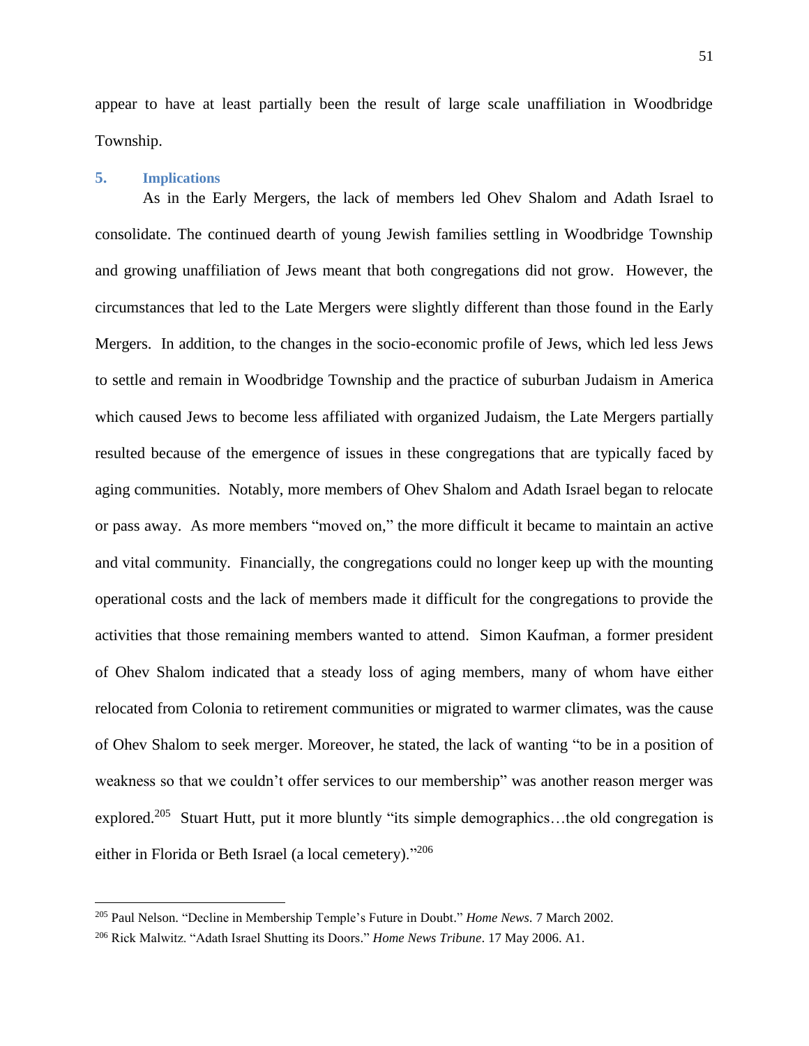appear to have at least partially been the result of large scale unaffiliation in Woodbridge Township.

## 5. Implications

As in the Early Mergers, the lack of members led Ohev Shalom and Adath Israel to consolidate. The continued dearth of young Jewish families settling in Woodbridge Township and growing unaffiliation of Jews meant that both congregations did not grow. However, the circumstances that led to the Late Mergers were slightly different than those found in the Early Mergers. In addition, to the changes in the socio-economic profile of Jews, which led less Jews to settle and remain in Woodbridge Township and the practice of suburban Judaism in America which caused Jews to become less affiliated with organized Judaism, the Late Mergers partially resulted because of the emergence of issues in these congregations that are typically faced by aging communities. Notably, more members of Ohev Shalom and Adath Israel began to relocate or pass away. As more members "moved on," the more difficult it became to maintain an active and vital community. Financially, the congregations could no longer keep up with the mounting operational costs and the lack of members made it difficult for the congregations to provide the activities that those remaining members wanted to attend. Simon Kaufman, a former president of Ohev Shalom indicated that a steady loss of aging members, many of whom have either relocated from Colonia to retirement communities or migrated to warmer climates, was the cause of Ohev Shalom to seek merger. Moreover, he stated, the lack of wanting "to be in a position of weakness so that we couldn't offer services to our membership" was another reason merger was explored.[205] Stuart Hutt, put it more bluntly "its simple demographics…the old congregation is either in Florida or Beth Israel (a local cemetery)."[206]

---

[205] Paul Nelson. "Decline in Membership Temple's Future in Doubt." *Home News.* 7 March 2002.

[206] Rick Malwitz. "Adath Israel Shutting its Doors." *Home News Tribune*. 17 May 2006. A1.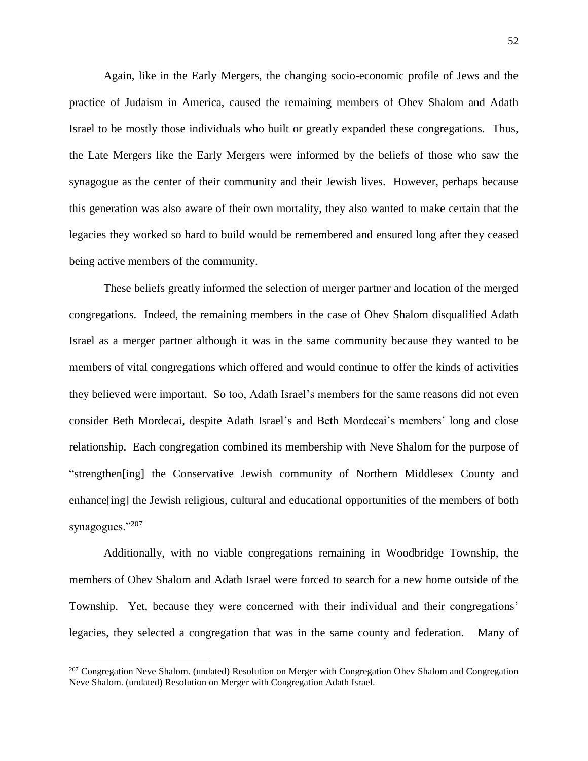Again, like in the Early Mergers, the changing socio-economic profile of Jews and the practice of Judaism in America, caused the remaining members of Ohev Shalom and Adath Israel to be mostly those individuals who built or greatly expanded these congregations. Thus, the Late Mergers like the Early Mergers were informed by the beliefs of those who saw the synagogue as the center of their community and their Jewish lives. However, perhaps because this generation was also aware of their own mortality, they also wanted to make certain that the legacies they worked so hard to build would be remembered and ensured long after they ceased being active members of the community.

These beliefs greatly informed the selection of merger partner and location of the merged congregations. Indeed, the remaining members in the case of Ohev Shalom disqualified Adath Israel as a merger partner although it was in the same community because they wanted to be members of vital congregations which offered and would continue to offer the kinds of activities they believed were important. So too, Adath Israel's members for the same reasons did not even consider Beth Mordecai, despite Adath Israel's and Beth Mordecai's members' long and close relationship. Each congregation combined its membership with Neve Shalom for the purpose of "strengthen[ing] the Conservative Jewish community of Northern Middlesex County and enhance[ing] the Jewish religious, cultural and educational opportunities of the members of both synagogues."[207]

Additionally, with no viable congregations remaining in Woodbridge Township, the members of Ohev Shalom and Adath Israel were forced to search for a new home outside of the Township. Yet, because they were concerned with their individual and their congregations' legacies, they selected a congregation that was in the same county and federation. Many of

---

[207] Congregation Neve Shalom. (undated) Resolution on Merger with Congregation Ohev Shalom and Congregation Neve Shalom. (undated) Resolution on Merger with Congregation Adath Israel.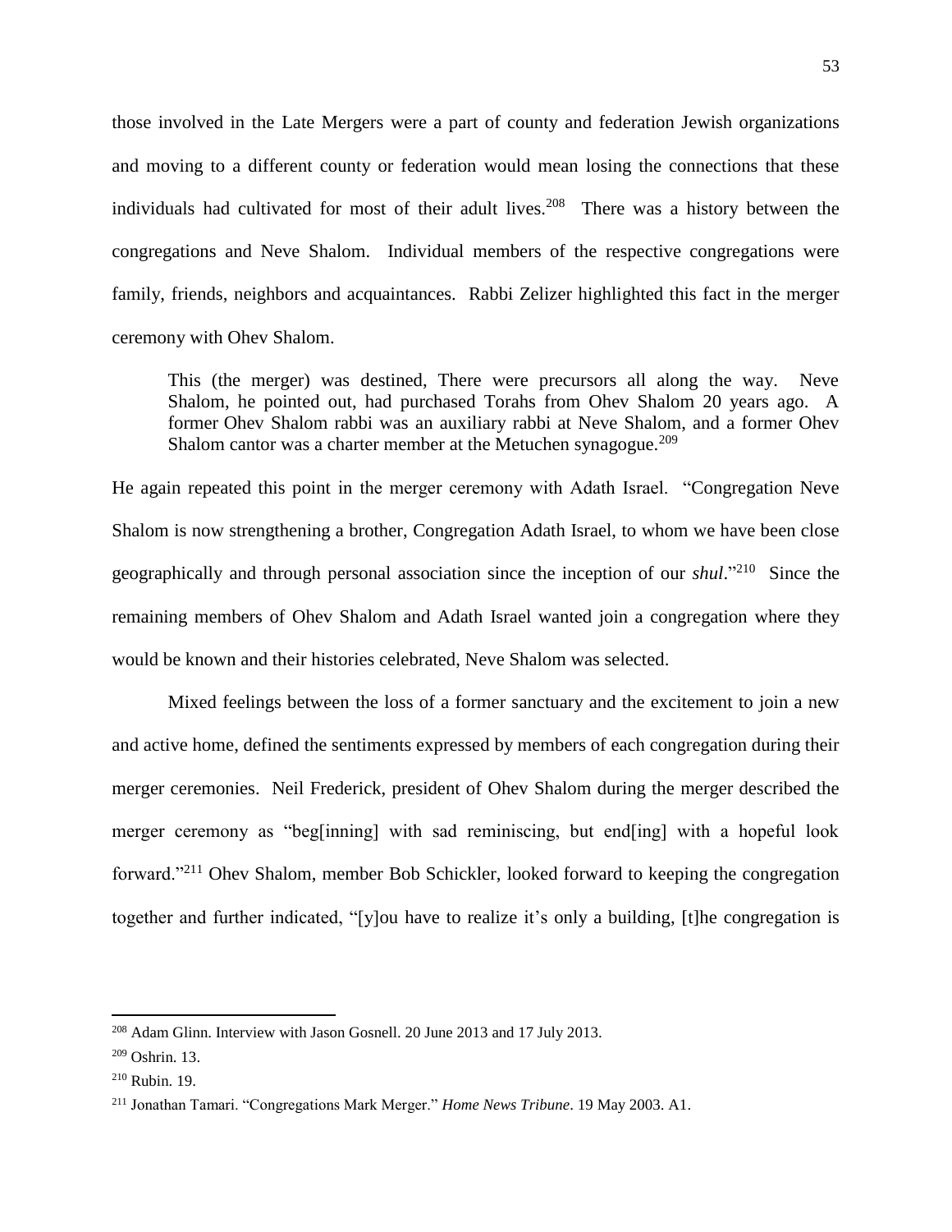those involved in the Late Mergers were a part of county and federation Jewish organizations and moving to a different county or federation would mean losing the connections that these individuals had cultivated for most of their adult lives.[208] There was a history between the congregations and Neve Shalom. Individual members of the respective congregations were family, friends, neighbors and acquaintances. Rabbi Zelizer highlighted this fact in the merger ceremony with Ohev Shalom.

> This (the merger) was destined, There were precursors all along the way. Neve Shalom, he pointed out, had purchased Torahs from Ohev Shalom 20 years ago. A former Ohev Shalom rabbi was an auxiliary rabbi at Neve Shalom, and a former Ohev Shalom cantor was a charter member at the Metuchen synagogue.[209]

He again repeated this point in the merger ceremony with Adath Israel. "Congregation Neve Shalom is now strengthening a brother, Congregation Adath Israel, to whom we have been close geographically and through personal association since the inception of our *shul*."[210] Since the remaining members of Ohev Shalom and Adath Israel wanted join a congregation where they would be known and their histories celebrated, Neve Shalom was selected.

Mixed feelings between the loss of a former sanctuary and the excitement to join a new and active home, defined the sentiments expressed by members of each congregation during their merger ceremonies. Neil Frederick, president of Ohev Shalom during the merger described the merger ceremony as "beg[inning] with sad reminiscing, but end[ing] with a hopeful look forward."[211] Ohev Shalom, member Bob Schickler, looked forward to keeping the congregation together and further indicated, "[y]ou have to realize it's only a building, [t]he congregation is

---

[208] Adam Glinn. Interview with Jason Gosnell. 20 June 2013 and 17 July 2013.

[209] Oshrin. 13.

[210] Rubin. 19.

[211] Jonathan Tamari. "Congregations Mark Merger." *Home News Tribune*. 19 May 2003. A1.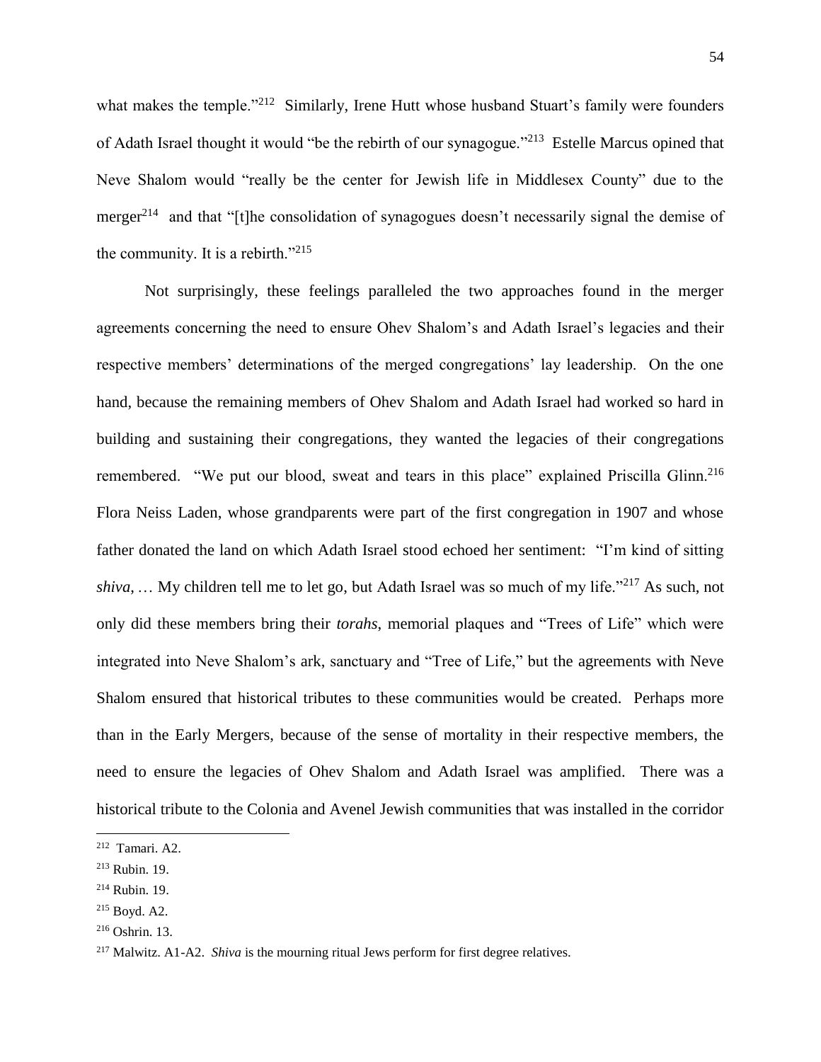what makes the temple."[212] Similarly, Irene Hutt whose husband Stuart's family were founders of Adath Israel thought it would "be the rebirth of our synagogue."[213] Estelle Marcus opined that Neve Shalom would "really be the center for Jewish life in Middlesex County" due to the merger[214] and that "[t]he consolidation of synagogues doesn't necessarily signal the demise of the community. It is a rebirth."[215]

Not surprisingly, these feelings paralleled the two approaches found in the merger agreements concerning the need to ensure Ohev Shalom's and Adath Israel's legacies and their respective members' determinations of the merged congregations' lay leadership. On the one hand, because the remaining members of Ohev Shalom and Adath Israel had worked so hard in building and sustaining their congregations, they wanted the legacies of their congregations remembered. "We put our blood, sweat and tears in this place" explained Priscilla Glinn.[216] Flora Neiss Laden, whose grandparents were part of the first congregation in 1907 and whose father donated the land on which Adath Israel stood echoed her sentiment: "I'm kind of sitting *shiva*, … My children tell me to let go, but Adath Israel was so much of my life."[217] As such, not only did these members bring their *torahs*, memorial plaques and "Trees of Life" which were integrated into Neve Shalom's ark, sanctuary and "Tree of Life," but the agreements with Neve Shalom ensured that historical tributes to these communities would be created. Perhaps more than in the Early Mergers, because of the sense of mortality in their respective members, the need to ensure the legacies of Ohev Shalom and Adath Israel was amplified. There was a historical tribute to the Colonia and Avenel Jewish communities that was installed in the corridor

---

[212] Tamari. A2.

[213] Rubin. 19.

[214] Rubin. 19.

[215] Boyd. A2.

[216] Oshrin. 13.

[217] Malwitz. A1-A2. *Shiva* is the mourning ritual Jews perform for first degree relatives.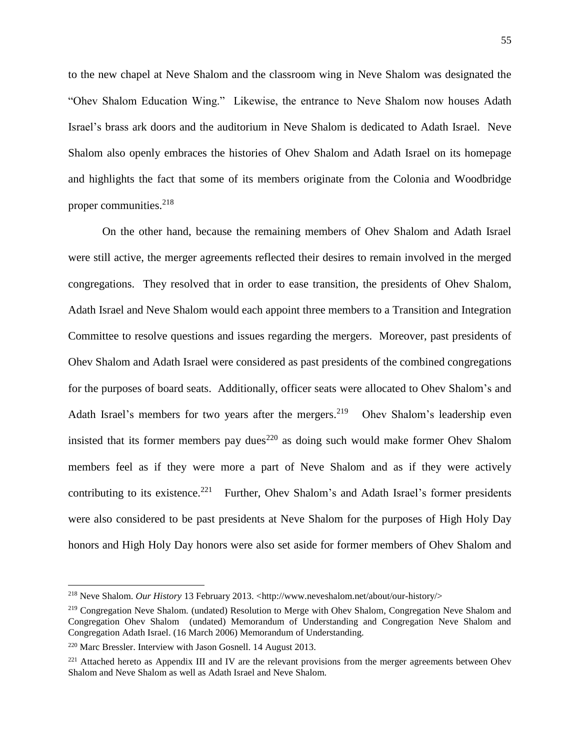to the new chapel at Neve Shalom and the classroom wing in Neve Shalom was designated the "Ohev Shalom Education Wing." Likewise, the entrance to Neve Shalom now houses Adath Israel's brass ark doors and the auditorium in Neve Shalom is dedicated to Adath Israel. Neve Shalom also openly embraces the histories of Ohev Shalom and Adath Israel on its homepage and highlights the fact that some of its members originate from the Colonia and Woodbridge proper communities.[218]

On the other hand, because the remaining members of Ohev Shalom and Adath Israel were still active, the merger agreements reflected their desires to remain involved in the merged congregations. They resolved that in order to ease transition, the presidents of Ohev Shalom, Adath Israel and Neve Shalom would each appoint three members to a Transition and Integration Committee to resolve questions and issues regarding the mergers. Moreover, past presidents of Ohev Shalom and Adath Israel were considered as past presidents of the combined congregations for the purposes of board seats. Additionally, officer seats were allocated to Ohev Shalom's and Adath Israel's members for two years after the mergers.[219] Ohev Shalom's leadership even insisted that its former members pay dues[220] as doing such would make former Ohev Shalom members feel as if they were more a part of Neve Shalom and as if they were actively contributing to its existence.[221] Further, Ohev Shalom's and Adath Israel's former presidents were also considered to be past presidents at Neve Shalom for the purposes of High Holy Day honors and High Holy Day honors were also set aside for former members of Ohev Shalom and

---

[218] Neve Shalom. *Our History* 13 February 2013. <http://www.neveshalom.net/about/our-history/>

[219] Congregation Neve Shalom. (undated) Resolution to Merge with Ohev Shalom, Congregation Neve Shalom and Congregation Ohev Shalom (undated) Memorandum of Understanding and Congregation Neve Shalom and Congregation Adath Israel. (16 March 2006) Memorandum of Understanding.

[220] Marc Bressler. Interview with Jason Gosnell. 14 August 2013.

[221] Attached hereto as Appendix III and IV are the relevant provisions from the merger agreements between Ohev Shalom and Neve Shalom as well as Adath Israel and Neve Shalom.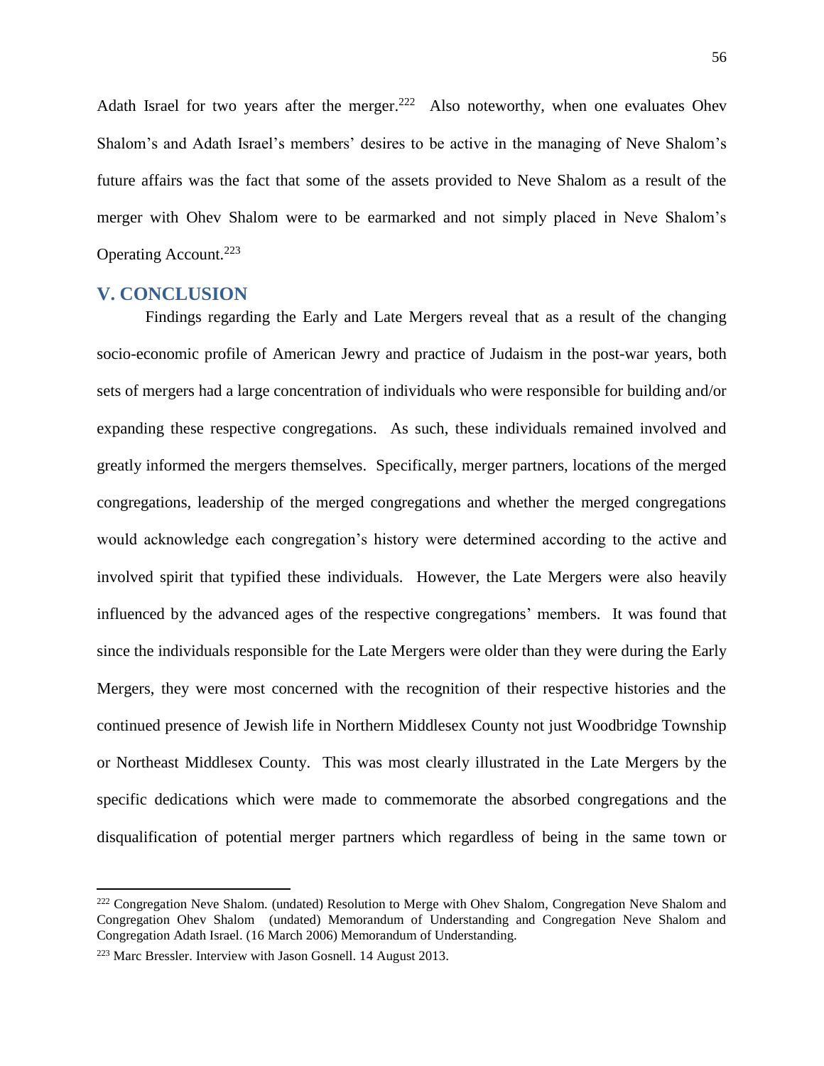Adath Israel for two years after the merger.[222] Also noteworthy, when one evaluates Ohev Shalom's and Adath Israel's members' desires to be active in the managing of Neve Shalom's future affairs was the fact that some of the assets provided to Neve Shalom as a result of the merger with Ohev Shalom were to be earmarked and not simply placed in Neve Shalom's Operating Account.[223]

## V. CONCLUSION

Findings regarding the Early and Late Mergers reveal that as a result of the changing socio-economic profile of American Jewry and practice of Judaism in the post-war years, both sets of mergers had a large concentration of individuals who were responsible for building and/or expanding these respective congregations. As such, these individuals remained involved and greatly informed the mergers themselves. Specifically, merger partners, locations of the merged congregations, leadership of the merged congregations and whether the merged congregations would acknowledge each congregation's history were determined according to the active and involved spirit that typified these individuals. However, the Late Mergers were also heavily influenced by the advanced ages of the respective congregations' members. It was found that since the individuals responsible for the Late Mergers were older than they were during the Early Mergers, they were most concerned with the recognition of their respective histories and the continued presence of Jewish life in Northern Middlesex County not just Woodbridge Township or Northeast Middlesex County. This was most clearly illustrated in the Late Mergers by the specific dedications which were made to commemorate the absorbed congregations and the disqualification of potential merger partners which regardless of being in the same town or

---

[222] Congregation Neve Shalom. (undated) Resolution to Merge with Ohev Shalom, Congregation Neve Shalom and Congregation Ohev Shalom (undated) Memorandum of Understanding and Congregation Neve Shalom and Congregation Adath Israel. (16 March 2006) Memorandum of Understanding.

[223] Marc Bressler. Interview with Jason Gosnell. 14 August 2013.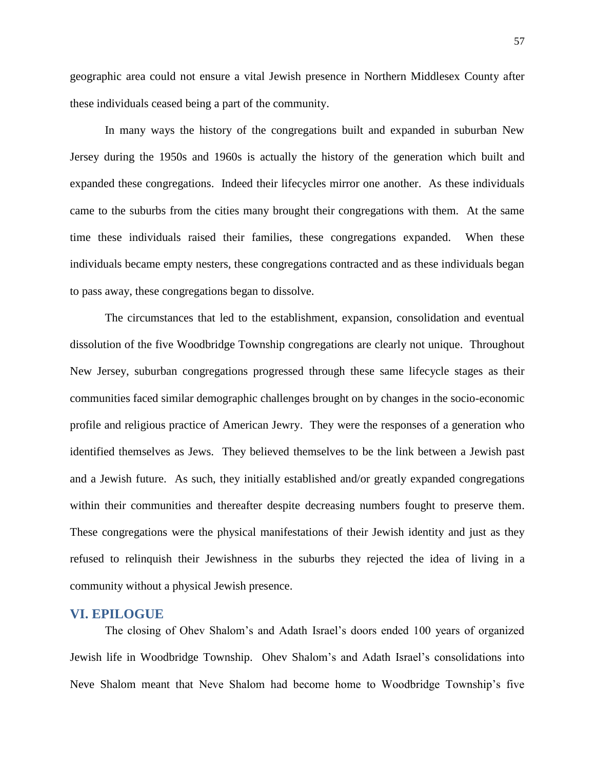geographic area could not ensure a vital Jewish presence in Northern Middlesex County after these individuals ceased being a part of the community.

In many ways the history of the congregations built and expanded in suburban New Jersey during the 1950s and 1960s is actually the history of the generation which built and expanded these congregations. Indeed their lifecycles mirror one another. As these individuals came to the suburbs from the cities many brought their congregations with them. At the same time these individuals raised their families, these congregations expanded. When these individuals became empty nesters, these congregations contracted and as these individuals began to pass away, these congregations began to dissolve.

The circumstances that led to the establishment, expansion, consolidation and eventual dissolution of the five Woodbridge Township congregations are clearly not unique. Throughout New Jersey, suburban congregations progressed through these same lifecycle stages as their communities faced similar demographic challenges brought on by changes in the socio-economic profile and religious practice of American Jewry. They were the responses of a generation who identified themselves as Jews. They believed themselves to be the link between a Jewish past and a Jewish future. As such, they initially established and/or greatly expanded congregations within their communities and thereafter despite decreasing numbers fought to preserve them. These congregations were the physical manifestations of their Jewish identity and just as they refused to relinquish their Jewishness in the suburbs they rejected the idea of living in a community without a physical Jewish presence.

## VI. EPILOGUE

The closing of Ohev Shalom's and Adath Israel's doors ended 100 years of organized Jewish life in Woodbridge Township. Ohev Shalom's and Adath Israel's consolidations into Neve Shalom meant that Neve Shalom had become home to Woodbridge Township's five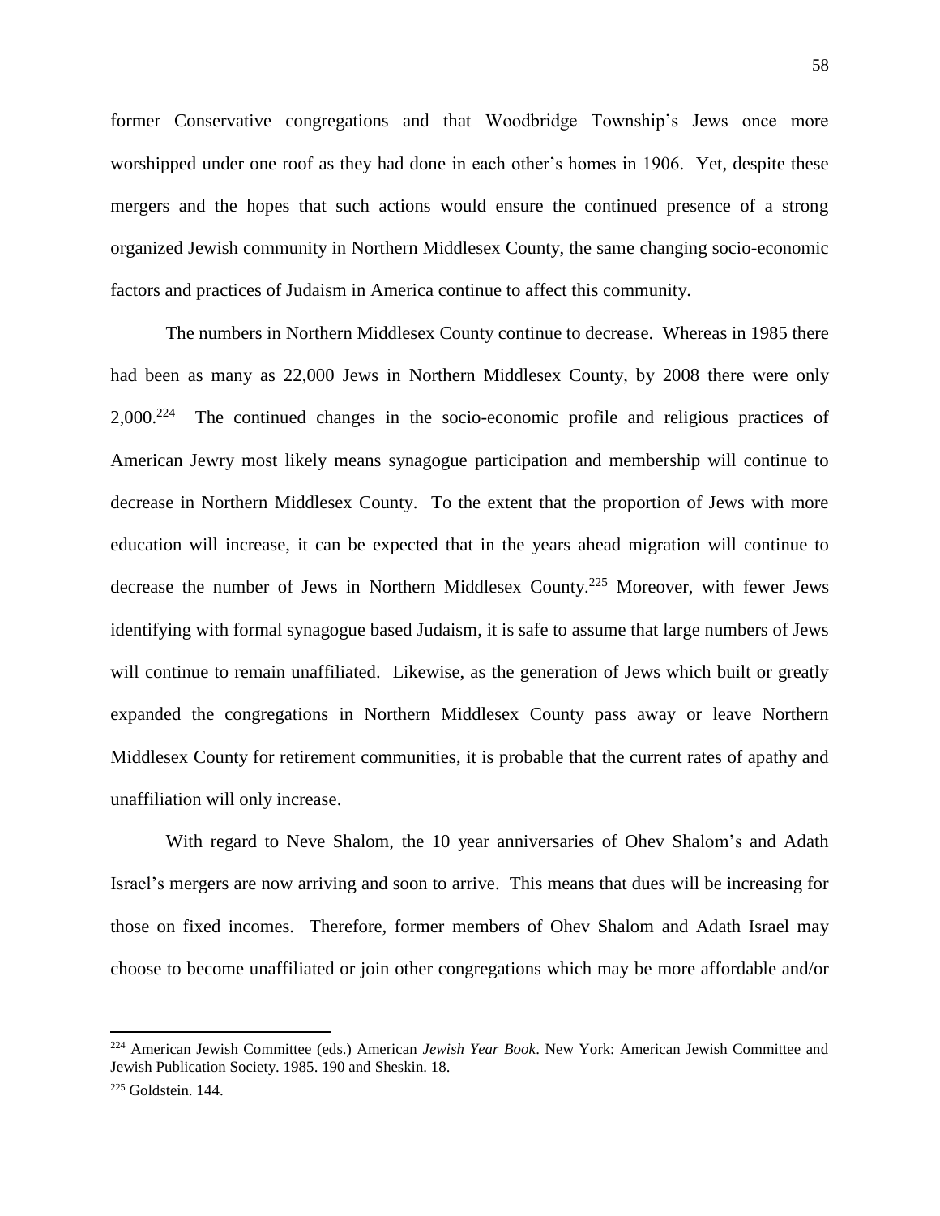former Conservative congregations and that Woodbridge Township's Jews once more worshipped under one roof as they had done in each other's homes in 1906. Yet, despite these mergers and the hopes that such actions would ensure the continued presence of a strong organized Jewish community in Northern Middlesex County, the same changing socio-economic factors and practices of Judaism in America continue to affect this community.

The numbers in Northern Middlesex County continue to decrease. Whereas in 1985 there had been as many as 22,000 Jews in Northern Middlesex County, by 2008 there were only 2,000.[224] The continued changes in the socio-economic profile and religious practices of American Jewry most likely means synagogue participation and membership will continue to decrease in Northern Middlesex County. To the extent that the proportion of Jews with more education will increase, it can be expected that in the years ahead migration will continue to decrease the number of Jews in Northern Middlesex County.[225] Moreover, with fewer Jews identifying with formal synagogue based Judaism, it is safe to assume that large numbers of Jews will continue to remain unaffiliated. Likewise, as the generation of Jews which built or greatly expanded the congregations in Northern Middlesex County pass away or leave Northern Middlesex County for retirement communities, it is probable that the current rates of apathy and unaffiliation will only increase.

With regard to Neve Shalom, the 10 year anniversaries of Ohev Shalom's and Adath Israel's mergers are now arriving and soon to arrive. This means that dues will be increasing for those on fixed incomes. Therefore, former members of Ohev Shalom and Adath Israel may choose to become unaffiliated or join other congregations which may be more affordable and/or

---

[224] American Jewish Committee (eds.) American *Jewish Year Book*. New York: American Jewish Committee and Jewish Publication Society. 1985. 190 and Sheskin. 18.

[225] Goldstein. 144.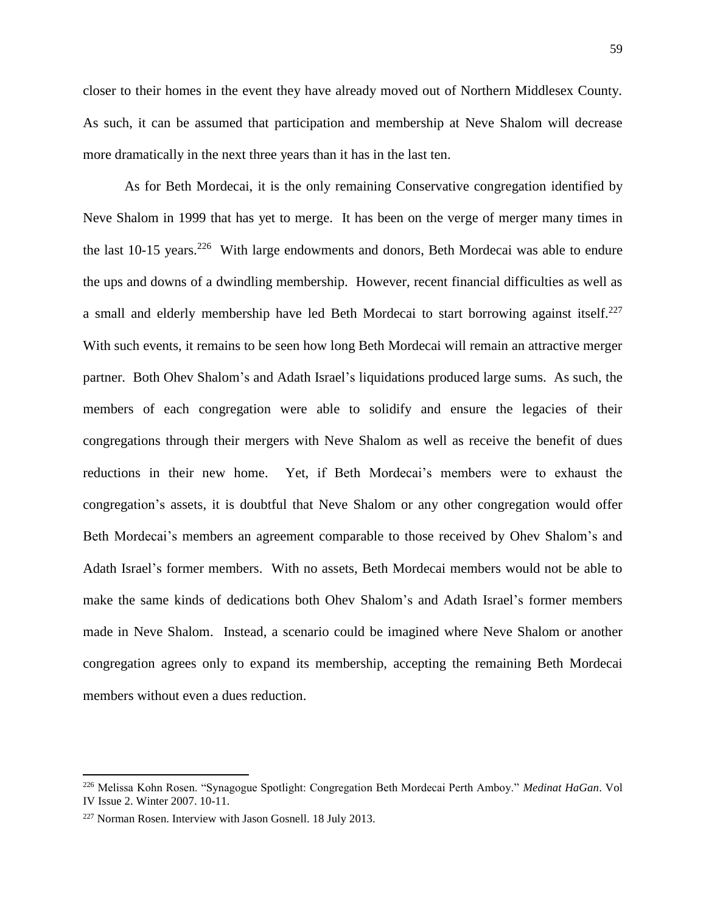closer to their homes in the event they have already moved out of Northern Middlesex County. As such, it can be assumed that participation and membership at Neve Shalom will decrease more dramatically in the next three years than it has in the last ten.

As for Beth Mordecai, it is the only remaining Conservative congregation identified by Neve Shalom in 1999 that has yet to merge. It has been on the verge of merger many times in the last 10-15 years.[226] With large endowments and donors, Beth Mordecai was able to endure the ups and downs of a dwindling membership. However, recent financial difficulties as well as a small and elderly membership have led Beth Mordecai to start borrowing against itself.[227] With such events, it remains to be seen how long Beth Mordecai will remain an attractive merger partner. Both Ohev Shalom's and Adath Israel's liquidations produced large sums. As such, the members of each congregation were able to solidify and ensure the legacies of their congregations through their mergers with Neve Shalom as well as receive the benefit of dues reductions in their new home. Yet, if Beth Mordecai's members were to exhaust the congregation's assets, it is doubtful that Neve Shalom or any other congregation would offer Beth Mordecai's members an agreement comparable to those received by Ohev Shalom's and Adath Israel's former members. With no assets, Beth Mordecai members would not be able to make the same kinds of dedications both Ohev Shalom's and Adath Israel's former members made in Neve Shalom. Instead, a scenario could be imagined where Neve Shalom or another congregation agrees only to expand its membership, accepting the remaining Beth Mordecai members without even a dues reduction.

---

[226] Melissa Kohn Rosen. "Synagogue Spotlight: Congregation Beth Mordecai Perth Amboy." *Medinat HaGan*. Vol IV Issue 2. Winter 2007. 10-11.

[227] Norman Rosen. Interview with Jason Gosnell. 18 July 2013.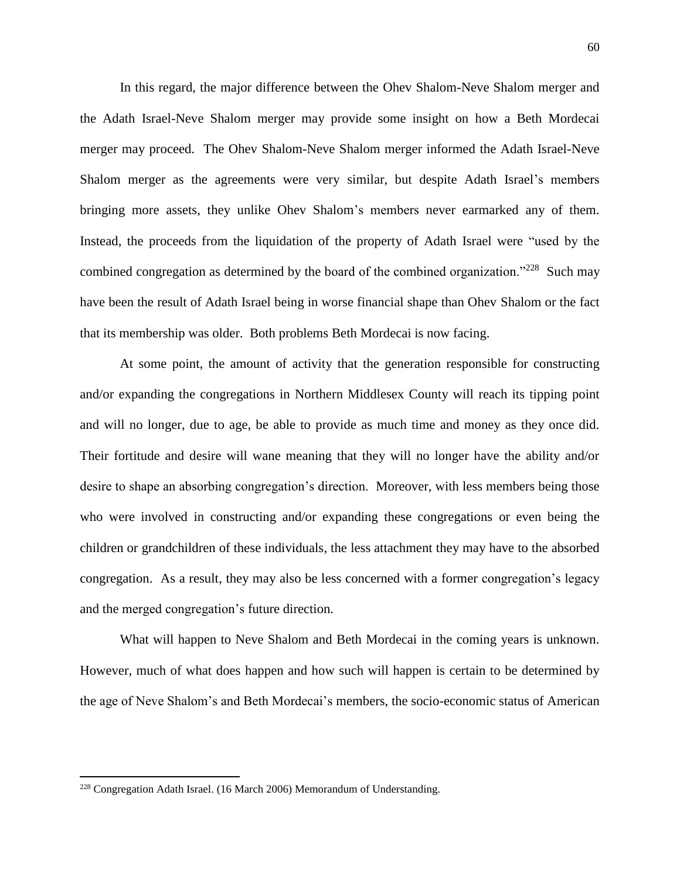In this regard, the major difference between the Ohev Shalom-Neve Shalom merger and the Adath Israel-Neve Shalom merger may provide some insight on how a Beth Mordecai merger may proceed. The Ohev Shalom-Neve Shalom merger informed the Adath Israel-Neve Shalom merger as the agreements were very similar, but despite Adath Israel's members bringing more assets, they unlike Ohev Shalom's members never earmarked any of them. Instead, the proceeds from the liquidation of the property of Adath Israel were "used by the combined congregation as determined by the board of the combined organization."[228] Such may have been the result of Adath Israel being in worse financial shape than Ohev Shalom or the fact that its membership was older. Both problems Beth Mordecai is now facing.

At some point, the amount of activity that the generation responsible for constructing and/or expanding the congregations in Northern Middlesex County will reach its tipping point and will no longer, due to age, be able to provide as much time and money as they once did. Their fortitude and desire will wane meaning that they will no longer have the ability and/or desire to shape an absorbing congregation's direction. Moreover, with less members being those who were involved in constructing and/or expanding these congregations or even being the children or grandchildren of these individuals, the less attachment they may have to the absorbed congregation. As a result, they may also be less concerned with a former congregation's legacy and the merged congregation's future direction.

What will happen to Neve Shalom and Beth Mordecai in the coming years is unknown. However, much of what does happen and how such will happen is certain to be determined by the age of Neve Shalom's and Beth Mordecai's members, the socio-economic status of American

[228] Congregation Adath Israel. (16 March 2006) Memorandum of Understanding.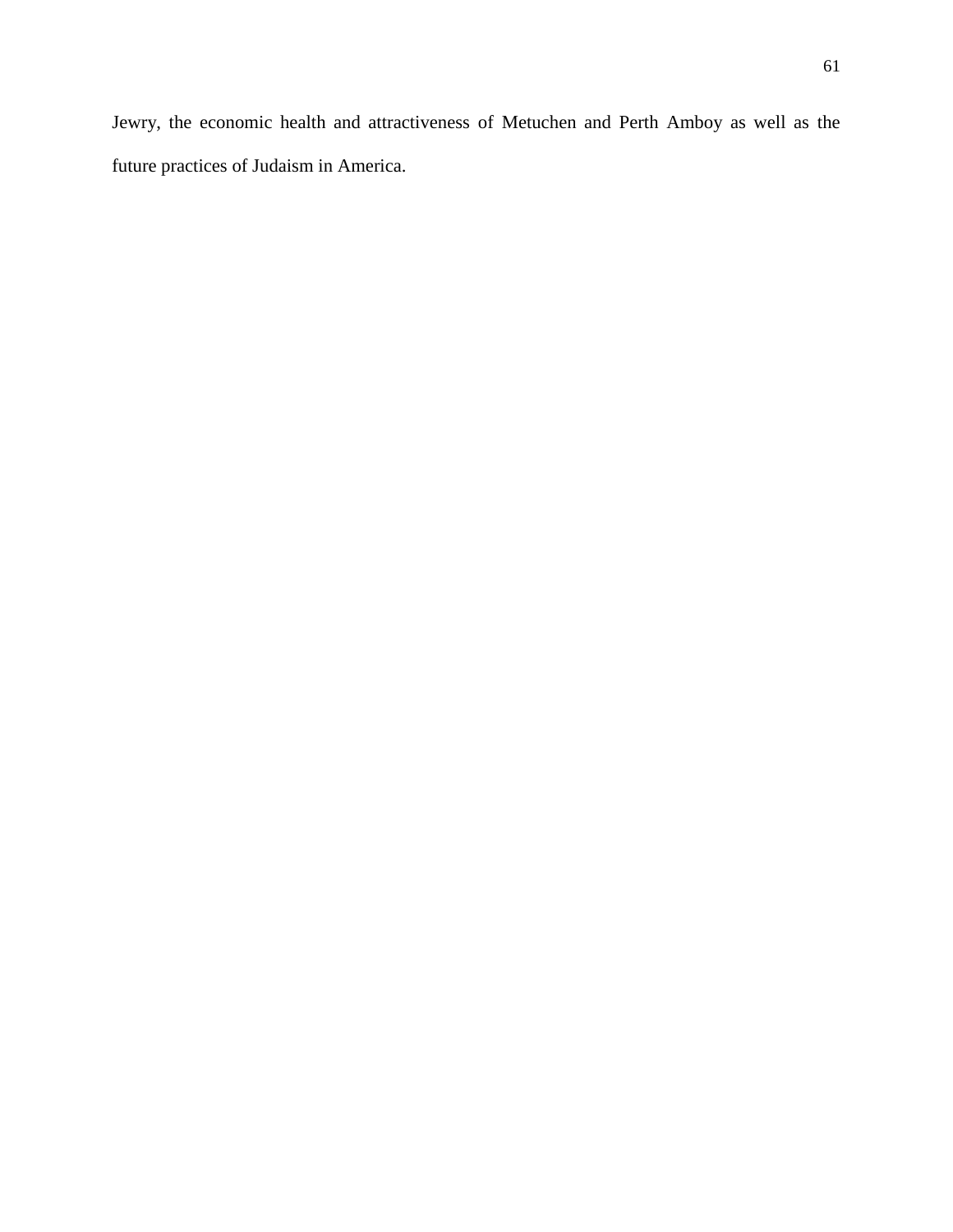Jewry, the economic health and attractiveness of Metuchen and Perth Amboy as well as the future practices of Judaism in America.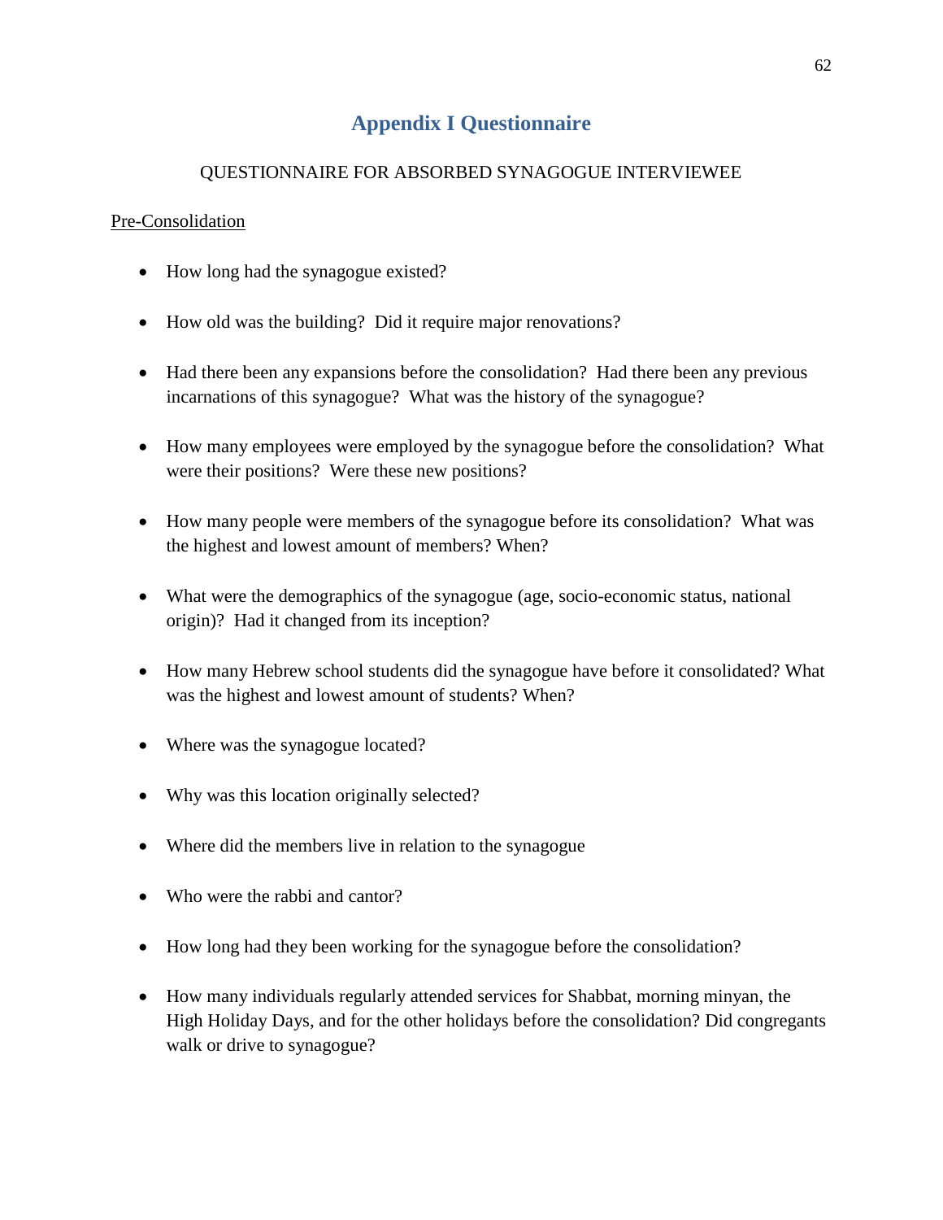# Appendix I Questionnaire

QUESTIONNAIRE FOR ABSORBED SYNAGOGUE INTERVIEWEE

<u>Pre-Consolidation</u>

- How long had the synagogue existed?
- How old was the building? Did it require major renovations?
- Had there been any expansions before the consolidation? Had there been any previous incarnations of this synagogue? What was the history of the synagogue?
- How many employees were employed by the synagogue before the consolidation? What were their positions? Were these new positions?
- How many people were members of the synagogue before its consolidation? What was the highest and lowest amount of members? When?
- What were the demographics of the synagogue (age, socio-economic status, national origin)? Had it changed from its inception?
- How many Hebrew school students did the synagogue have before it consolidated? What was the highest and lowest amount of students? When?
- Where was the synagogue located?
- Why was this location originally selected?
- Where did the members live in relation to the synagogue
- Who were the rabbi and cantor?
- How long had they been working for the synagogue before the consolidation?
- How many individuals regularly attended services for Shabbat, morning minyan, the High Holiday Days, and for the other holidays before the consolidation? Did congregants walk or drive to synagogue?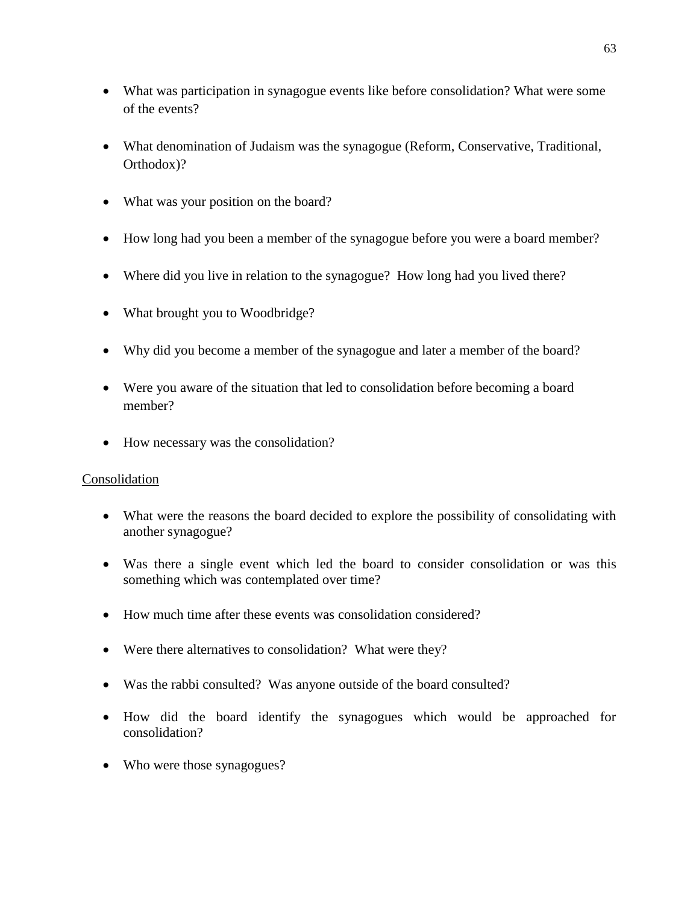- What was participation in synagogue events like before consolidation? What were some of the events?
- What denomination of Judaism was the synagogue (Reform, Conservative, Traditional, Orthodox)?
- What was your position on the board?
- How long had you been a member of the synagogue before you were a board member?
- Where did you live in relation to the synagogue? How long had you lived there?
- What brought you to Woodbridge?
- Why did you become a member of the synagogue and later a member of the board?
- Were you aware of the situation that led to consolidation before becoming a board member?
- How necessary was the consolidation?

Consolidation

- What were the reasons the board decided to explore the possibility of consolidating with another synagogue?
- Was there a single event which led the board to consider consolidation or was this something which was contemplated over time?
- How much time after these events was consolidation considered?
- Were there alternatives to consolidation? What were they?
- Was the rabbi consulted? Was anyone outside of the board consulted?
- How did the board identify the synagogues which would be approached for consolidation?
- Who were those synagogues?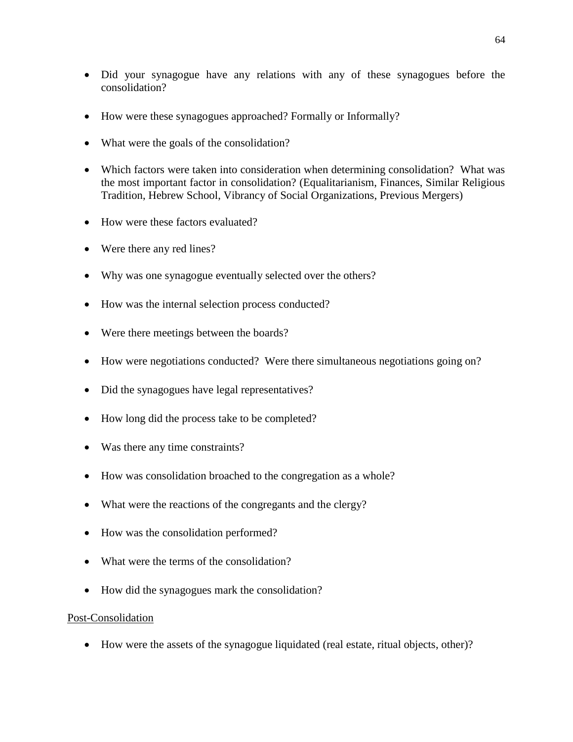- Did your synagogue have any relations with any of these synagogues before the consolidation?

- How were these synagogues approached? Formally or Informally?

- What were the goals of the consolidation?

- Which factors were taken into consideration when determining consolidation? What was the most important factor in consolidation? (Equalitarianism, Finances, Similar Religious Tradition, Hebrew School, Vibrancy of Social Organizations, Previous Mergers)

- How were these factors evaluated?

- Were there any red lines?

- Why was one synagogue eventually selected over the others?

- How was the internal selection process conducted?

- Were there meetings between the boards?

- How were negotiations conducted? Were there simultaneous negotiations going on?

- Did the synagogues have legal representatives?

- How long did the process take to be completed?

- Was there any time constraints?

- How was consolidation broached to the congregation as a whole?

- What were the reactions of the congregants and the clergy?

- How was the consolidation performed?

- What were the terms of the consolidation?

- How did the synagogues mark the consolidation?

<u>Post-Consolidation</u>

- How were the assets of the synagogue liquidated (real estate, ritual objects, other)?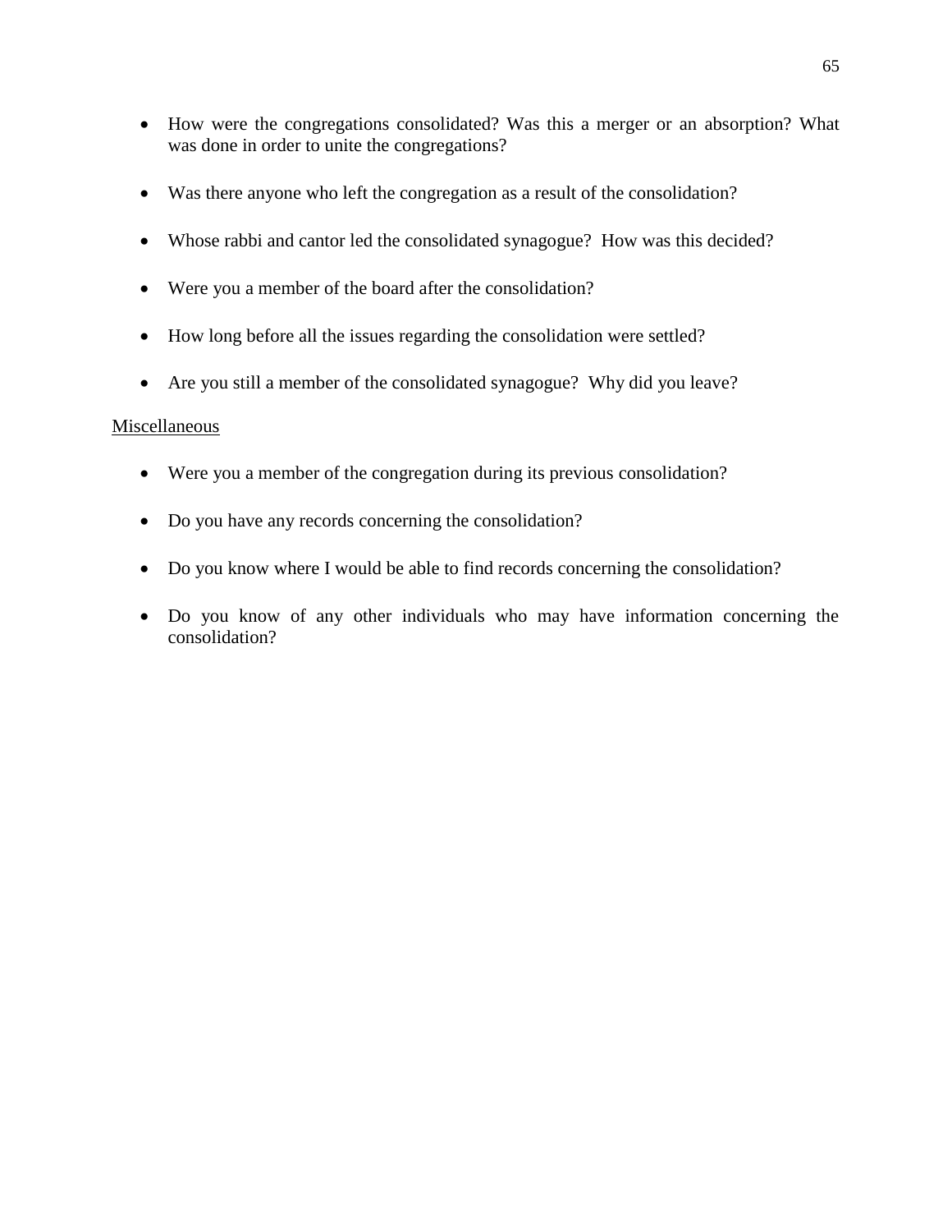- How were the congregations consolidated? Was this a merger or an absorption? What was done in order to unite the congregations?

- Was there anyone who left the congregation as a result of the consolidation?

- Whose rabbi and cantor led the consolidated synagogue? How was this decided?

- Were you a member of the board after the consolidation?

- How long before all the issues regarding the consolidation were settled?

- Are you still a member of the consolidated synagogue? Why did you leave?

<u>Miscellaneous</u>

- Were you a member of the congregation during its previous consolidation?

- Do you have any records concerning the consolidation?

- Do you know where I would be able to find records concerning the consolidation?

- Do you know of any other individuals who may have information concerning the consolidation?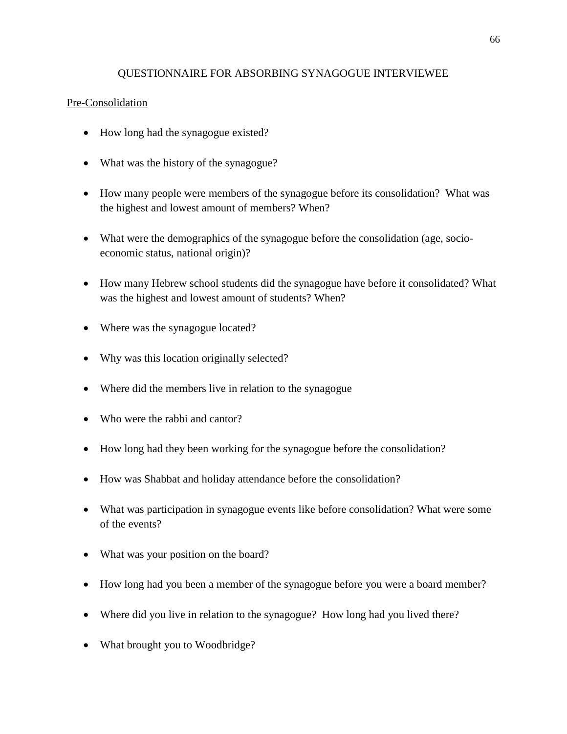## QUESTIONNAIRE FOR ABSORBING SYNAGOGUE INTERVIEWEE

Pre-Consolidation

- How long had the synagogue existed?
- What was the history of the synagogue?
- How many people were members of the synagogue before its consolidation? What was the highest and lowest amount of members? When?
- What were the demographics of the synagogue before the consolidation (age, socio-economic status, national origin)?
- How many Hebrew school students did the synagogue have before it consolidated? What was the highest and lowest amount of students? When?
- Where was the synagogue located?
- Why was this location originally selected?
- Where did the members live in relation to the synagogue
- Who were the rabbi and cantor?
- How long had they been working for the synagogue before the consolidation?
- How was Shabbat and holiday attendance before the consolidation?
- What was participation in synagogue events like before consolidation? What were some of the events?
- What was your position on the board?
- How long had you been a member of the synagogue before you were a board member?
- Where did you live in relation to the synagogue? How long had you lived there?
- What brought you to Woodbridge?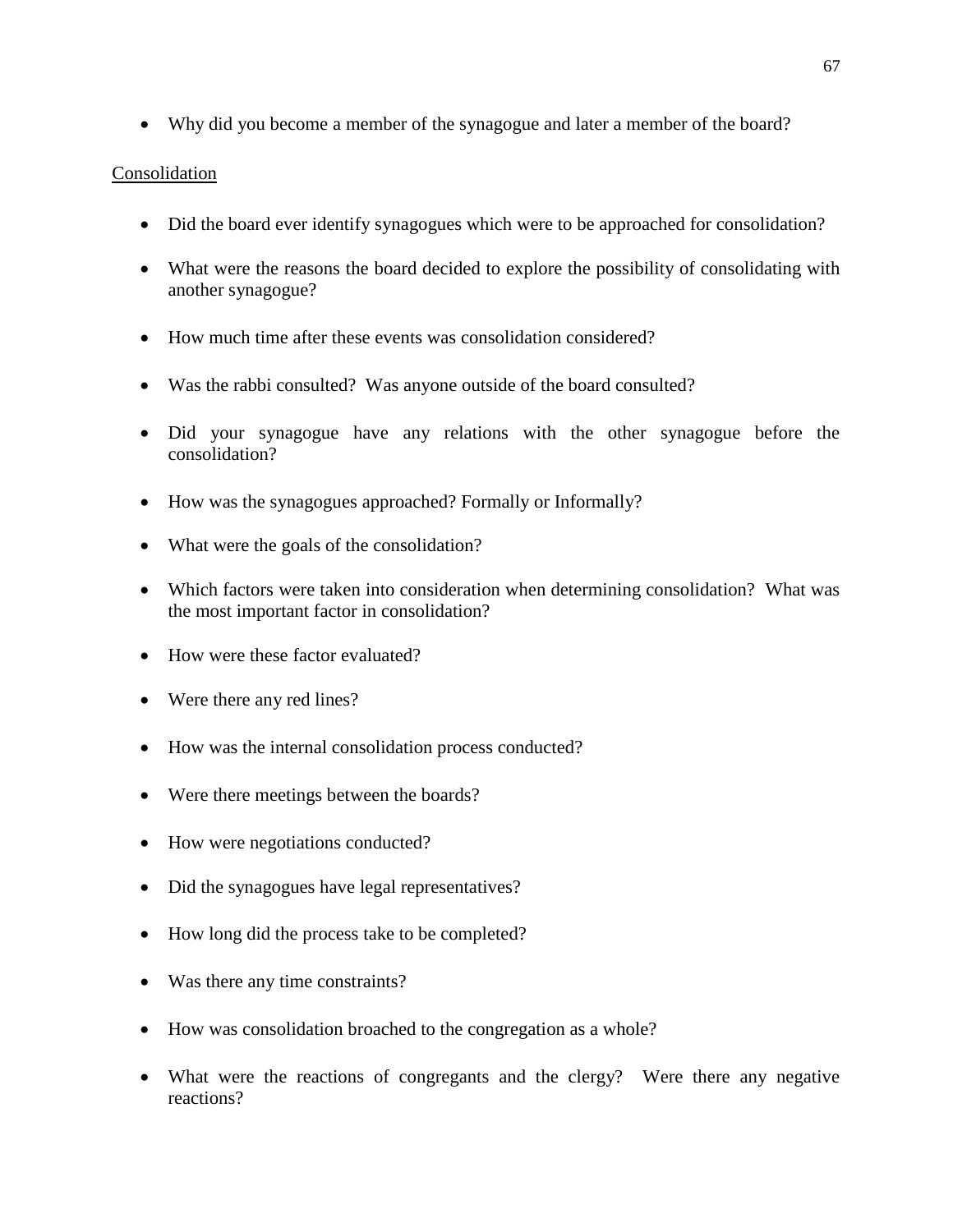- Why did you become a member of the synagogue and later a member of the board?

<u>Consolidation</u>

- Did the board ever identify synagogues which were to be approached for consolidation?
- What were the reasons the board decided to explore the possibility of consolidating with another synagogue?
- How much time after these events was consolidation considered?
- Was the rabbi consulted? Was anyone outside of the board consulted?
- Did your synagogue have any relations with the other synagogue before the consolidation?
- How was the synagogues approached? Formally or Informally?
- What were the goals of the consolidation?
- Which factors were taken into consideration when determining consolidation? What was the most important factor in consolidation?
- How were these factor evaluated?
- Were there any red lines?
- How was the internal consolidation process conducted?
- Were there meetings between the boards?
- How were negotiations conducted?
- Did the synagogues have legal representatives?
- How long did the process take to be completed?
- Was there any time constraints?
- How was consolidation broached to the congregation as a whole?
- What were the reactions of congregants and the clergy? Were there any negative reactions?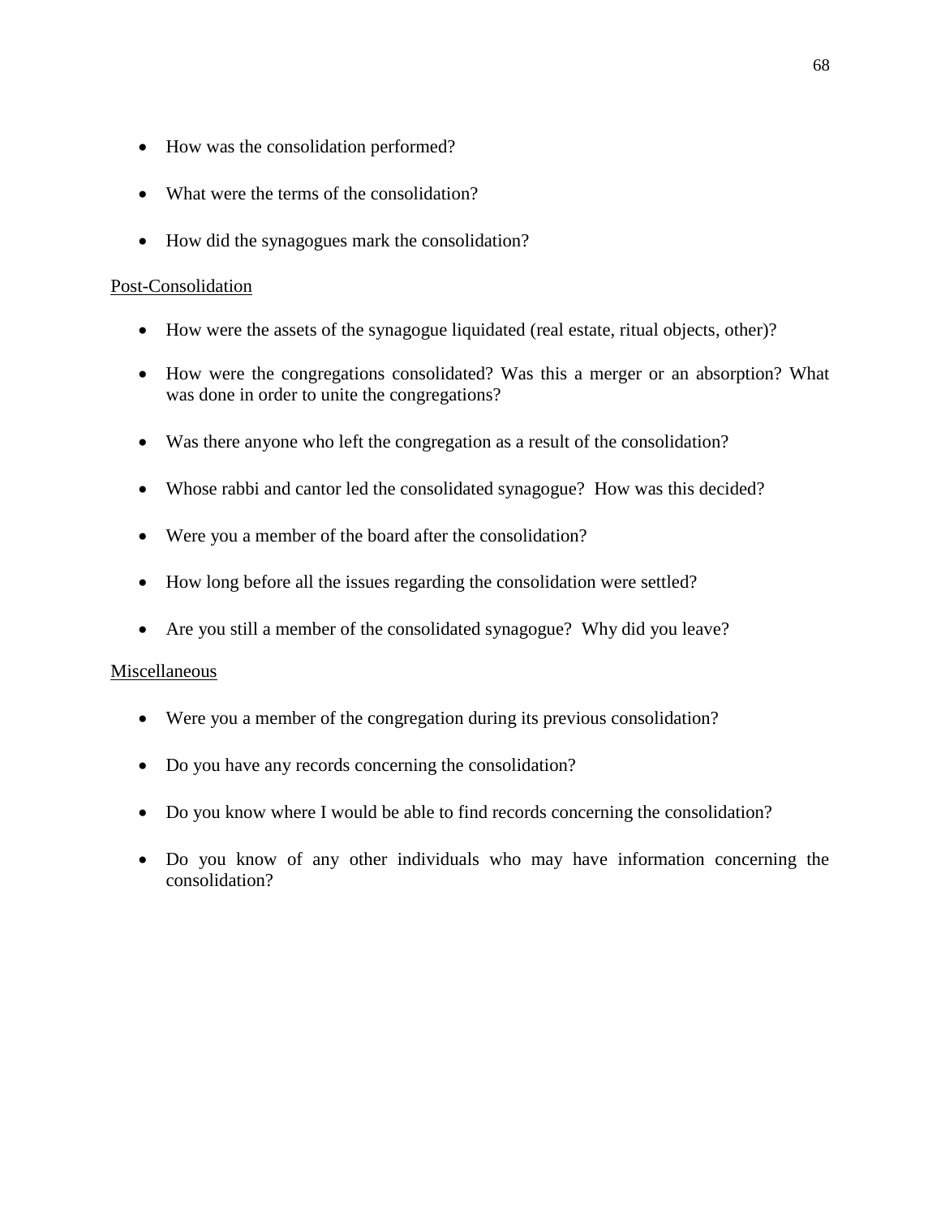- How was the consolidation performed?
- What were the terms of the consolidation?
- How did the synagogues mark the consolidation?

<u>Post-Consolidation</u>

- How were the assets of the synagogue liquidated (real estate, ritual objects, other)?
- How were the congregations consolidated? Was this a merger or an absorption? What was done in order to unite the congregations?
- Was there anyone who left the congregation as a result of the consolidation?
- Whose rabbi and cantor led the consolidated synagogue? How was this decided?
- Were you a member of the board after the consolidation?
- How long before all the issues regarding the consolidation were settled?
- Are you still a member of the consolidated synagogue? Why did you leave?

<u>Miscellaneous</u>

- Were you a member of the congregation during its previous consolidation?
- Do you have any records concerning the consolidation?
- Do you know where I would be able to find records concerning the consolidation?
- Do you know of any other individuals who may have information concerning the consolidation?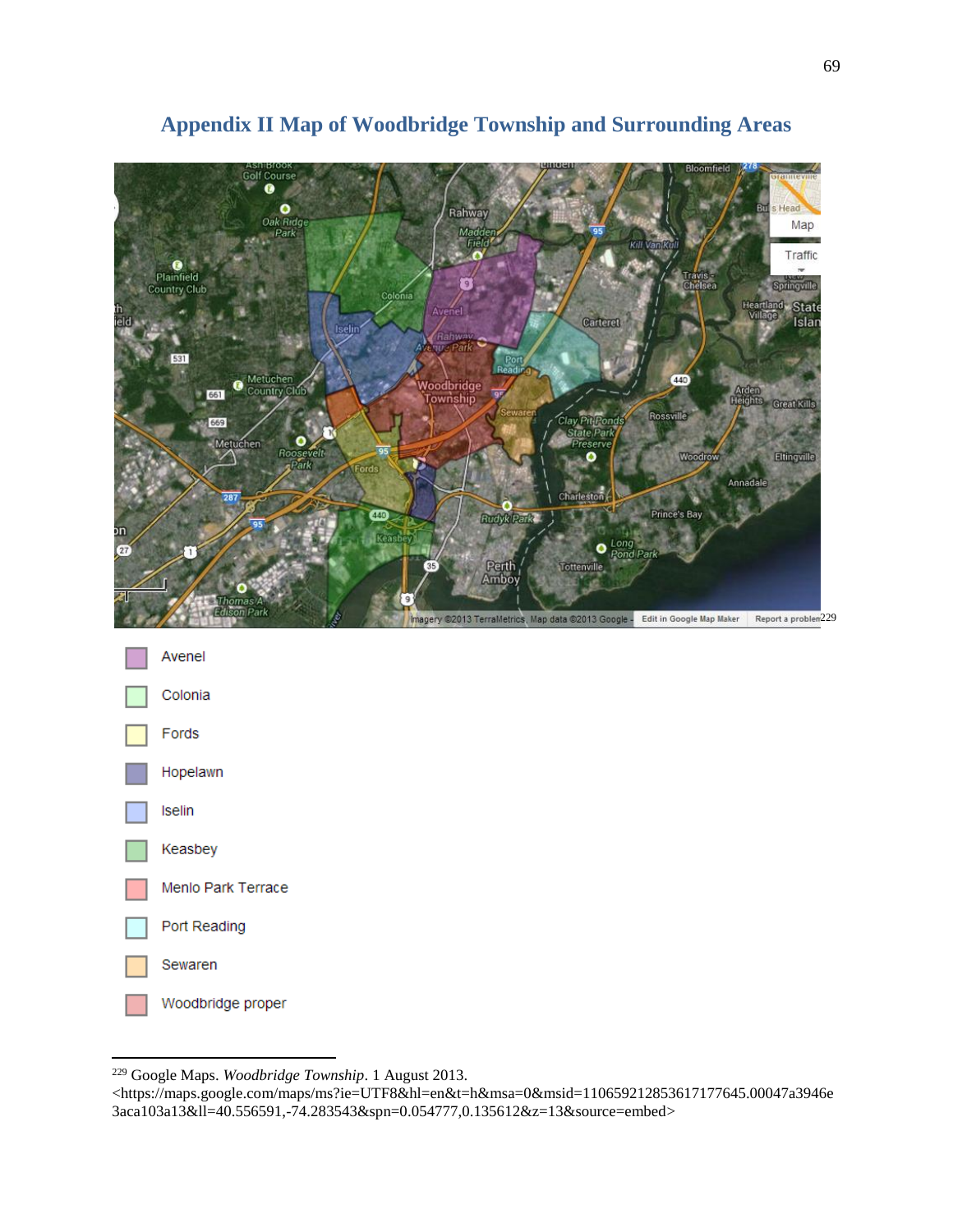# Appendix II Map of Woodbridge Township and Surrounding Areas

[229]

- Avenel
- Colonia
- Fords
- Hopelawn
- Iselin
- Keasbey
- Menlo Park Terrace
- Port Reading
- Sewaren
- Woodbridge proper

---

[229] Google Maps. *Woodbridge Township*. 1 August 2013.
<https://maps.google.com/maps/ms?ie=UTF8&hl=en&t=h&msa=0&msid=110659212853617177645.00047a3946e3aca103a13&ll=40.556591,-74.283543&spn=0.054777,0.135612&z=13&source=embed>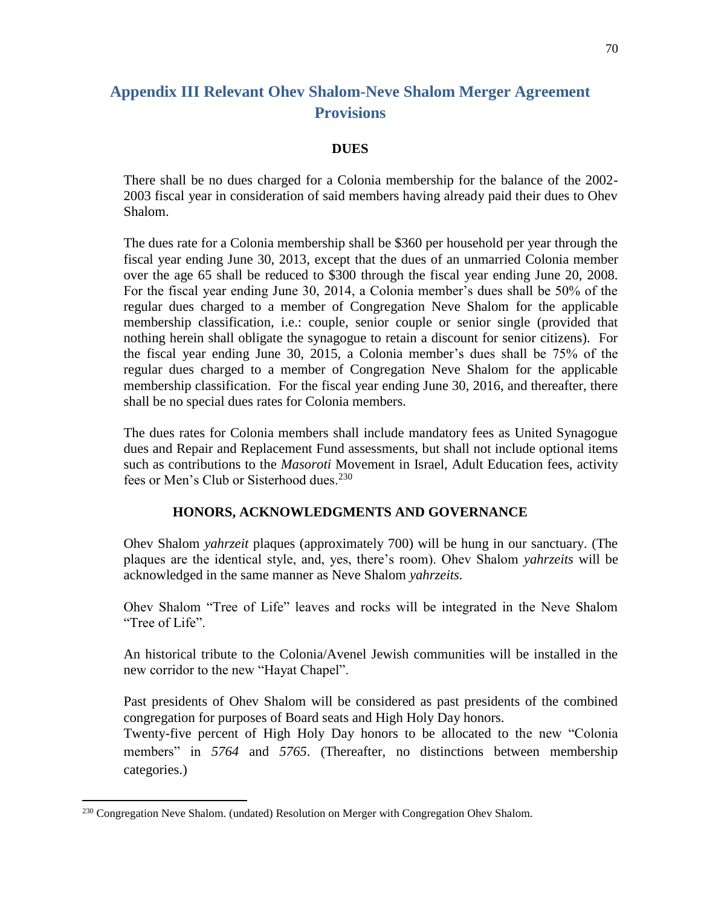## Appendix III Relevant Ohev Shalom-Neve Shalom Merger Agreement Provisions

**DUES**

There shall be no dues charged for a Colonia membership for the balance of the 2002-2003 fiscal year in consideration of said members having already paid their dues to Ohev Shalom.

The dues rate for a Colonia membership shall be $360 per household per year through the fiscal year ending June 30, 2013, except that the dues of an unmarried Colonia member over the age 65 shall be reduced to $300 through the fiscal year ending June 20, 2008. For the fiscal year ending June 30, 2014, a Colonia member's dues shall be 50% of the regular dues charged to a member of Congregation Neve Shalom for the applicable membership classification, i.e.: couple, senior couple or senior single (provided that nothing herein shall obligate the synagogue to retain a discount for senior citizens). For the fiscal year ending June 30, 2015, a Colonia member's dues shall be 75% of the regular dues charged to a member of Congregation Neve Shalom for the applicable membership classification. For the fiscal year ending June 30, 2016, and thereafter, there shall be no special dues rates for Colonia members.

The dues rates for Colonia members shall include mandatory fees as United Synagogue dues and Repair and Replacement Fund assessments, but shall not include optional items such as contributions to the *Masoroti* Movement in Israel, Adult Education fees, activity fees or Men's Club or Sisterhood dues.[230]

**HONORS, ACKNOWLEDGMENTS AND GOVERNANCE**

Ohev Shalom *yahrzeit* plaques (approximately 700) will be hung in our sanctuary. (The plaques are the identical style, and, yes, there's room). Ohev Shalom *yahrzeits* will be acknowledged in the same manner as Neve Shalom *yahrzeits.*

Ohev Shalom "Tree of Life" leaves and rocks will be integrated in the Neve Shalom "Tree of Life".

An historical tribute to the Colonia/Avenel Jewish communities will be installed in the new corridor to the new "Hayat Chapel".

Past presidents of Ohev Shalom will be considered as past presidents of the combined congregation for purposes of Board seats and High Holy Day honors.
Twenty-five percent of High Holy Day honors to be allocated to the new "Colonia members" in *5764* and *5765*. (Thereafter, no distinctions between membership categories.)

[230] Congregation Neve Shalom. (undated) Resolution on Merger with Congregation Ohev Shalom.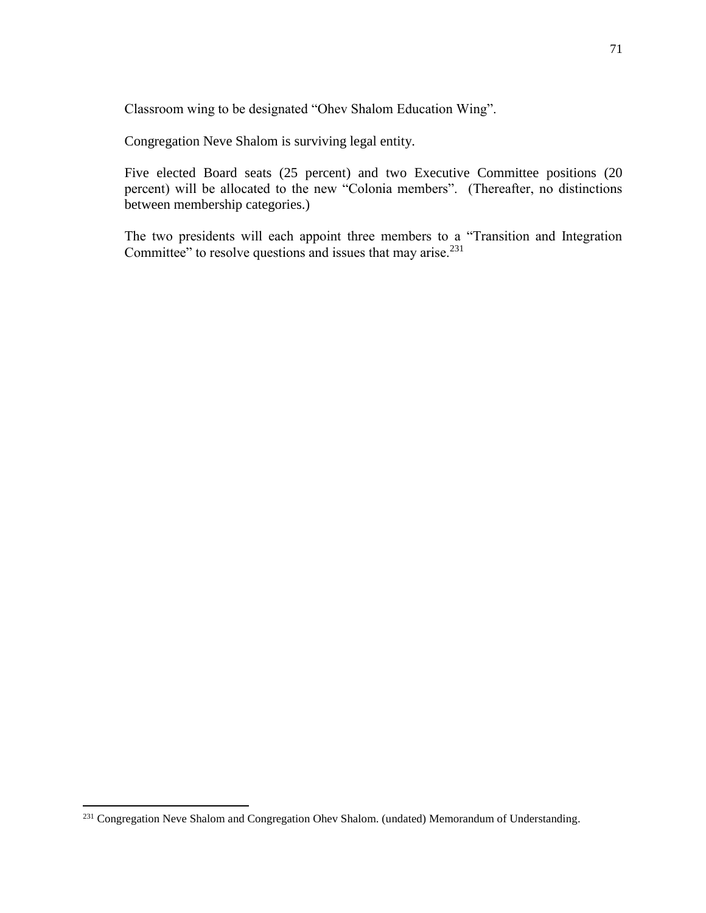Classroom wing to be designated "Ohev Shalom Education Wing".

Congregation Neve Shalom is surviving legal entity.

Five elected Board seats (25 percent) and two Executive Committee positions (20 percent) will be allocated to the new "Colonia members". (Thereafter, no distinctions between membership categories.)

The two presidents will each appoint three members to a "Transition and Integration Committee" to resolve questions and issues that may arise.[231]

[231] Congregation Neve Shalom and Congregation Ohev Shalom. (undated) Memorandum of Understanding.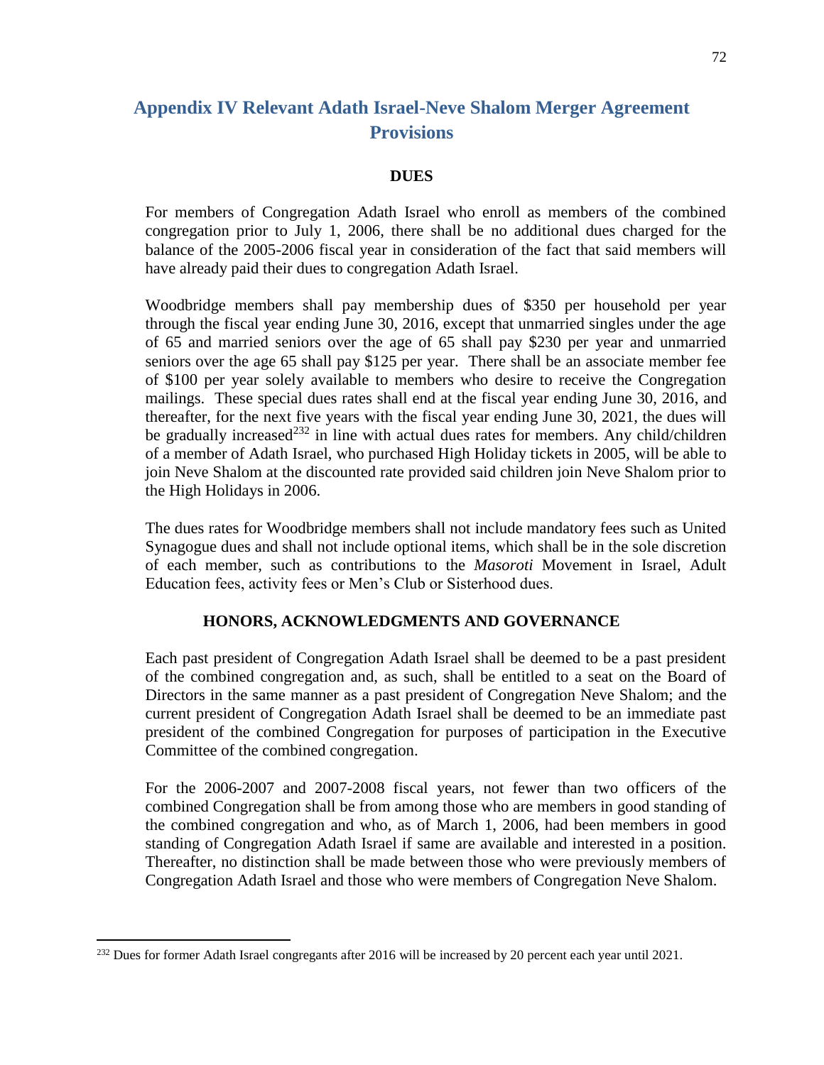## Appendix IV Relevant Adath Israel-Neve Shalom Merger Agreement Provisions

**DUES**

For members of Congregation Adath Israel who enroll as members of the combined congregation prior to July 1, 2006, there shall be no additional dues charged for the balance of the 2005-2006 fiscal year in consideration of the fact that said members will have already paid their dues to congregation Adath Israel.

Woodbridge members shall pay membership dues of $350 per household per year through the fiscal year ending June 30, 2016, except that unmarried singles under the age of 65 and married seniors over the age of 65 shall pay $230 per year and unmarried seniors over the age 65 shall pay $125 per year. There shall be an associate member fee of $100 per year solely available to members who desire to receive the Congregation mailings. These special dues rates shall end at the fiscal year ending June 30, 2016, and thereafter, for the next five years with the fiscal year ending June 30, 2021, the dues will be gradually increased[232] in line with actual dues rates for members. Any child/children of a member of Adath Israel, who purchased High Holiday tickets in 2005, will be able to join Neve Shalom at the discounted rate provided said children join Neve Shalom prior to the High Holidays in 2006.

The dues rates for Woodbridge members shall not include mandatory fees such as United Synagogue dues and shall not include optional items, which shall be in the sole discretion of each member, such as contributions to the *Masoroti* Movement in Israel, Adult Education fees, activity fees or Men's Club or Sisterhood dues.

**HONORS, ACKNOWLEDGMENTS AND GOVERNANCE**

Each past president of Congregation Adath Israel shall be deemed to be a past president of the combined congregation and, as such, shall be entitled to a seat on the Board of Directors in the same manner as a past president of Congregation Neve Shalom; and the current president of Congregation Adath Israel shall be deemed to be an immediate past president of the combined Congregation for purposes of participation in the Executive Committee of the combined congregation.

For the 2006-2007 and 2007-2008 fiscal years, not fewer than two officers of the combined Congregation shall be from among those who are members in good standing of the combined congregation and who, as of March 1, 2006, had been members in good standing of Congregation Adath Israel if same are available and interested in a position. Thereafter, no distinction shall be made between those who were previously members of Congregation Adath Israel and those who were members of Congregation Neve Shalom.

[232] Dues for former Adath Israel congregants after 2016 will be increased by 20 percent each year until 2021.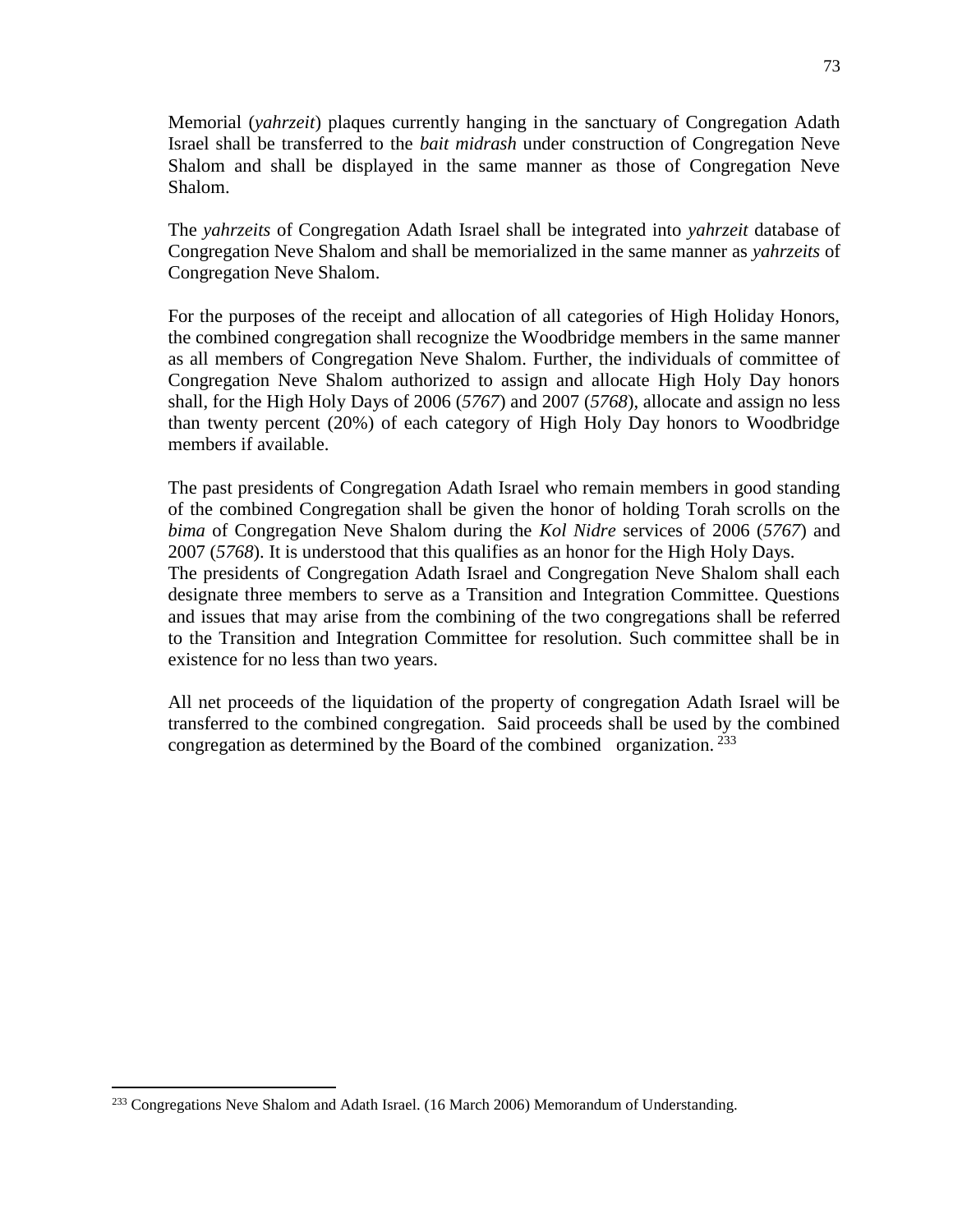Memorial (*yahrzeit*) plaques currently hanging in the sanctuary of Congregation Adath Israel shall be transferred to the *bait midrash* under construction of Congregation Neve Shalom and shall be displayed in the same manner as those of Congregation Neve Shalom.

The *yahrzeits* of Congregation Adath Israel shall be integrated into *yahrzeit* database of Congregation Neve Shalom and shall be memorialized in the same manner as *yahrzeits* of Congregation Neve Shalom.

For the purposes of the receipt and allocation of all categories of High Holiday Honors, the combined congregation shall recognize the Woodbridge members in the same manner as all members of Congregation Neve Shalom. Further, the individuals of committee of Congregation Neve Shalom authorized to assign and allocate High Holy Day honors shall, for the High Holy Days of 2006 (*5767*) and 2007 (*5768*), allocate and assign no less than twenty percent (20%) of each category of High Holy Day honors to Woodbridge members if available.

The past presidents of Congregation Adath Israel who remain members in good standing of the combined Congregation shall be given the honor of holding Torah scrolls on the *bima* of Congregation Neve Shalom during the *Kol Nidre* services of 2006 (*5767*) and 2007 (*5768*). It is understood that this qualifies as an honor for the High Holy Days.
The presidents of Congregation Adath Israel and Congregation Neve Shalom shall each designate three members to serve as a Transition and Integration Committee. Questions and issues that may arise from the combining of the two congregations shall be referred to the Transition and Integration Committee for resolution. Such committee shall be in existence for no less than two years.

All net proceeds of the liquidation of the property of congregation Adath Israel will be transferred to the combined congregation. Said proceeds shall be used by the combined congregation as determined by the Board of the combined organization.[233]

[233] Congregations Neve Shalom and Adath Israel. (16 March 2006) Memorandum of Understanding.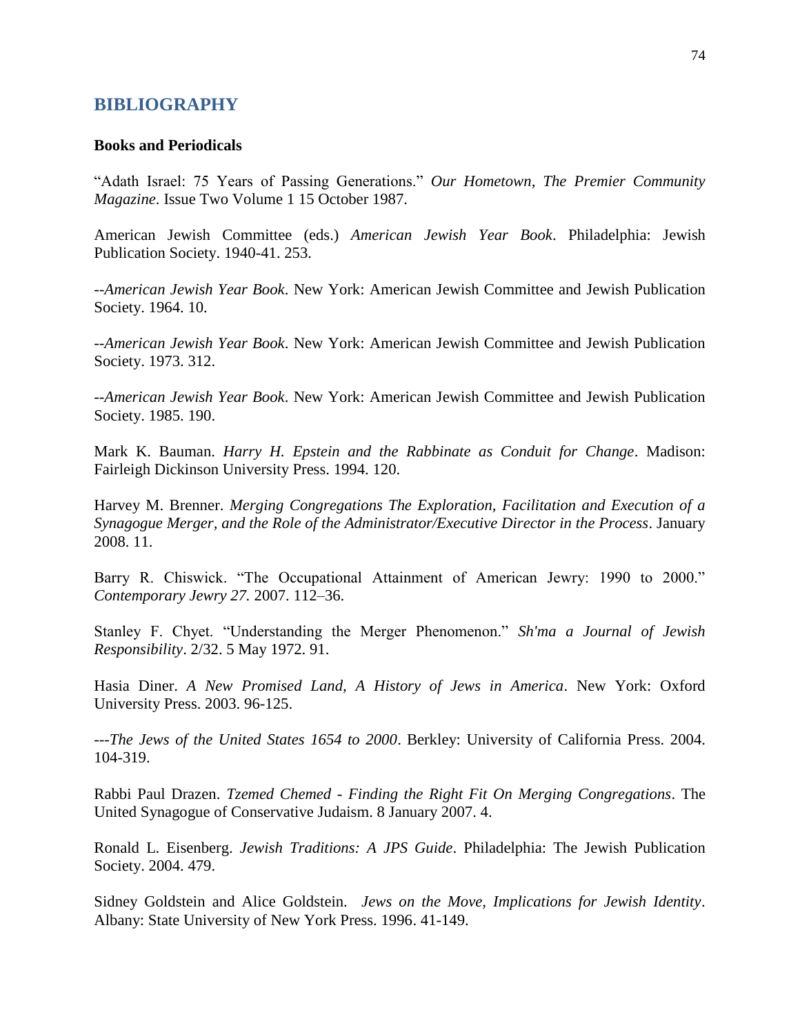## BIBLIOGRAPHY

### Books and Periodicals

"Adath Israel: 75 Years of Passing Generations." *Our Hometown, The Premier Community Magazine*. Issue Two Volume 1 15 October 1987.

American Jewish Committee (eds.) *American Jewish Year Book*. Philadelphia: Jewish Publication Society. 1940-41. 253.

--*American Jewish Year Book*. New York: American Jewish Committee and Jewish Publication Society. 1964. 10.

--*American Jewish Year Book*. New York: American Jewish Committee and Jewish Publication Society. 1973. 312.

--*American Jewish Year Book*. New York: American Jewish Committee and Jewish Publication Society. 1985. 190.

Mark K. Bauman. *Harry H. Epstein and the Rabbinate as Conduit for Change*. Madison: Fairleigh Dickinson University Press. 1994. 120.

Harvey M. Brenner. *Merging Congregations The Exploration, Facilitation and Execution of a Synagogue Merger, and the Role of the Administrator/Executive Director in the Process*. January 2008. 11.

Barry R. Chiswick. "The Occupational Attainment of American Jewry: 1990 to 2000." *Contemporary Jewry 27.* 2007. 112–36.

Stanley F. Chyet. "Understanding the Merger Phenomenon." *Sh'ma a Journal of Jewish Responsibility*. 2/32. 5 May 1972. 91.

Hasia Diner. *A New Promised Land, A History of Jews in America*. New York: Oxford University Press. 2003. 96-125.

---*The Jews of the United States 1654 to 2000*. Berkley: University of California Press. 2004. 104-319.

Rabbi Paul Drazen. *Tzemed Chemed - Finding the Right Fit On Merging Congregations*. The United Synagogue of Conservative Judaism. 8 January 2007. 4.

Ronald L. Eisenberg. *Jewish Traditions: A JPS Guide*. Philadelphia: The Jewish Publication Society. 2004. 479.

Sidney Goldstein and Alice Goldstein. *Jews on the Move, Implications for Jewish Identity*. Albany: State University of New York Press. 1996. 41-149.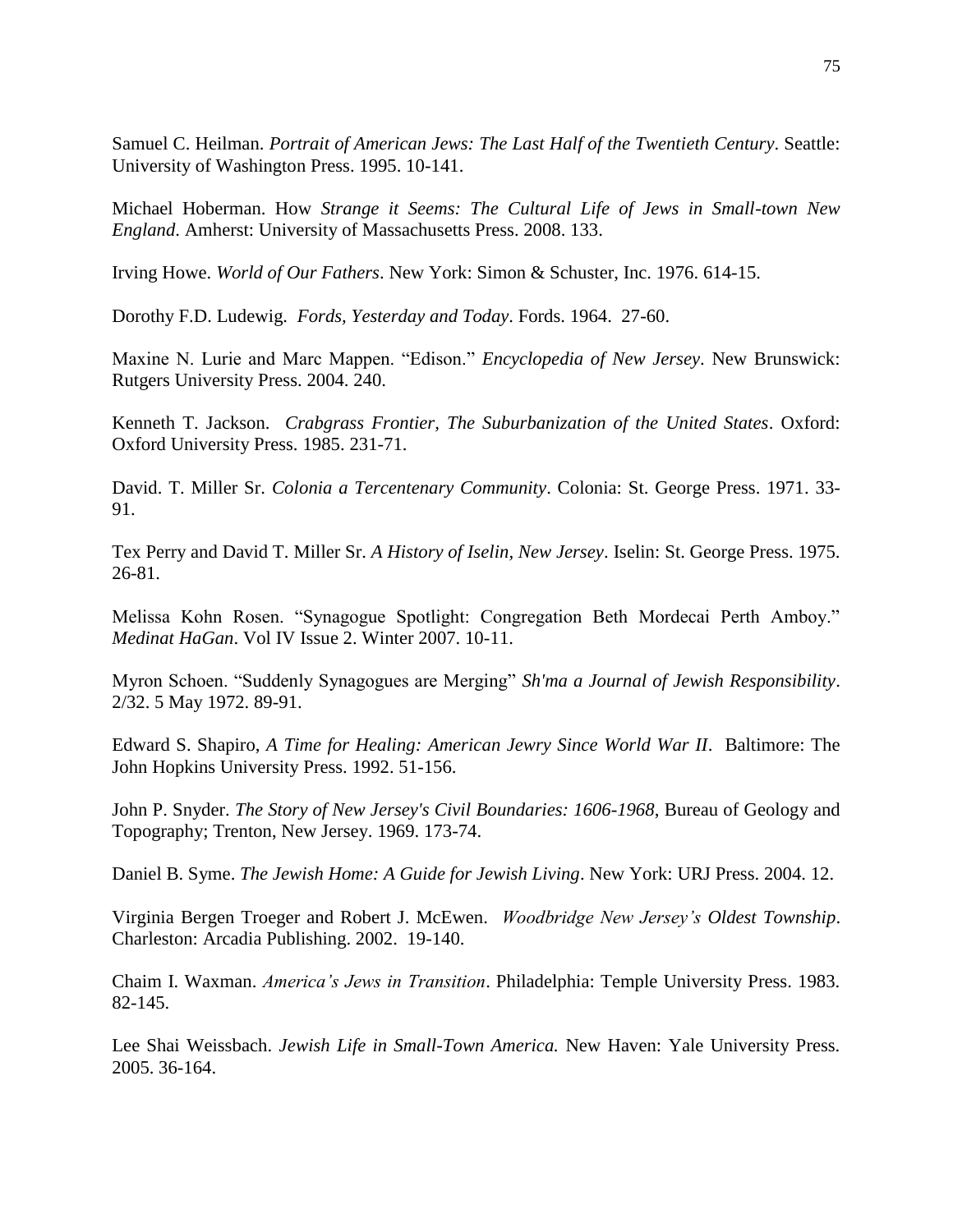Samuel C. Heilman. *Portrait of American Jews: The Last Half of the Twentieth Century*. Seattle: University of Washington Press. 1995. 10-141.

Michael Hoberman. How *Strange it Seems: The Cultural Life of Jews in Small-town New England*. Amherst: University of Massachusetts Press. 2008. 133.

Irving Howe. *World of Our Fathers*. New York: Simon & Schuster, Inc. 1976. 614-15.

Dorothy F.D. Ludewig. *Fords, Yesterday and Today*. Fords. 1964. 27-60.

Maxine N. Lurie and Marc Mappen. "Edison." *Encyclopedia of New Jersey*. New Brunswick: Rutgers University Press. 2004. 240.

Kenneth T. Jackson. *Crabgrass Frontier, The Suburbanization of the United States*. Oxford: Oxford University Press. 1985. 231-71.

David. T. Miller Sr. *Colonia a Tercentenary Community*. Colonia: St. George Press. 1971. 33-91.

Tex Perry and David T. Miller Sr. *A History of Iselin, New Jersey*. Iselin: St. George Press. 1975. 26-81.

Melissa Kohn Rosen. "Synagogue Spotlight: Congregation Beth Mordecai Perth Amboy." *Medinat HaGan*. Vol IV Issue 2. Winter 2007. 10-11.

Myron Schoen. "Suddenly Synagogues are Merging" *Sh'ma a Journal of Jewish Responsibility*. 2/32. 5 May 1972. 89-91.

Edward S. Shapiro, *A Time for Healing: American Jewry Since World War II*. Baltimore: The John Hopkins University Press. 1992. 51-156.

John P. Snyder. *The Story of New Jersey's Civil Boundaries: 1606-1968*, Bureau of Geology and Topography; Trenton, New Jersey. 1969. 173-74.

Daniel B. Syme. *The Jewish Home: A Guide for Jewish Living*. New York: URJ Press. 2004. 12.

Virginia Bergen Troeger and Robert J. McEwen. *Woodbridge New Jersey's Oldest Township*. Charleston: Arcadia Publishing. 2002. 19-140.

Chaim I. Waxman. *America's Jews in Transition*. Philadelphia: Temple University Press. 1983. 82-145.

Lee Shai Weissbach. *Jewish Life in Small-Town America.* New Haven: Yale University Press. 2005. 36-164.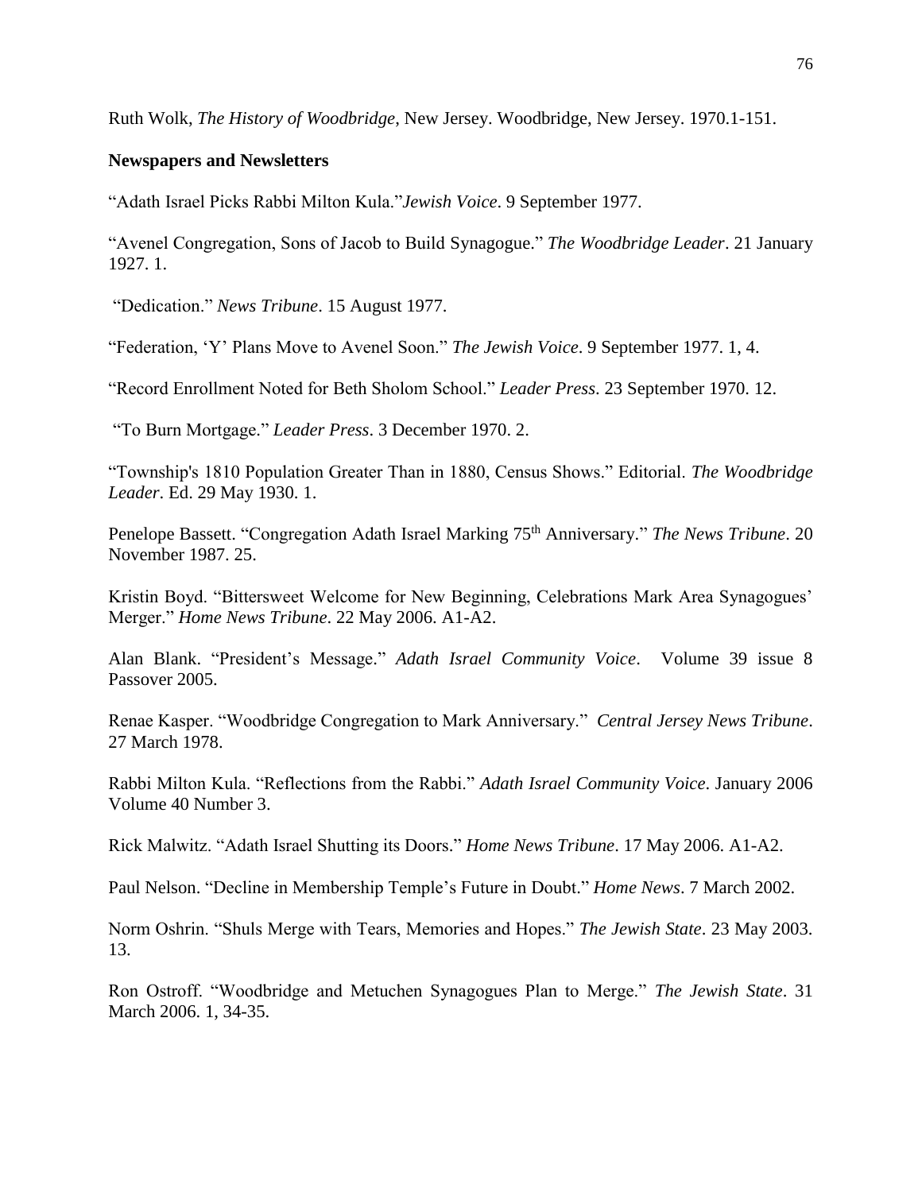Ruth Wolk, *The History of Woodbridge*, New Jersey. Woodbridge, New Jersey. 1970.1-151.

**Newspapers and Newsletters**

"Adath Israel Picks Rabbi Milton Kula."*Jewish Voice*. 9 September 1977.

"Avenel Congregation, Sons of Jacob to Build Synagogue." *The Woodbridge Leader*. 21 January 1927. 1.

"Dedication." *News Tribune*. 15 August 1977.

"Federation, 'Y' Plans Move to Avenel Soon." *The Jewish Voice*. 9 September 1977. 1, 4.

"Record Enrollment Noted for Beth Sholom School." *Leader Press*. 23 September 1970. 12.

"To Burn Mortgage." *Leader Press*. 3 December 1970. 2.

"Township's 1810 Population Greater Than in 1880, Census Shows." Editorial. *The Woodbridge Leader*. Ed. 29 May 1930. 1.

Penelope Bassett. "Congregation Adath Israel Marking 75th Anniversary." *The News Tribune*. 20 November 1987. 25.

Kristin Boyd. "Bittersweet Welcome for New Beginning, Celebrations Mark Area Synagogues' Merger." *Home News Tribune*. 22 May 2006. A1-A2.

Alan Blank. "President's Message." *Adath Israel Community Voice*. Volume 39 issue 8 Passover 2005.

Renae Kasper. "Woodbridge Congregation to Mark Anniversary." *Central Jersey News Tribune*. 27 March 1978.

Rabbi Milton Kula. "Reflections from the Rabbi." *Adath Israel Community Voice*. January 2006 Volume 40 Number 3.

Rick Malwitz. "Adath Israel Shutting its Doors." *Home News Tribune*. 17 May 2006. A1-A2.

Paul Nelson. "Decline in Membership Temple's Future in Doubt." *Home News*. 7 March 2002.

Norm Oshrin. "Shuls Merge with Tears, Memories and Hopes." *The Jewish State*. 23 May 2003. 13.

Ron Ostroff. "Woodbridge and Metuchen Synagogues Plan to Merge." *The Jewish State*. 31 March 2006. 1, 34-35.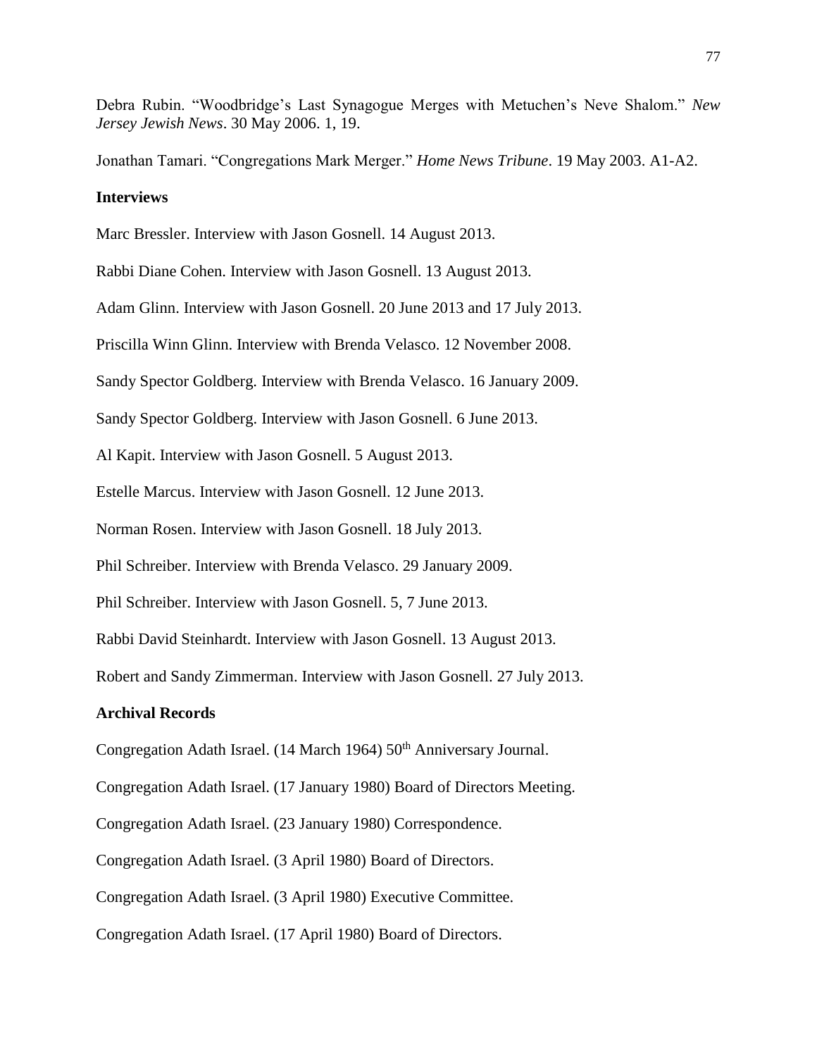Debra Rubin. "Woodbridge's Last Synagogue Merges with Metuchen's Neve Shalom." *New Jersey Jewish News*. 30 May 2006. 1, 19.

Jonathan Tamari. "Congregations Mark Merger." *Home News Tribune*. 19 May 2003. A1-A2.

**Interviews**

Marc Bressler. Interview with Jason Gosnell. 14 August 2013.

Rabbi Diane Cohen. Interview with Jason Gosnell. 13 August 2013.

Adam Glinn. Interview with Jason Gosnell. 20 June 2013 and 17 July 2013.

Priscilla Winn Glinn. Interview with Brenda Velasco. 12 November 2008.

Sandy Spector Goldberg. Interview with Brenda Velasco. 16 January 2009.

Sandy Spector Goldberg. Interview with Jason Gosnell. 6 June 2013.

Al Kapit. Interview with Jason Gosnell. 5 August 2013.

Estelle Marcus. Interview with Jason Gosnell. 12 June 2013.

Norman Rosen. Interview with Jason Gosnell. 18 July 2013.

Phil Schreiber. Interview with Brenda Velasco. 29 January 2009.

Phil Schreiber. Interview with Jason Gosnell. 5, 7 June 2013.

Rabbi David Steinhardt. Interview with Jason Gosnell. 13 August 2013.

Robert and Sandy Zimmerman. Interview with Jason Gosnell. 27 July 2013.

**Archival Records**

Congregation Adath Israel. (14 March 1964) 50th Anniversary Journal.

Congregation Adath Israel. (17 January 1980) Board of Directors Meeting.

Congregation Adath Israel. (23 January 1980) Correspondence.

Congregation Adath Israel. (3 April 1980) Board of Directors.

Congregation Adath Israel. (3 April 1980) Executive Committee.

Congregation Adath Israel. (17 April 1980) Board of Directors.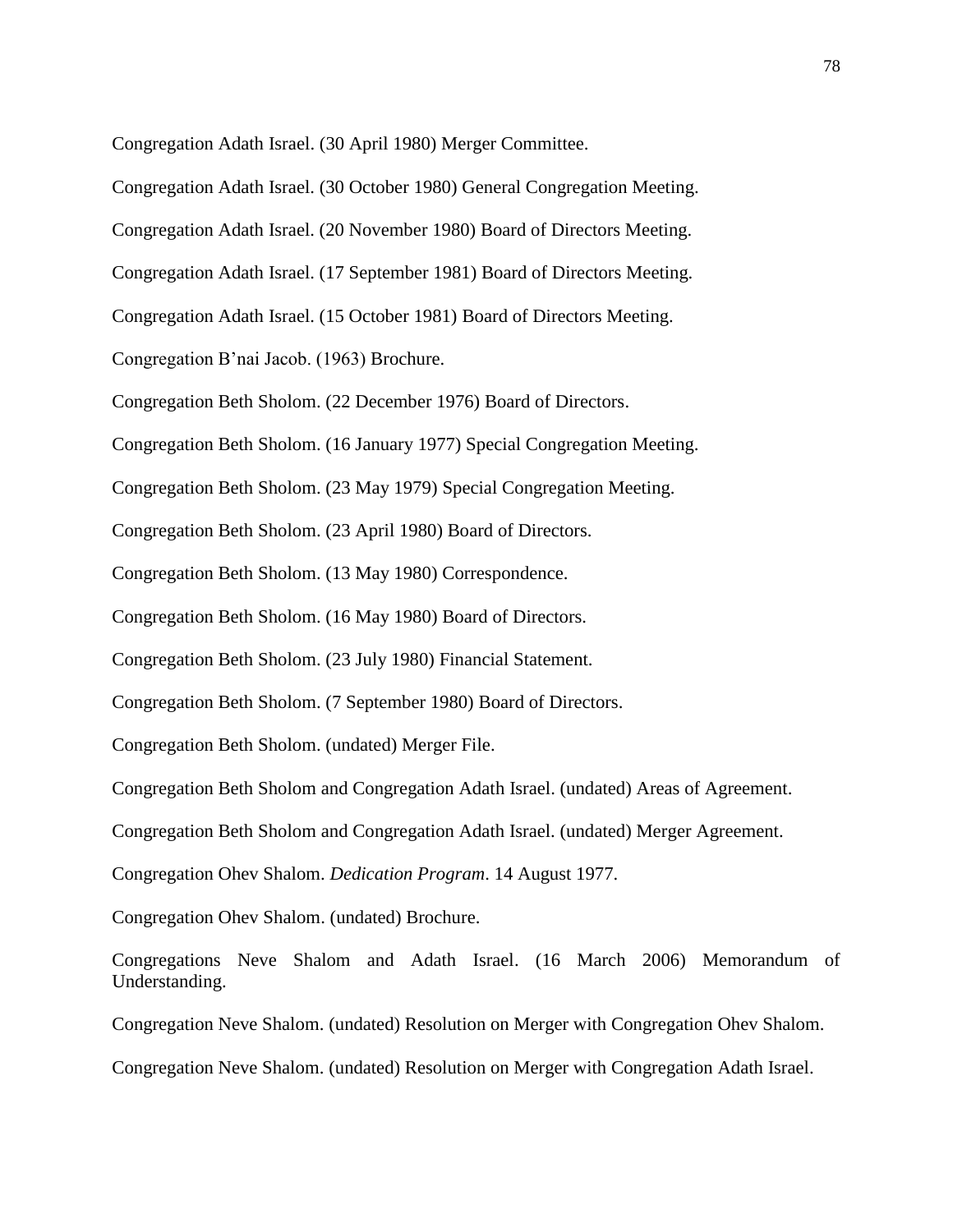Congregation Adath Israel. (30 April 1980) Merger Committee.

Congregation Adath Israel. (30 October 1980) General Congregation Meeting.

Congregation Adath Israel. (20 November 1980) Board of Directors Meeting.

Congregation Adath Israel. (17 September 1981) Board of Directors Meeting.

Congregation Adath Israel. (15 October 1981) Board of Directors Meeting.

Congregation B'nai Jacob. (1963) Brochure.

Congregation Beth Sholom. (22 December 1976) Board of Directors.

Congregation Beth Sholom. (16 January 1977) Special Congregation Meeting.

Congregation Beth Sholom. (23 May 1979) Special Congregation Meeting.

Congregation Beth Sholom. (23 April 1980) Board of Directors.

Congregation Beth Sholom. (13 May 1980) Correspondence.

Congregation Beth Sholom. (16 May 1980) Board of Directors.

Congregation Beth Sholom. (23 July 1980) Financial Statement.

Congregation Beth Sholom. (7 September 1980) Board of Directors.

Congregation Beth Sholom. (undated) Merger File.

Congregation Beth Sholom and Congregation Adath Israel. (undated) Areas of Agreement.

Congregation Beth Sholom and Congregation Adath Israel. (undated) Merger Agreement.

Congregation Ohev Shalom. *Dedication Program*. 14 August 1977.

Congregation Ohev Shalom. (undated) Brochure.

Congregations Neve Shalom and Adath Israel. (16 March 2006) Memorandum of Understanding.

Congregation Neve Shalom. (undated) Resolution on Merger with Congregation Ohev Shalom.

Congregation Neve Shalom. (undated) Resolution on Merger with Congregation Adath Israel.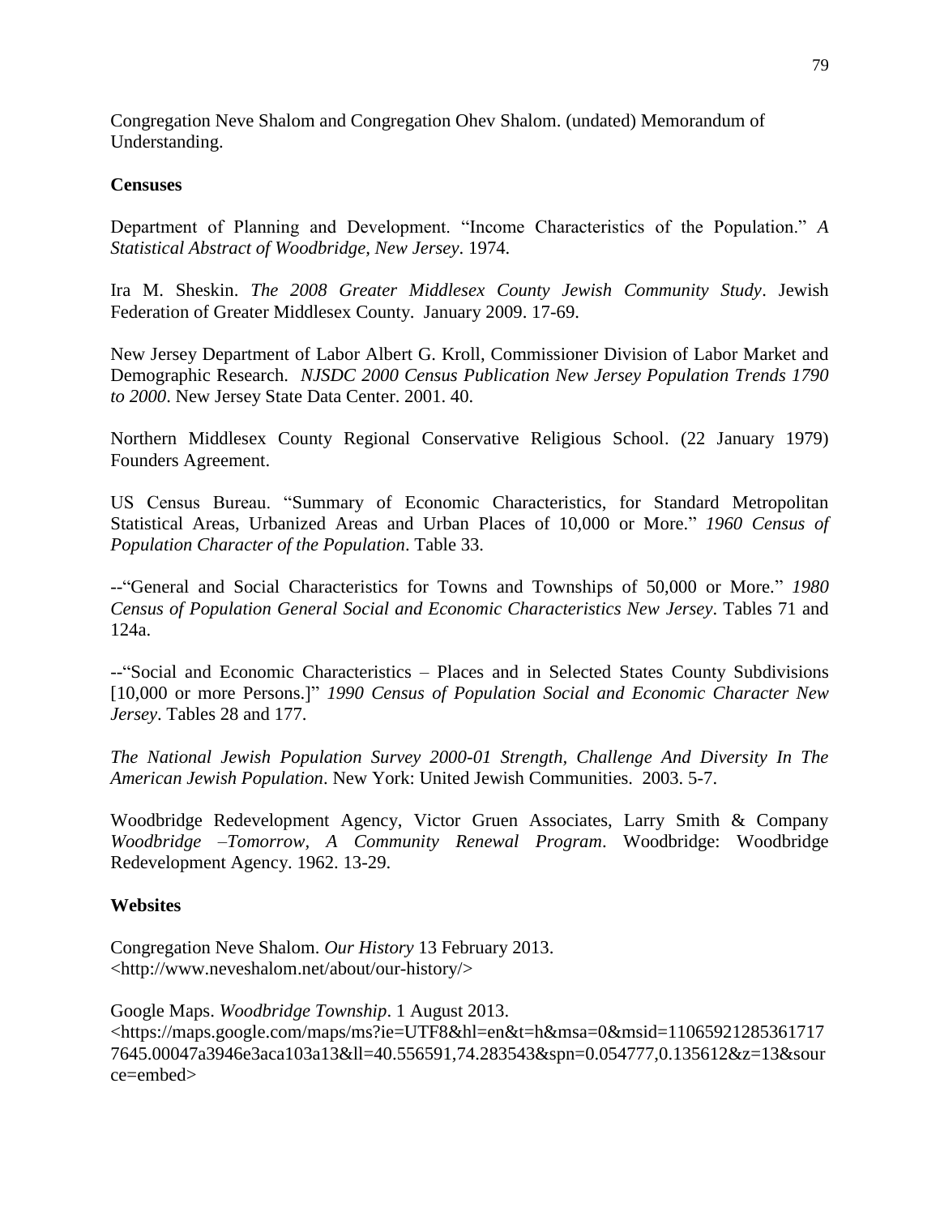Congregation Neve Shalom and Congregation Ohev Shalom. (undated) Memorandum of Understanding.

**Censuses**

Department of Planning and Development. "Income Characteristics of the Population." *A Statistical Abstract of Woodbridge, New Jersey*. 1974.

Ira M. Sheskin. *The 2008 Greater Middlesex County Jewish Community Study*. Jewish Federation of Greater Middlesex County. January 2009. 17-69.

New Jersey Department of Labor Albert G. Kroll, Commissioner Division of Labor Market and Demographic Research. *NJSDC 2000 Census Publication New Jersey Population Trends 1790 to 2000*. New Jersey State Data Center. 2001. 40.

Northern Middlesex County Regional Conservative Religious School. (22 January 1979) Founders Agreement.

US Census Bureau. "Summary of Economic Characteristics, for Standard Metropolitan Statistical Areas, Urbanized Areas and Urban Places of 10,000 or More." *1960 Census of Population Character of the Population*. Table 33.

--"General and Social Characteristics for Towns and Townships of 50,000 or More." *1980 Census of Population General Social and Economic Characteristics New Jersey*. Tables 71 and 124a.

--"Social and Economic Characteristics – Places and in Selected States County Subdivisions [10,000 or more Persons.]" *1990 Census of Population Social and Economic Character New Jersey*. Tables 28 and 177.

*The National Jewish Population Survey 2000-01 Strength, Challenge And Diversity In The American Jewish Population*. New York: United Jewish Communities. 2003. 5-7.

Woodbridge Redevelopment Agency, Victor Gruen Associates, Larry Smith & Company *Woodbridge –Tomorrow, A Community Renewal Program*. Woodbridge: Woodbridge Redevelopment Agency. 1962. 13-29.

**Websites**

Congregation Neve Shalom. *Our History* 13 February 2013. <http://www.neveshalom.net/about/our-history/>

Google Maps. *Woodbridge Township*. 1 August 2013. <https://maps.google.com/maps/ms?ie=UTF8&hl=en&t=h&msa=0&msid=110659212853617177645.00047a3946e3aca103a13&ll=40.556591,74.283543&spn=0.054777,0.135612&z=13&source=embed>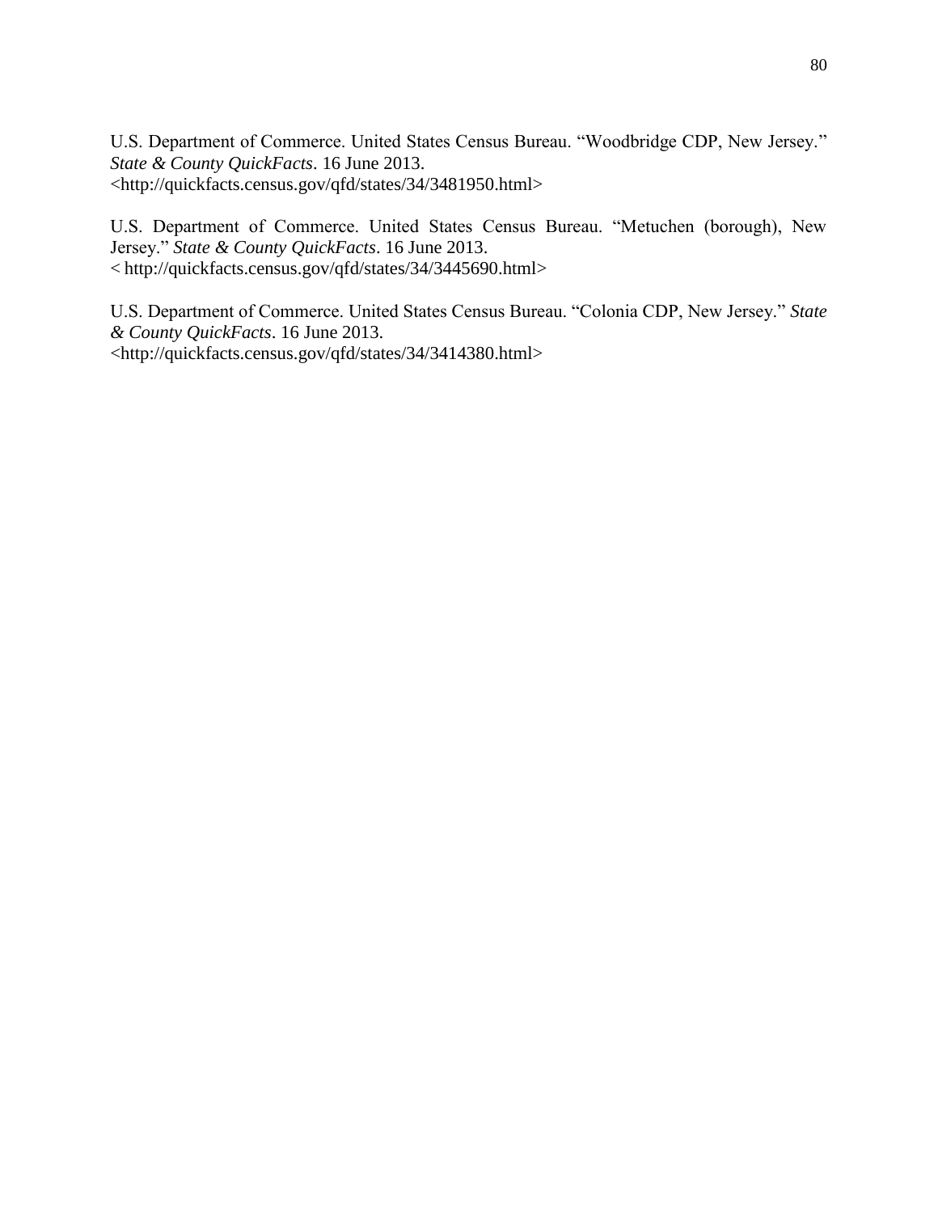U.S. Department of Commerce. United States Census Bureau. "Woodbridge CDP, New Jersey." *State & County QuickFacts*. 16 June 2013.
<http://quickfacts.census.gov/qfd/states/34/3481950.html>

U.S. Department of Commerce. United States Census Bureau. "Metuchen (borough), New Jersey." *State & County QuickFacts*. 16 June 2013.
< http://quickfacts.census.gov/qfd/states/34/3445690.html>

U.S. Department of Commerce. United States Census Bureau. "Colonia CDP, New Jersey." *State & County QuickFacts*. 16 June 2013.
<http://quickfacts.census.gov/qfd/states/34/3414380.html>